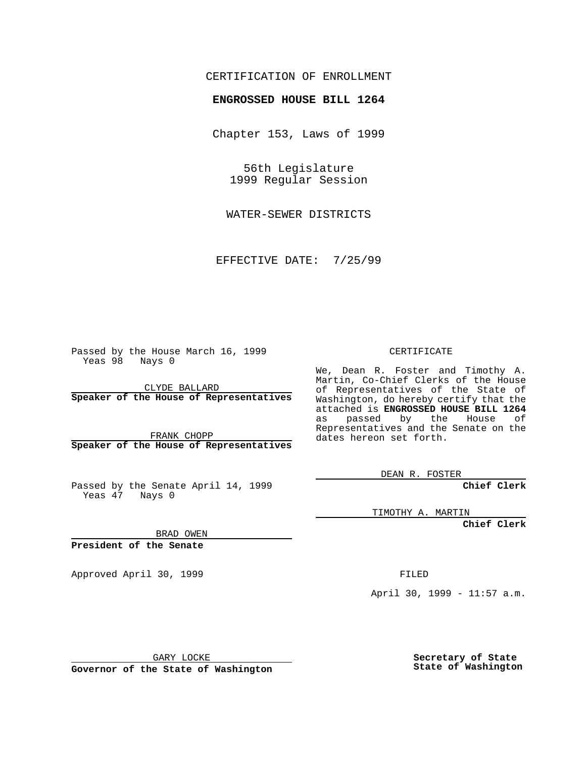CERTIFICATION OF ENROLLMENT

**ENGROSSED HOUSE BILL 1264**

Chapter 153, Laws of 1999

56th Legislature
1999 Regular Session

WATER-SEWER DISTRICTS

EFFECTIVE DATE: 7/25/99

Passed by the House March 16, 1999
Yeas 98 Nays 0

CLYDE BALLARD
**Speaker of the House of Representatives**

FRANK CHOPP
**Speaker of the House of Representatives**

Passed by the Senate April 14, 1999
Yeas 47 Nays 0

BRAD OWEN
**President of the Senate**

Approved April 30, 1999

GARY LOCKE
**Governor of the State of Washington**

CERTIFICATE

We, Dean R. Foster and Timothy A. Martin, Co-Chief Clerks of the House of Representatives of the State of Washington, do hereby certify that the attached is **ENGROSSED HOUSE BILL 1264** as passed by the House of Representatives and the Senate on the dates hereon set forth.

DEAN R. FOSTER
**Chief Clerk**

TIMOTHY A. MARTIN
**Chief Clerk**

FILED

April 30, 1999 - 11:57 a.m.

**Secretary of State**
**State of Washington**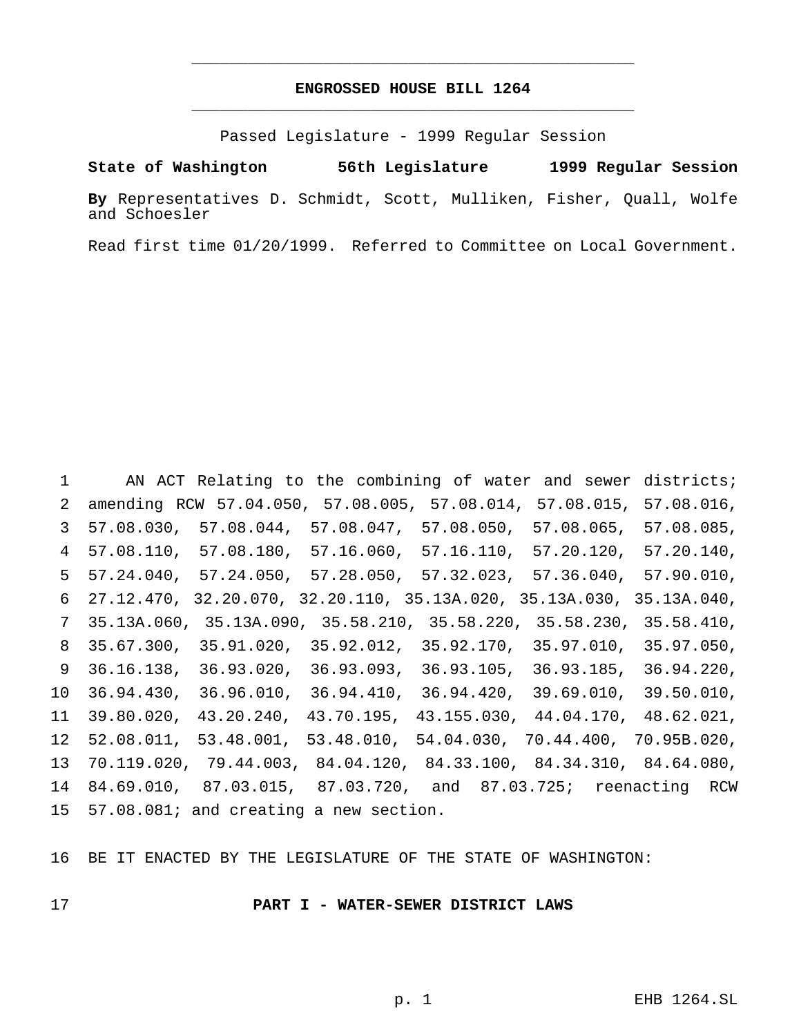# ENGROSSED HOUSE BILL 1264

Passed Legislature - 1999 Regular Session

**State of Washington 56th Legislature 1999 Regular Session**

**By** Representatives D. Schmidt, Scott, Mulliken, Fisher, Quall, Wolfe and Schoesler

Read first time 01/20/1999. Referred to Committee on Local Government.

AN ACT Relating to the combining of water and sewer districts; amending RCW 57.04.050, 57.08.005, 57.08.014, 57.08.015, 57.08.016, 57.08.030, 57.08.044, 57.08.047, 57.08.050, 57.08.065, 57.08.085, 57.08.110, 57.08.180, 57.16.060, 57.16.110, 57.20.120, 57.20.140, 57.24.040, 57.24.050, 57.28.050, 57.32.023, 57.36.040, 57.90.010, 27.12.470, 32.20.070, 32.20.110, 35.13A.020, 35.13A.030, 35.13A.040, 35.13A.060, 35.13A.090, 35.58.210, 35.58.220, 35.58.230, 35.58.410, 35.67.300, 35.91.020, 35.92.012, 35.92.170, 35.97.010, 35.97.050, 36.16.138, 36.93.020, 36.93.093, 36.93.105, 36.93.185, 36.94.220, 36.94.430, 36.96.010, 36.94.410, 36.94.420, 39.69.010, 39.50.010, 39.80.020, 43.20.240, 43.70.195, 43.155.030, 44.04.170, 48.62.021, 52.08.011, 53.48.001, 53.48.010, 54.04.030, 70.44.400, 70.95B.020, 70.119.020, 79.44.003, 84.04.120, 84.33.100, 84.34.310, 84.64.080, 84.69.010, 87.03.015, 87.03.720, and 87.03.725; reenacting RCW 57.08.081; and creating a new section.

BE IT ENACTED BY THE LEGISLATURE OF THE STATE OF WASHINGTON:

## PART I - WATER-SEWER DISTRICT LAWS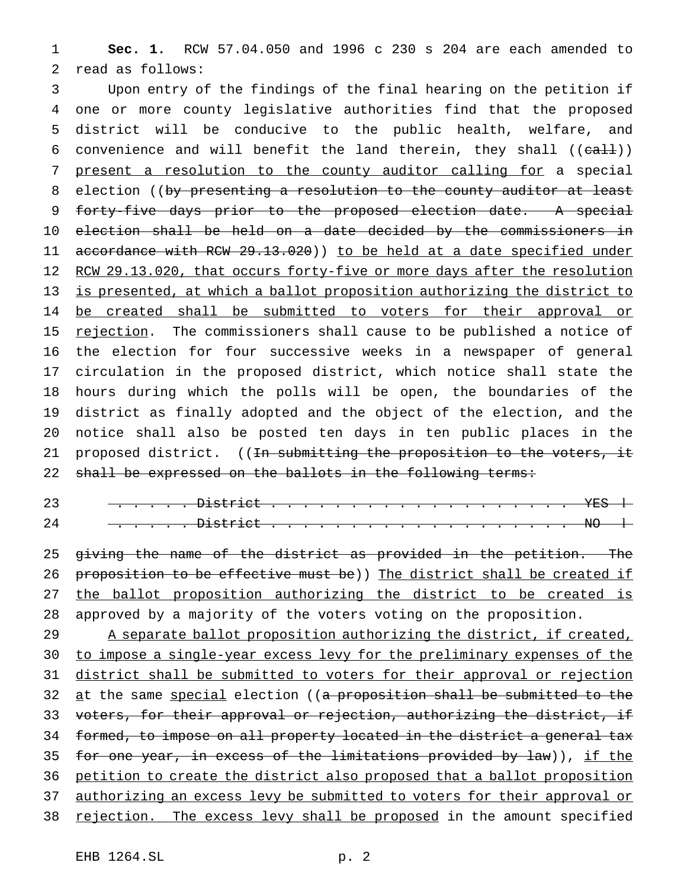**Sec. 1.** RCW 57.04.050 and 1996 c 230 s 204 are each amended to read as follows:

Upon entry of the findings of the final hearing on the petition if one or more county legislative authorities find that the proposed district will be conducive to the public health, welfare, and convenience and will benefit the land therein, they shall ((~~call~~)) present a resolution to the county auditor calling for a special election ((~~by presenting a resolution to the county auditor at least forty-five days prior to the proposed election date. A special election shall be held on a date decided by the commissioners in accordance with RCW 29.13.020~~)) to be held at a date specified under RCW 29.13.020, that occurs forty-five or more days after the resolution is presented, at which a ballot proposition authorizing the district to be created shall be submitted to voters for their approval or rejection. The commissioners shall cause to be published a notice of the election for four successive weeks in a newspaper of general circulation in the proposed district, which notice shall state the hours during which the polls will be open, the boundaries of the district as finally adopted and the object of the election, and the notice shall also be posted ten days in ten public places in the proposed district. ((~~In submitting the proposition to the voters, it shall be expressed on the ballots in the following terms:~~

~~. . . . . District . . . . . . . . . . . . . . . . . . . . YES □~~

~~. . . . . District . . . . . . . . . . . . . . . . . . . . NO □~~

~~giving the name of the district as provided in the petition. The proposition to be effective must be~~)) The district shall be created if the ballot proposition authorizing the district to be created is approved by a majority of the voters voting on the proposition.

A separate ballot proposition authorizing the district, if created, to impose a single-year excess levy for the preliminary expenses of the district shall be submitted to voters for their approval or rejection at the same special election ((~~a proposition shall be submitted to the voters, for their approval or rejection, authorizing the district, if formed, to impose on all property located in the district a general tax for one year, in excess of the limitations provided by law~~)), if the petition to create the district also proposed that a ballot proposition authorizing an excess levy be submitted to voters for their approval or rejection. The excess levy shall be proposed in the amount specified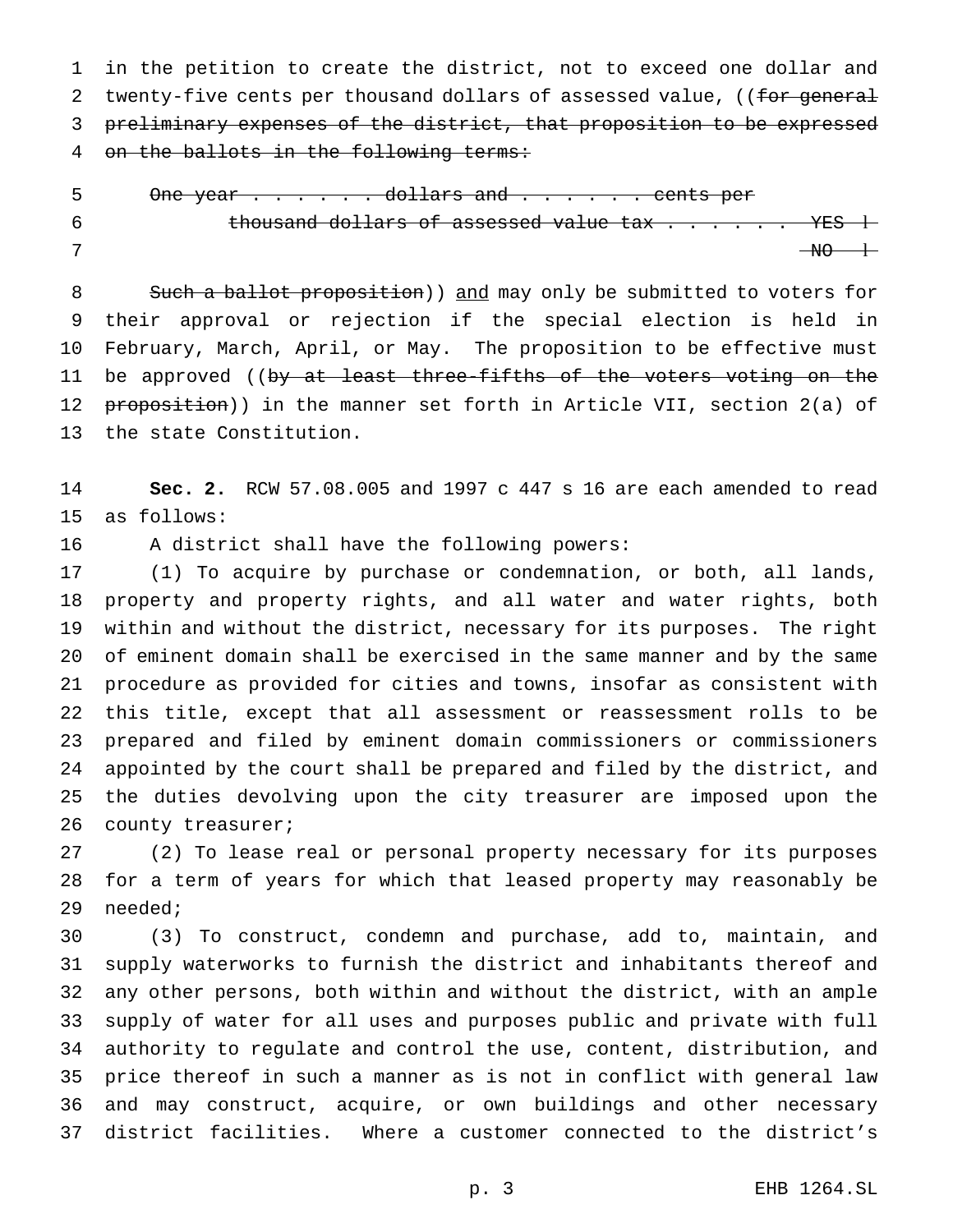in the petition to create the district, not to exceed one dollar and twenty-five cents per thousand dollars of assessed value, ((~~for general preliminary expenses of the district, that proposition to be expressed on the ballots in the following terms:~~

~~One year . . . . . . . dollars and . . . . . . . cents per thousand dollars of assessed value tax . . . . . . . YES □~~
~~NO □~~

~~Such a ballot proposition~~)) and may only be submitted to voters for their approval or rejection if the special election is held in February, March, April, or May. The proposition to be effective must be approved ((~~by at least three-fifths of the voters voting on the proposition~~)) in the manner set forth in Article VII, section 2(a) of the state Constitution.

**Sec. 2.** RCW 57.08.005 and 1997 c 447 s 16 are each amended to read as follows:

A district shall have the following powers:

(1) To acquire by purchase or condemnation, or both, all lands, property and property rights, and all water and water rights, both within and without the district, necessary for its purposes. The right of eminent domain shall be exercised in the same manner and by the same procedure as provided for cities and towns, insofar as consistent with this title, except that all assessment or reassessment rolls to be prepared and filed by eminent domain commissioners or commissioners appointed by the court shall be prepared and filed by the district, and the duties devolving upon the city treasurer are imposed upon the county treasurer;

(2) To lease real or personal property necessary for its purposes for a term of years for which that leased property may reasonably be needed;

(3) To construct, condemn and purchase, add to, maintain, and supply waterworks to furnish the district and inhabitants thereof and any other persons, both within and without the district, with an ample supply of water for all uses and purposes public and private with full authority to regulate and control the use, content, distribution, and price thereof in such a manner as is not in conflict with general law and may construct, acquire, or own buildings and other necessary district facilities. Where a customer connected to the district's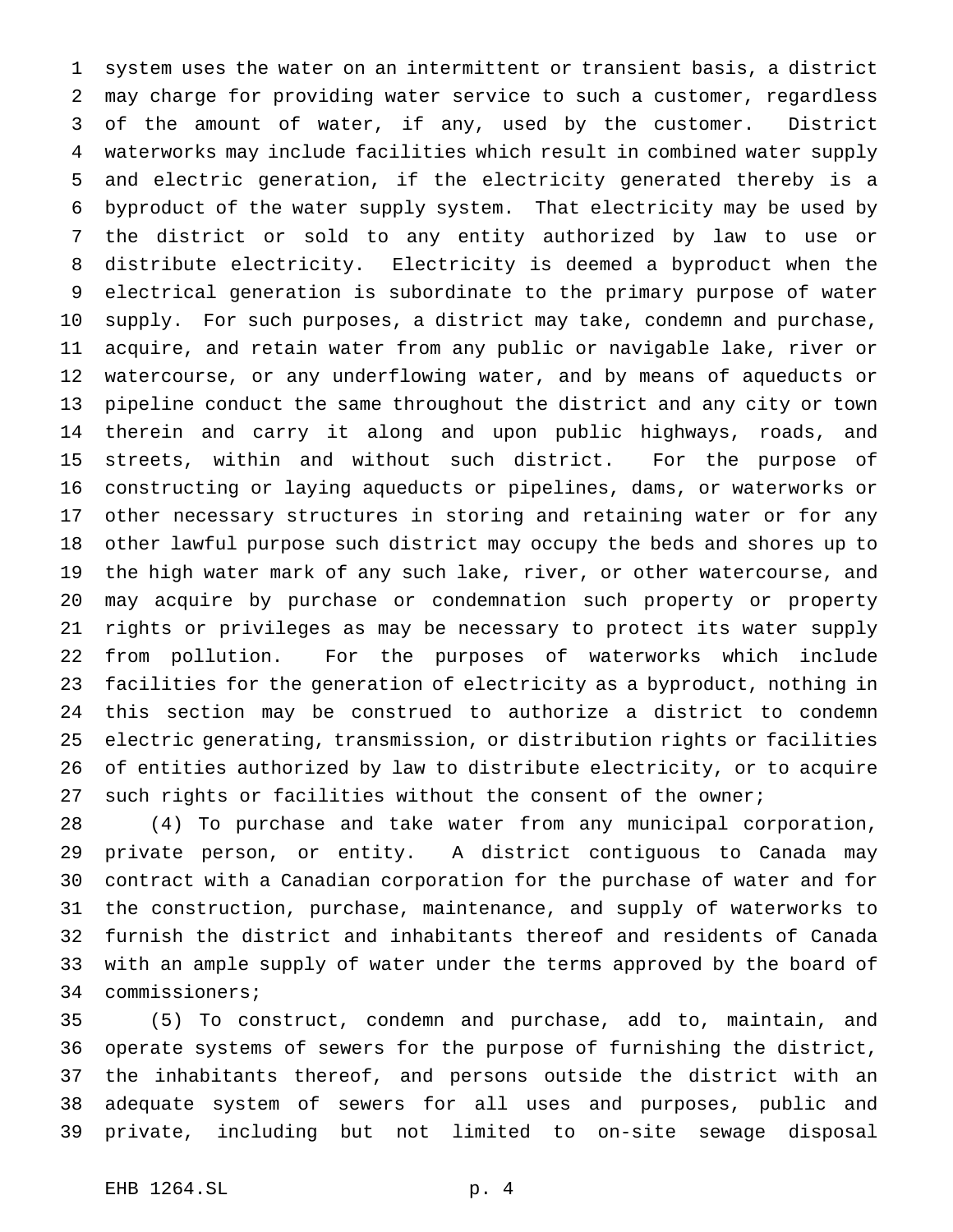system uses the water on an intermittent or transient basis, a district may charge for providing water service to such a customer, regardless of the amount of water, if any, used by the customer. District waterworks may include facilities which result in combined water supply and electric generation, if the electricity generated thereby is a byproduct of the water supply system. That electricity may be used by the district or sold to any entity authorized by law to use or distribute electricity. Electricity is deemed a byproduct when the electrical generation is subordinate to the primary purpose of water supply. For such purposes, a district may take, condemn and purchase, acquire, and retain water from any public or navigable lake, river or watercourse, or any underflowing water, and by means of aqueducts or pipeline conduct the same throughout the district and any city or town therein and carry it along and upon public highways, roads, and streets, within and without such district. For the purpose of constructing or laying aqueducts or pipelines, dams, or waterworks or other necessary structures in storing and retaining water or for any other lawful purpose such district may occupy the beds and shores up to the high water mark of any such lake, river, or other watercourse, and may acquire by purchase or condemnation such property or property rights or privileges as may be necessary to protect its water supply from pollution. For the purposes of waterworks which include facilities for the generation of electricity as a byproduct, nothing in this section may be construed to authorize a district to condemn electric generating, transmission, or distribution rights or facilities of entities authorized by law to distribute electricity, or to acquire such rights or facilities without the consent of the owner;

(4) To purchase and take water from any municipal corporation, private person, or entity. A district contiguous to Canada may contract with a Canadian corporation for the purchase of water and for the construction, purchase, maintenance, and supply of waterworks to furnish the district and inhabitants thereof and residents of Canada with an ample supply of water under the terms approved by the board of commissioners;

(5) To construct, condemn and purchase, add to, maintain, and operate systems of sewers for the purpose of furnishing the district, the inhabitants thereof, and persons outside the district with an adequate system of sewers for all uses and purposes, public and private, including but not limited to on-site sewage disposal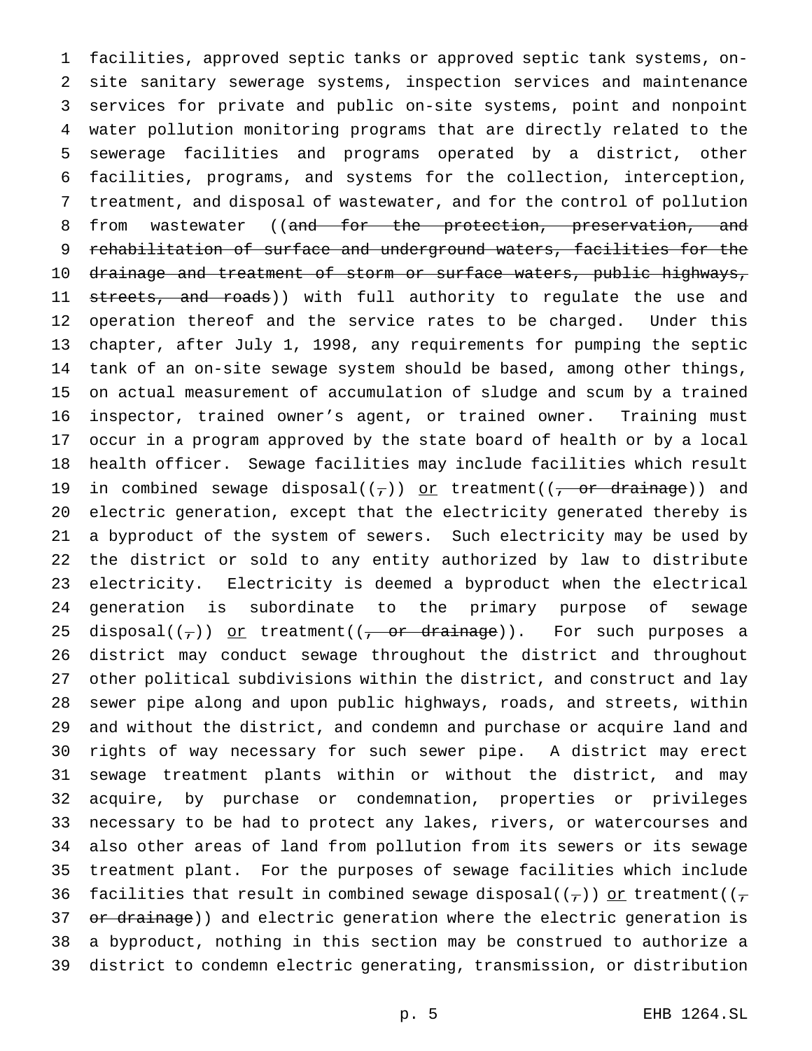facilities, approved septic tanks or approved septic tank systems, on-site sanitary sewerage systems, inspection services and maintenance services for private and public on-site systems, point and nonpoint water pollution monitoring programs that are directly related to the sewerage facilities and programs operated by a district, other facilities, programs, and systems for the collection, interception, treatment, and disposal of wastewater, and for the control of pollution from wastewater ((~~and for the protection, preservation, and rehabilitation of surface and underground waters, facilities for the drainage and treatment of storm or surface waters, public highways, streets, and roads~~)) with full authority to regulate the use and operation thereof and the service rates to be charged. Under this chapter, after July 1, 1998, any requirements for pumping the septic tank of an on-site sewage system should be based, among other things, on actual measurement of accumulation of sludge and scum by a trained inspector, trained owner's agent, or trained owner. Training must occur in a program approved by the state board of health or by a local health officer. Sewage facilities may include facilities which result in combined sewage disposal((~~,~~)) <u>or</u> treatment((~~, or drainage~~)) and electric generation, except that the electricity generated thereby is a byproduct of the system of sewers. Such electricity may be used by the district or sold to any entity authorized by law to distribute electricity. Electricity is deemed a byproduct when the electrical generation is subordinate to the primary purpose of sewage disposal((~~,~~)) <u>or</u> treatment((~~, or drainage~~)). For such purposes a district may conduct sewage throughout the district and throughout other political subdivisions within the district, and construct and lay sewer pipe along and upon public highways, roads, and streets, within and without the district, and condemn and purchase or acquire land and rights of way necessary for such sewer pipe. A district may erect sewage treatment plants within or without the district, and may acquire, by purchase or condemnation, properties or privileges necessary to be had to protect any lakes, rivers, or watercourses and also other areas of land from pollution from its sewers or its sewage treatment plant. For the purposes of sewage facilities which include facilities that result in combined sewage disposal((~~,~~)) <u>or</u> treatment((~~, or drainage~~)) and electric generation where the electric generation is a byproduct, nothing in this section may be construed to authorize a district to condemn electric generating, transmission, or distribution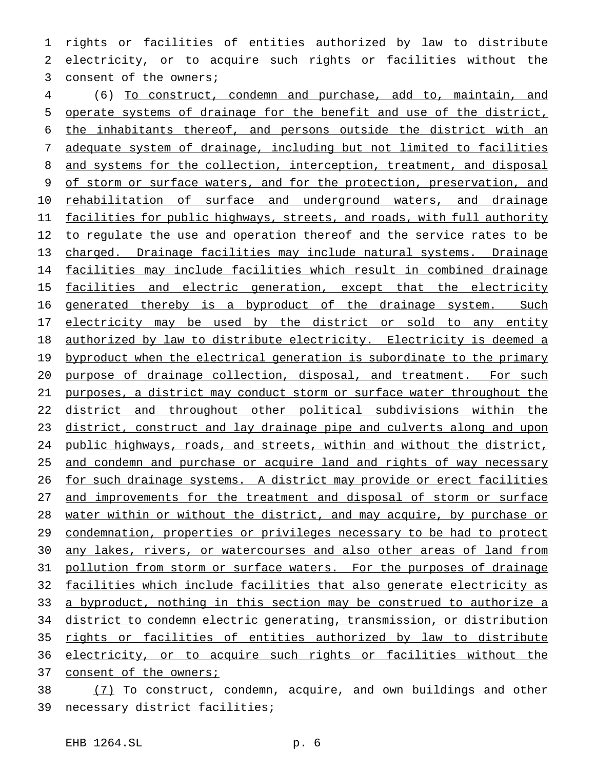rights or facilities of entities authorized by law to distribute electricity, or to acquire such rights or facilities without the consent of the owners;

(6) <u>To construct, condemn and purchase, add to, maintain, and operate systems of drainage for the benefit and use of the district, the inhabitants thereof, and persons outside the district with an adequate system of drainage, including but not limited to facilities and systems for the collection, interception, treatment, and disposal of storm or surface waters, and for the protection, preservation, and rehabilitation of surface and underground waters, and drainage facilities for public highways, streets, and roads, with full authority to regulate the use and operation thereof and the service rates to be charged. Drainage facilities may include natural systems. Drainage facilities may include facilities which result in combined drainage facilities and electric generation, except that the electricity generated thereby is a byproduct of the drainage system. Such electricity may be used by the district or sold to any entity authorized by law to distribute electricity. Electricity is deemed a byproduct when the electrical generation is subordinate to the primary purpose of drainage collection, disposal, and treatment. For such purposes, a district may conduct storm or surface water throughout the district and throughout other political subdivisions within the district, construct and lay drainage pipe and culverts along and upon public highways, roads, and streets, within and without the district, and condemn and purchase or acquire land and rights of way necessary for such drainage systems. A district may provide or erect facilities and improvements for the treatment and disposal of storm or surface water within or without the district, and may acquire, by purchase or condemnation, properties or privileges necessary to be had to protect any lakes, rivers, or watercourses and also other areas of land from pollution from storm or surface waters. For the purposes of drainage facilities which include facilities that also generate electricity as a byproduct, nothing in this section may be construed to authorize a district to condemn electric generating, transmission, or distribution rights or facilities of entities authorized by law to distribute electricity, or to acquire such rights or facilities without the consent of the owners;</u>

<u>(7)</u> To construct, condemn, acquire, and own buildings and other necessary district facilities;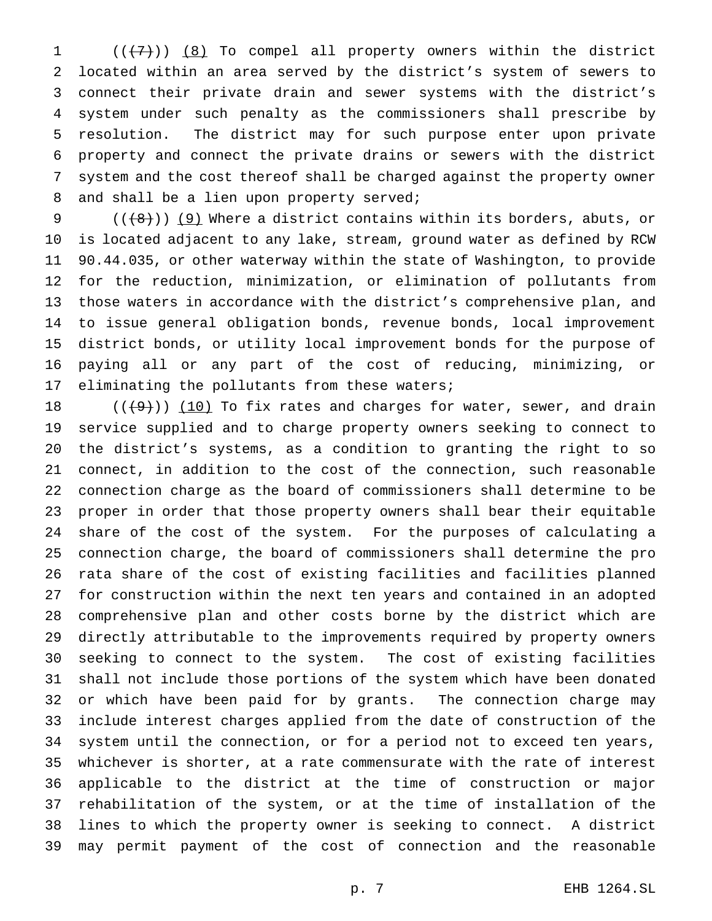((~~(7)~~)) (8) To compel all property owners within the district located within an area served by the district's system of sewers to connect their private drain and sewer systems with the district's system under such penalty as the commissioners shall prescribe by resolution. The district may for such purpose enter upon private property and connect the private drains or sewers with the district system and the cost thereof shall be charged against the property owner and shall be a lien upon property served;

((~~(8)~~)) (9) Where a district contains within its borders, abuts, or is located adjacent to any lake, stream, ground water as defined by RCW 90.44.035, or other waterway within the state of Washington, to provide for the reduction, minimization, or elimination of pollutants from those waters in accordance with the district's comprehensive plan, and to issue general obligation bonds, revenue bonds, local improvement district bonds, or utility local improvement bonds for the purpose of paying all or any part of the cost of reducing, minimizing, or eliminating the pollutants from these waters;

((~~(9)~~)) (10) To fix rates and charges for water, sewer, and drain service supplied and to charge property owners seeking to connect to the district's systems, as a condition to granting the right to so connect, in addition to the cost of the connection, such reasonable connection charge as the board of commissioners shall determine to be proper in order that those property owners shall bear their equitable share of the cost of the system. For the purposes of calculating a connection charge, the board of commissioners shall determine the pro rata share of the cost of existing facilities and facilities planned for construction within the next ten years and contained in an adopted comprehensive plan and other costs borne by the district which are directly attributable to the improvements required by property owners seeking to connect to the system. The cost of existing facilities shall not include those portions of the system which have been donated or which have been paid for by grants. The connection charge may include interest charges applied from the date of construction of the system until the connection, or for a period not to exceed ten years, whichever is shorter, at a rate commensurate with the rate of interest applicable to the district at the time of construction or major rehabilitation of the system, or at the time of installation of the lines to which the property owner is seeking to connect. A district may permit payment of the cost of connection and the reasonable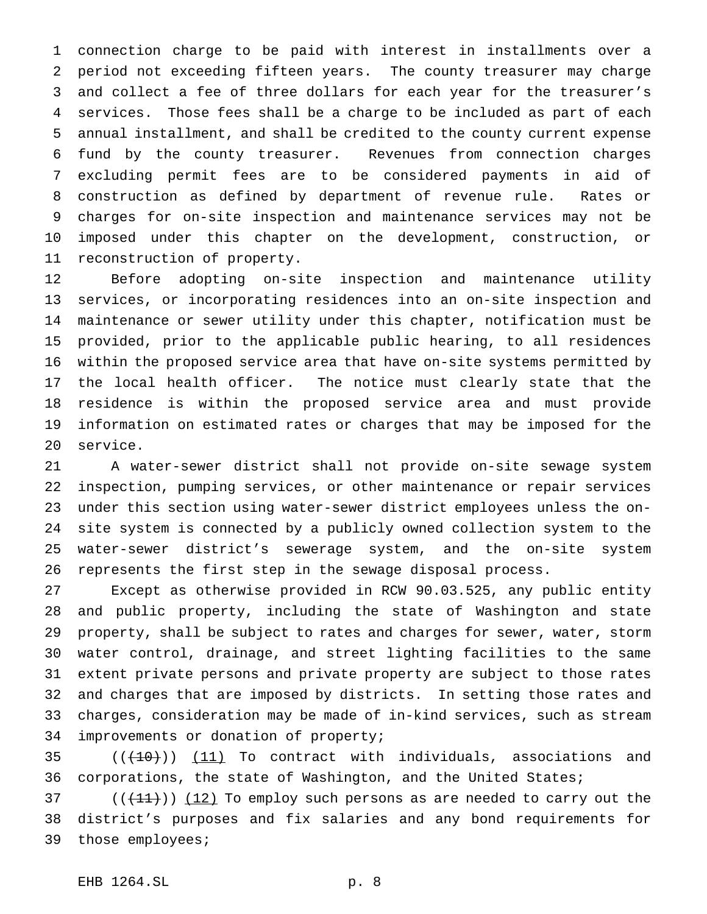connection charge to be paid with interest in installments over a period not exceeding fifteen years. The county treasurer may charge and collect a fee of three dollars for each year for the treasurer's services. Those fees shall be a charge to be included as part of each annual installment, and shall be credited to the county current expense fund by the county treasurer. Revenues from connection charges excluding permit fees are to be considered payments in aid of construction as defined by department of revenue rule. Rates or charges for on-site inspection and maintenance services may not be imposed under this chapter on the development, construction, or reconstruction of property.

Before adopting on-site inspection and maintenance utility services, or incorporating residences into an on-site inspection and maintenance or sewer utility under this chapter, notification must be provided, prior to the applicable public hearing, to all residences within the proposed service area that have on-site systems permitted by the local health officer. The notice must clearly state that the residence is within the proposed service area and must provide information on estimated rates or charges that may be imposed for the service.

A water-sewer district shall not provide on-site sewage system inspection, pumping services, or other maintenance or repair services under this section using water-sewer district employees unless the on-site system is connected by a publicly owned collection system to the water-sewer district's sewerage system, and the on-site system represents the first step in the sewage disposal process.

Except as otherwise provided in RCW 90.03.525, any public entity and public property, including the state of Washington and state property, shall be subject to rates and charges for sewer, water, storm water control, drainage, and street lighting facilities to the same extent private persons and private property are subject to those rates and charges that are imposed by districts. In setting those rates and charges, consideration may be made of in-kind services, such as stream improvements or donation of property;

((~~(10)~~)) (11) To contract with individuals, associations and corporations, the state of Washington, and the United States;

((~~(11)~~)) (12) To employ such persons as are needed to carry out the district's purposes and fix salaries and any bond requirements for those employees;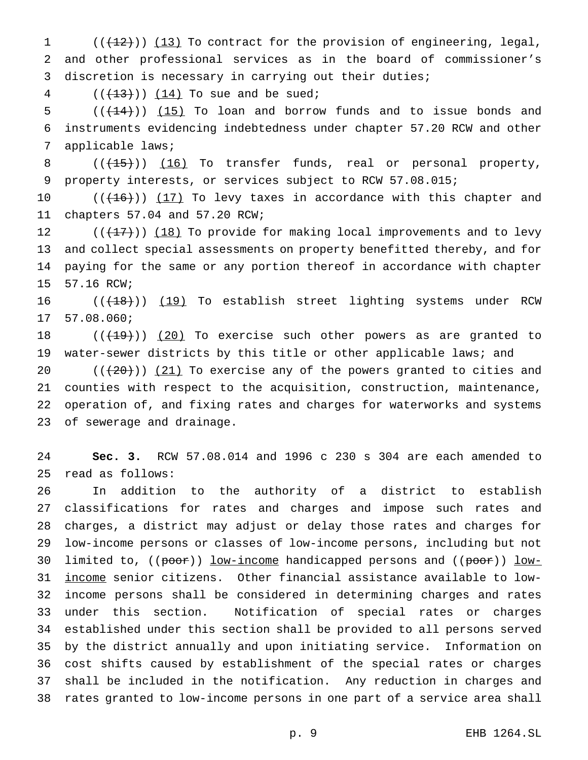((~~(12)~~)) (13) To contract for the provision of engineering, legal, and other professional services as in the board of commissioner's discretion is necessary in carrying out their duties;

((~~(13)~~)) (14) To sue and be sued;

((~~(14)~~)) (15) To loan and borrow funds and to issue bonds and instruments evidencing indebtedness under chapter 57.20 RCW and other applicable laws;

((~~(15)~~)) (16) To transfer funds, real or personal property, property interests, or services subject to RCW 57.08.015;

((~~(16)~~)) (17) To levy taxes in accordance with this chapter and chapters 57.04 and 57.20 RCW;

((~~(17)~~)) (18) To provide for making local improvements and to levy and collect special assessments on property benefitted thereby, and for paying for the same or any portion thereof in accordance with chapter 57.16 RCW;

((~~(18)~~)) (19) To establish street lighting systems under RCW 57.08.060;

((~~(19)~~)) (20) To exercise such other powers as are granted to water-sewer districts by this title or other applicable laws; and

((~~(20)~~)) (21) To exercise any of the powers granted to cities and counties with respect to the acquisition, construction, maintenance, operation of, and fixing rates and charges for waterworks and systems of sewerage and drainage.

**Sec. 3.** RCW 57.08.014 and 1996 c 230 s 304 are each amended to read as follows:

In addition to the authority of a district to establish classifications for rates and charges and impose such rates and charges, a district may adjust or delay those rates and charges for low-income persons or classes of low-income persons, including but not limited to, ((~~poor~~)) low-income handicapped persons and ((~~poor~~)) low-income senior citizens. Other financial assistance available to low-income persons shall be considered in determining charges and rates under this section. Notification of special rates or charges established under this section shall be provided to all persons served by the district annually and upon initiating service. Information on cost shifts caused by establishment of the special rates or charges shall be included in the notification. Any reduction in charges and rates granted to low-income persons in one part of a service area shall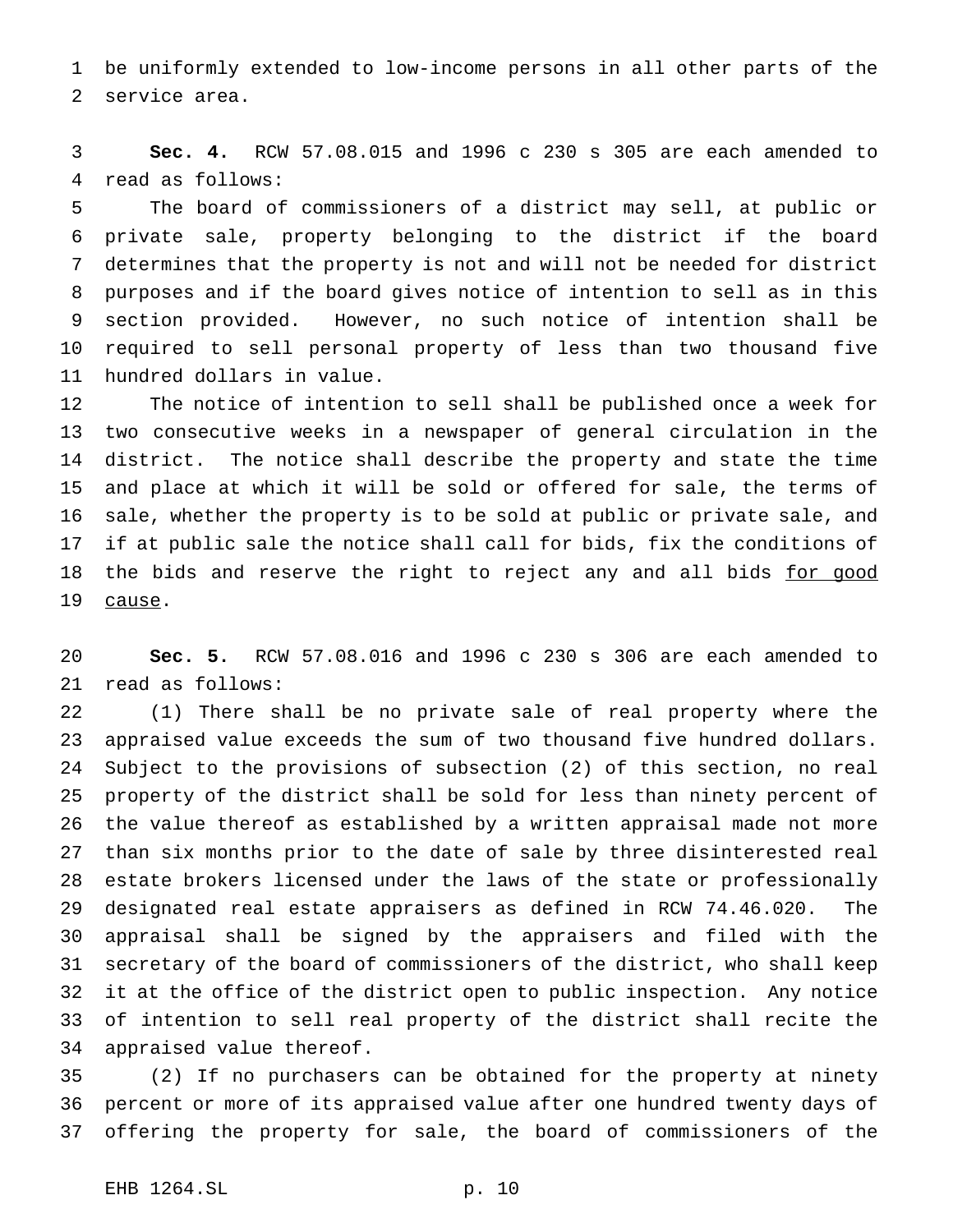be uniformly extended to low-income persons in all other parts of the service area.

**Sec. 4.** RCW 57.08.015 and 1996 c 230 s 305 are each amended to read as follows:

The board of commissioners of a district may sell, at public or private sale, property belonging to the district if the board determines that the property is not and will not be needed for district purposes and if the board gives notice of intention to sell as in this section provided. However, no such notice of intention shall be required to sell personal property of less than two thousand five hundred dollars in value.

The notice of intention to sell shall be published once a week for two consecutive weeks in a newspaper of general circulation in the district. The notice shall describe the property and state the time and place at which it will be sold or offered for sale, the terms of sale, whether the property is to be sold at public or private sale, and if at public sale the notice shall call for bids, fix the conditions of the bids and reserve the right to reject any and all bids <u>for good cause</u>.

**Sec. 5.** RCW 57.08.016 and 1996 c 230 s 306 are each amended to read as follows:

(1) There shall be no private sale of real property where the appraised value exceeds the sum of two thousand five hundred dollars. Subject to the provisions of subsection (2) of this section, no real property of the district shall be sold for less than ninety percent of the value thereof as established by a written appraisal made not more than six months prior to the date of sale by three disinterested real estate brokers licensed under the laws of the state or professionally designated real estate appraisers as defined in RCW 74.46.020. The appraisal shall be signed by the appraisers and filed with the secretary of the board of commissioners of the district, who shall keep it at the office of the district open to public inspection. Any notice of intention to sell real property of the district shall recite the appraised value thereof.

(2) If no purchasers can be obtained for the property at ninety percent or more of its appraised value after one hundred twenty days of offering the property for sale, the board of commissioners of the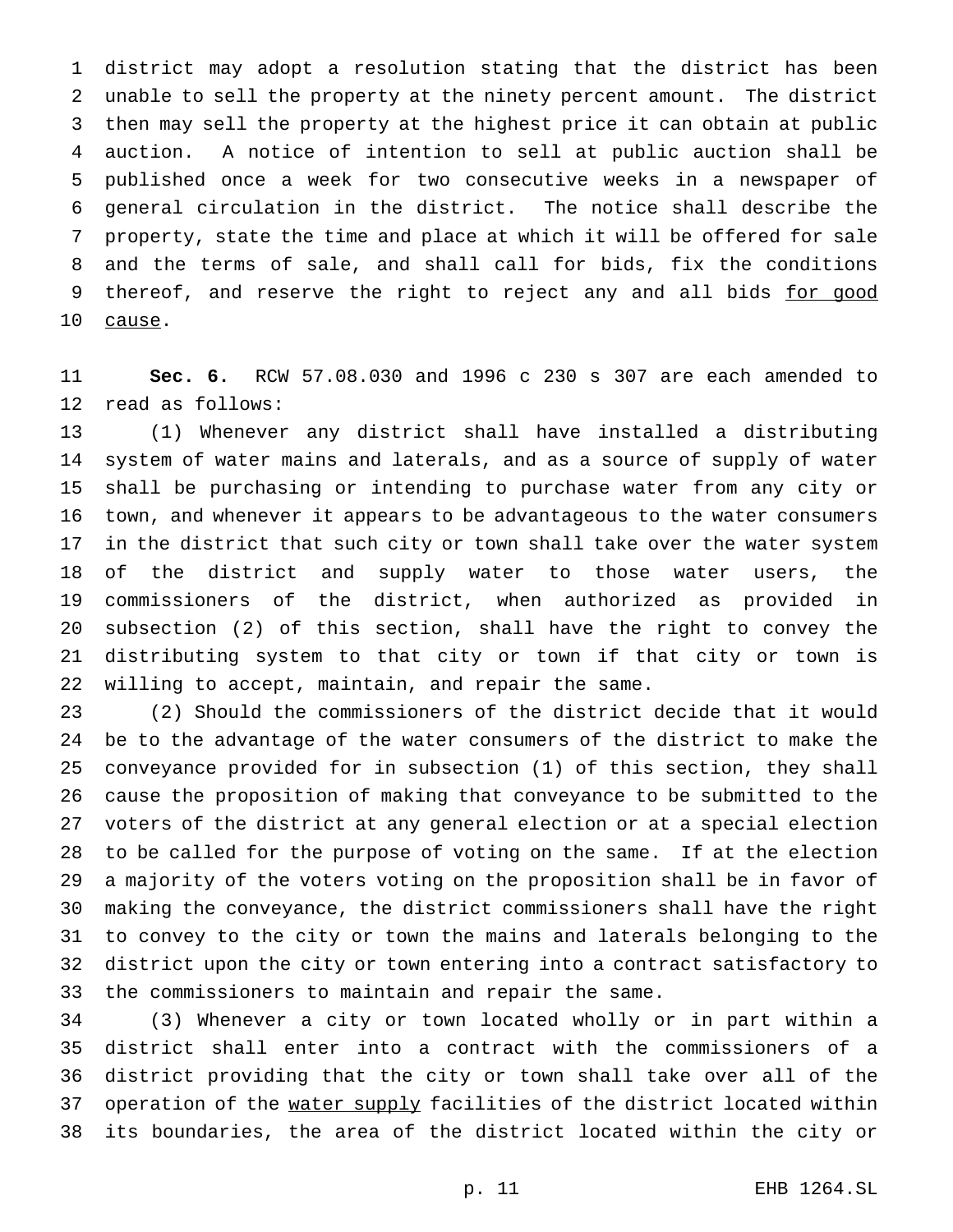district may adopt a resolution stating that the district has been unable to sell the property at the ninety percent amount. The district then may sell the property at the highest price it can obtain at public auction. A notice of intention to sell at public auction shall be published once a week for two consecutive weeks in a newspaper of general circulation in the district. The notice shall describe the property, state the time and place at which it will be offered for sale and the terms of sale, and shall call for bids, fix the conditions thereof, and reserve the right to reject any and all bids for good cause.

**Sec. 6.** RCW 57.08.030 and 1996 c 230 s 307 are each amended to read as follows:

(1) Whenever any district shall have installed a distributing system of water mains and laterals, and as a source of supply of water shall be purchasing or intending to purchase water from any city or town, and whenever it appears to be advantageous to the water consumers in the district that such city or town shall take over the water system of the district and supply water to those water users, the commissioners of the district, when authorized as provided in subsection (2) of this section, shall have the right to convey the distributing system to that city or town if that city or town is willing to accept, maintain, and repair the same.

(2) Should the commissioners of the district decide that it would be to the advantage of the water consumers of the district to make the conveyance provided for in subsection (1) of this section, they shall cause the proposition of making that conveyance to be submitted to the voters of the district at any general election or at a special election to be called for the purpose of voting on the same. If at the election a majority of the voters voting on the proposition shall be in favor of making the conveyance, the district commissioners shall have the right to convey to the city or town the mains and laterals belonging to the district upon the city or town entering into a contract satisfactory to the commissioners to maintain and repair the same.

(3) Whenever a city or town located wholly or in part within a district shall enter into a contract with the commissioners of a district providing that the city or town shall take over all of the operation of the water supply facilities of the district located within its boundaries, the area of the district located within the city or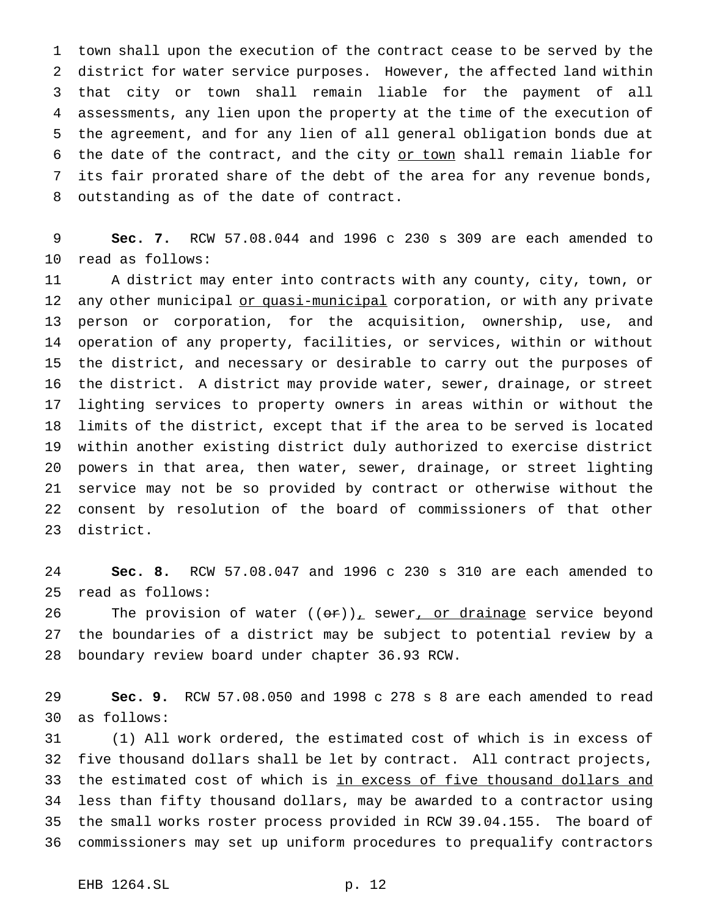town shall upon the execution of the contract cease to be served by the district for water service purposes. However, the affected land within that city or town shall remain liable for the payment of all assessments, any lien upon the property at the time of the execution of the agreement, and for any lien of all general obligation bonds due at the date of the contract, and the city or town shall remain liable for its fair prorated share of the debt of the area for any revenue bonds, outstanding as of the date of contract.

**Sec. 7.** RCW 57.08.044 and 1996 c 230 s 309 are each amended to read as follows:

A district may enter into contracts with any county, city, town, or any other municipal or quasi-municipal corporation, or with any private person or corporation, for the acquisition, ownership, use, and operation of any property, facilities, or services, within or without the district, and necessary or desirable to carry out the purposes of the district. A district may provide water, sewer, drainage, or street lighting services to property owners in areas within or without the limits of the district, except that if the area to be served is located within another existing district duly authorized to exercise district powers in that area, then water, sewer, drainage, or street lighting service may not be so provided by contract or otherwise without the consent by resolution of the board of commissioners of that other district.

**Sec. 8.** RCW 57.08.047 and 1996 c 230 s 310 are each amended to read as follows:

The provision of water ((~~or~~)), sewer, or drainage service beyond the boundaries of a district may be subject to potential review by a boundary review board under chapter 36.93 RCW.

**Sec. 9.** RCW 57.08.050 and 1998 c 278 s 8 are each amended to read as follows:

(1) All work ordered, the estimated cost of which is in excess of five thousand dollars shall be let by contract. All contract projects, the estimated cost of which is in excess of five thousand dollars and less than fifty thousand dollars, may be awarded to a contractor using the small works roster process provided in RCW 39.04.155. The board of commissioners may set up uniform procedures to prequalify contractors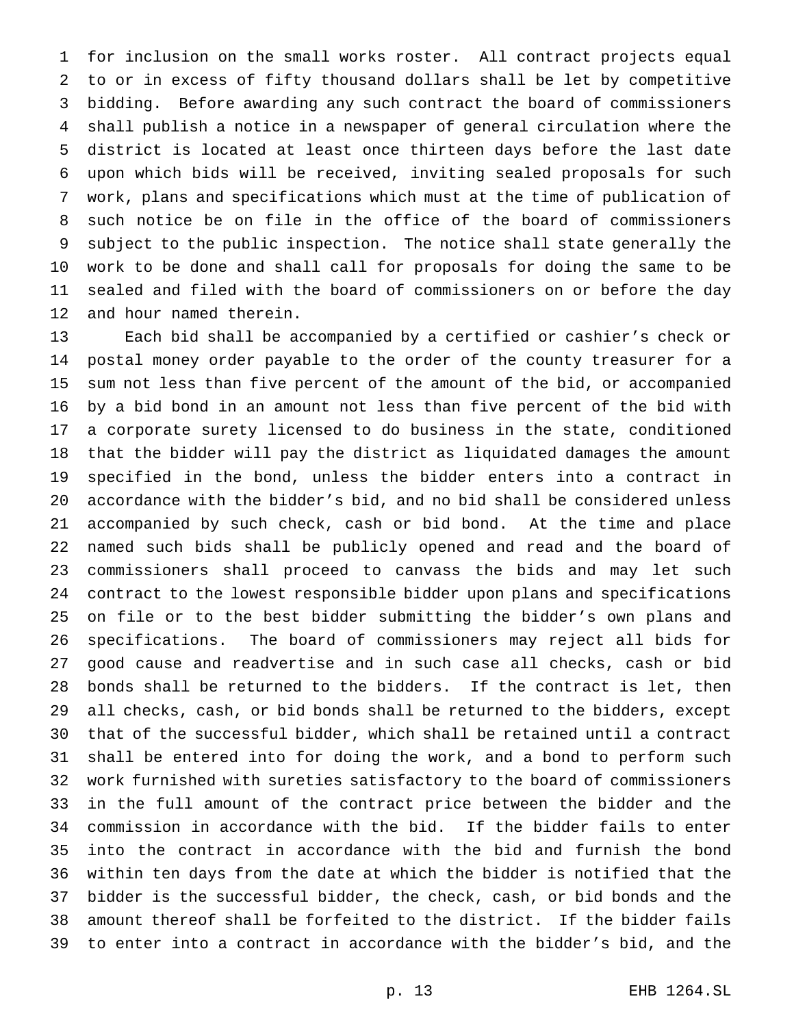for inclusion on the small works roster. All contract projects equal to or in excess of fifty thousand dollars shall be let by competitive bidding. Before awarding any such contract the board of commissioners shall publish a notice in a newspaper of general circulation where the district is located at least once thirteen days before the last date upon which bids will be received, inviting sealed proposals for such work, plans and specifications which must at the time of publication of such notice be on file in the office of the board of commissioners subject to the public inspection. The notice shall state generally the work to be done and shall call for proposals for doing the same to be sealed and filed with the board of commissioners on or before the day and hour named therein.

Each bid shall be accompanied by a certified or cashier's check or postal money order payable to the order of the county treasurer for a sum not less than five percent of the amount of the bid, or accompanied by a bid bond in an amount not less than five percent of the bid with a corporate surety licensed to do business in the state, conditioned that the bidder will pay the district as liquidated damages the amount specified in the bond, unless the bidder enters into a contract in accordance with the bidder's bid, and no bid shall be considered unless accompanied by such check, cash or bid bond. At the time and place named such bids shall be publicly opened and read and the board of commissioners shall proceed to canvass the bids and may let such contract to the lowest responsible bidder upon plans and specifications on file or to the best bidder submitting the bidder's own plans and specifications. The board of commissioners may reject all bids for good cause and readvertise and in such case all checks, cash or bid bonds shall be returned to the bidders. If the contract is let, then all checks, cash, or bid bonds shall be returned to the bidders, except that of the successful bidder, which shall be retained until a contract shall be entered into for doing the work, and a bond to perform such work furnished with sureties satisfactory to the board of commissioners in the full amount of the contract price between the bidder and the commission in accordance with the bid. If the bidder fails to enter into the contract in accordance with the bid and furnish the bond within ten days from the date at which the bidder is notified that the bidder is the successful bidder, the check, cash, or bid bonds and the amount thereof shall be forfeited to the district. If the bidder fails to enter into a contract in accordance with the bidder's bid, and the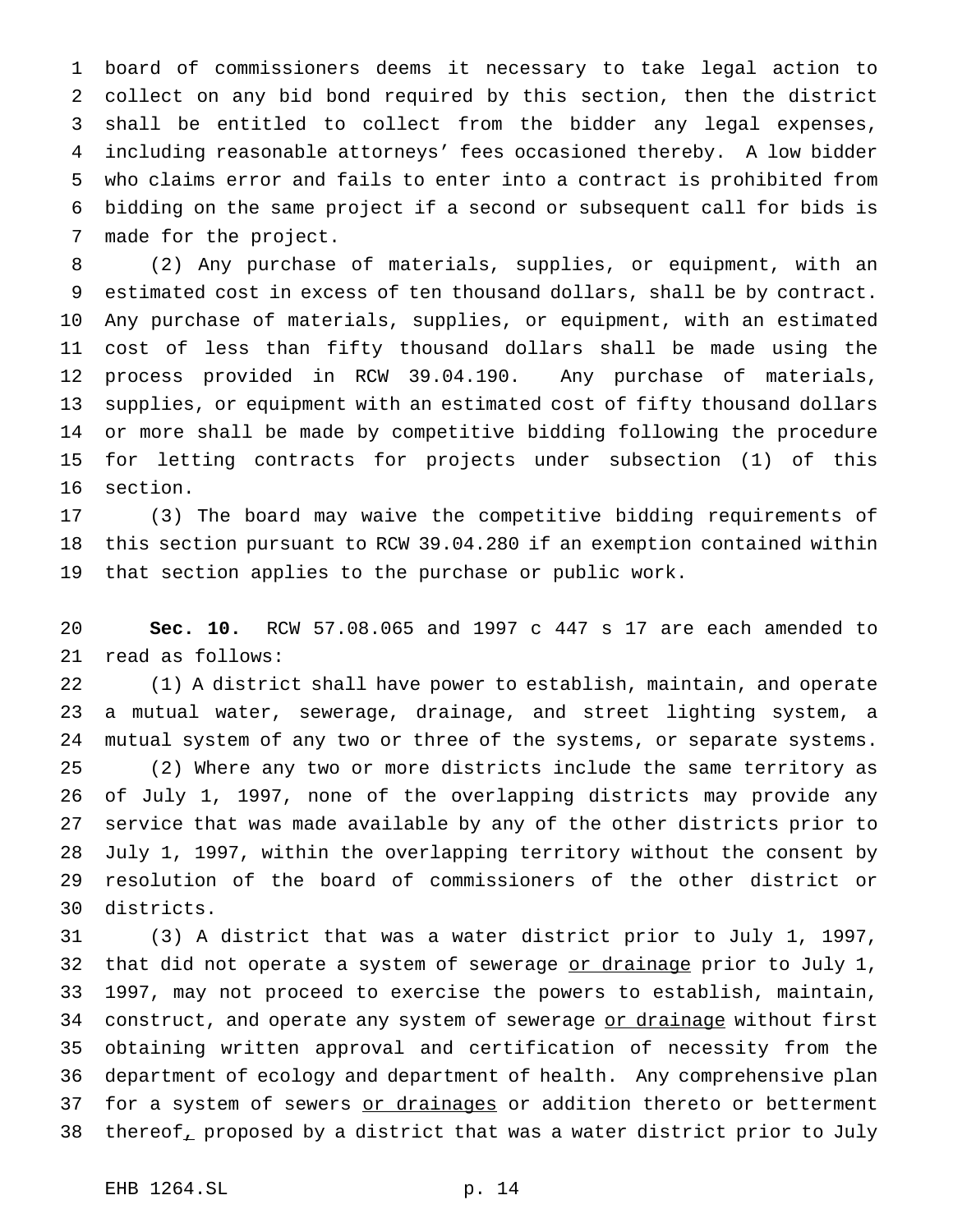board of commissioners deems it necessary to take legal action to collect on any bid bond required by this section, then the district shall be entitled to collect from the bidder any legal expenses, including reasonable attorneys' fees occasioned thereby. A low bidder who claims error and fails to enter into a contract is prohibited from bidding on the same project if a second or subsequent call for bids is made for the project.

(2) Any purchase of materials, supplies, or equipment, with an estimated cost in excess of ten thousand dollars, shall be by contract. Any purchase of materials, supplies, or equipment, with an estimated cost of less than fifty thousand dollars shall be made using the process provided in RCW 39.04.190. Any purchase of materials, supplies, or equipment with an estimated cost of fifty thousand dollars or more shall be made by competitive bidding following the procedure for letting contracts for projects under subsection (1) of this section.

(3) The board may waive the competitive bidding requirements of this section pursuant to RCW 39.04.280 if an exemption contained within that section applies to the purchase or public work.

**Sec. 10.** RCW 57.08.065 and 1997 c 447 s 17 are each amended to read as follows:

(1) A district shall have power to establish, maintain, and operate a mutual water, sewerage, drainage, and street lighting system, a mutual system of any two or three of the systems, or separate systems.

(2) Where any two or more districts include the same territory as of July 1, 1997, none of the overlapping districts may provide any service that was made available by any of the other districts prior to July 1, 1997, within the overlapping territory without the consent by resolution of the board of commissioners of the other district or districts.

(3) A district that was a water district prior to July 1, 1997, that did not operate a system of sewerage <u>or drainage</u> prior to July 1, 1997, may not proceed to exercise the powers to establish, maintain, construct, and operate any system of sewerage <u>or drainage</u> without first obtaining written approval and certification of necessity from the department of ecology and department of health. Any comprehensive plan for a system of sewers <u>or drainages</u> or addition thereto or betterment thereof<u>,</u> proposed by a district that was a water district prior to July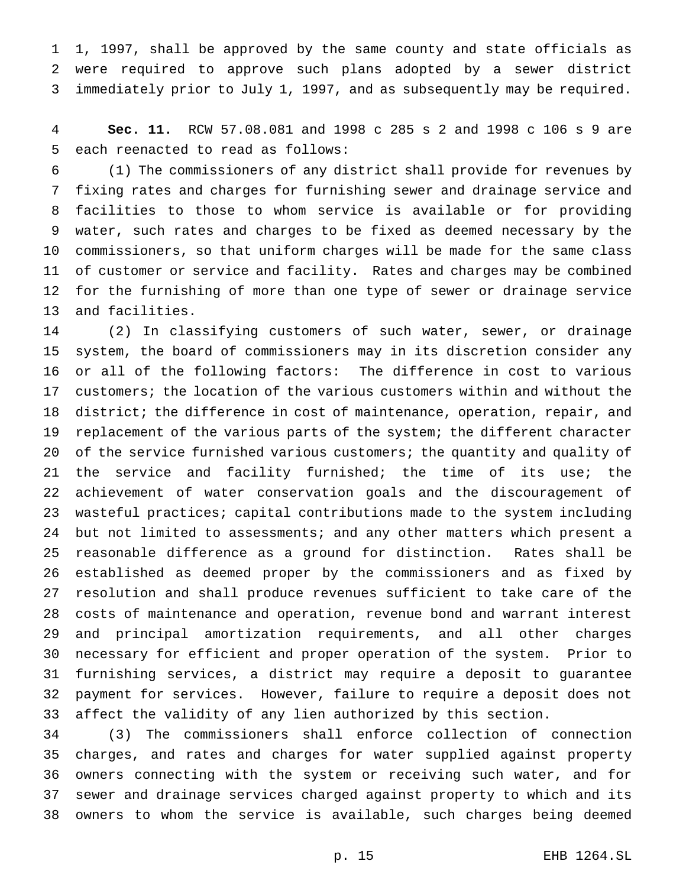1, 1997, shall be approved by the same county and state officials as were required to approve such plans adopted by a sewer district immediately prior to July 1, 1997, and as subsequently may be required.

**Sec. 11.** RCW 57.08.081 and 1998 c 285 s 2 and 1998 c 106 s 9 are each reenacted to read as follows:

(1) The commissioners of any district shall provide for revenues by fixing rates and charges for furnishing sewer and drainage service and facilities to those to whom service is available or for providing water, such rates and charges to be fixed as deemed necessary by the commissioners, so that uniform charges will be made for the same class of customer or service and facility. Rates and charges may be combined for the furnishing of more than one type of sewer or drainage service and facilities.

(2) In classifying customers of such water, sewer, or drainage system, the board of commissioners may in its discretion consider any or all of the following factors: The difference in cost to various customers; the location of the various customers within and without the district; the difference in cost of maintenance, operation, repair, and replacement of the various parts of the system; the different character of the service furnished various customers; the quantity and quality of the service and facility furnished; the time of its use; the achievement of water conservation goals and the discouragement of wasteful practices; capital contributions made to the system including but not limited to assessments; and any other matters which present a reasonable difference as a ground for distinction. Rates shall be established as deemed proper by the commissioners and as fixed by resolution and shall produce revenues sufficient to take care of the costs of maintenance and operation, revenue bond and warrant interest and principal amortization requirements, and all other charges necessary for efficient and proper operation of the system. Prior to furnishing services, a district may require a deposit to guarantee payment for services. However, failure to require a deposit does not affect the validity of any lien authorized by this section.

(3) The commissioners shall enforce collection of connection charges, and rates and charges for water supplied against property owners connecting with the system or receiving such water, and for sewer and drainage services charged against property to which and its owners to whom the service is available, such charges being deemed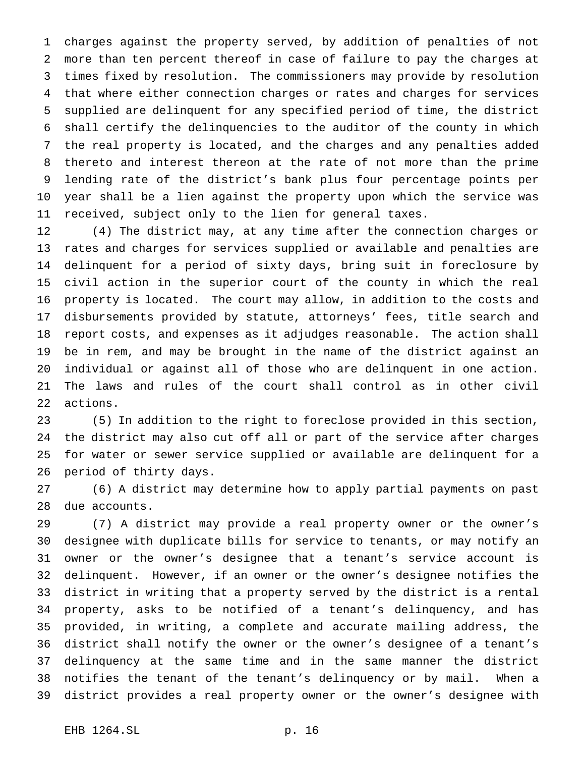charges against the property served, by addition of penalties of not more than ten percent thereof in case of failure to pay the charges at times fixed by resolution. The commissioners may provide by resolution that where either connection charges or rates and charges for services supplied are delinquent for any specified period of time, the district shall certify the delinquencies to the auditor of the county in which the real property is located, and the charges and any penalties added thereto and interest thereon at the rate of not more than the prime lending rate of the district's bank plus four percentage points per year shall be a lien against the property upon which the service was received, subject only to the lien for general taxes.

(4) The district may, at any time after the connection charges or rates and charges for services supplied or available and penalties are delinquent for a period of sixty days, bring suit in foreclosure by civil action in the superior court of the county in which the real property is located. The court may allow, in addition to the costs and disbursements provided by statute, attorneys' fees, title search and report costs, and expenses as it adjudges reasonable. The action shall be in rem, and may be brought in the name of the district against an individual or against all of those who are delinquent in one action. The laws and rules of the court shall control as in other civil actions.

(5) In addition to the right to foreclose provided in this section, the district may also cut off all or part of the service after charges for water or sewer service supplied or available are delinquent for a period of thirty days.

(6) A district may determine how to apply partial payments on past due accounts.

(7) A district may provide a real property owner or the owner's designee with duplicate bills for service to tenants, or may notify an owner or the owner's designee that a tenant's service account is delinquent. However, if an owner or the owner's designee notifies the district in writing that a property served by the district is a rental property, asks to be notified of a tenant's delinquency, and has provided, in writing, a complete and accurate mailing address, the district shall notify the owner or the owner's designee of a tenant's delinquency at the same time and in the same manner the district notifies the tenant of the tenant's delinquency or by mail. When a district provides a real property owner or the owner's designee with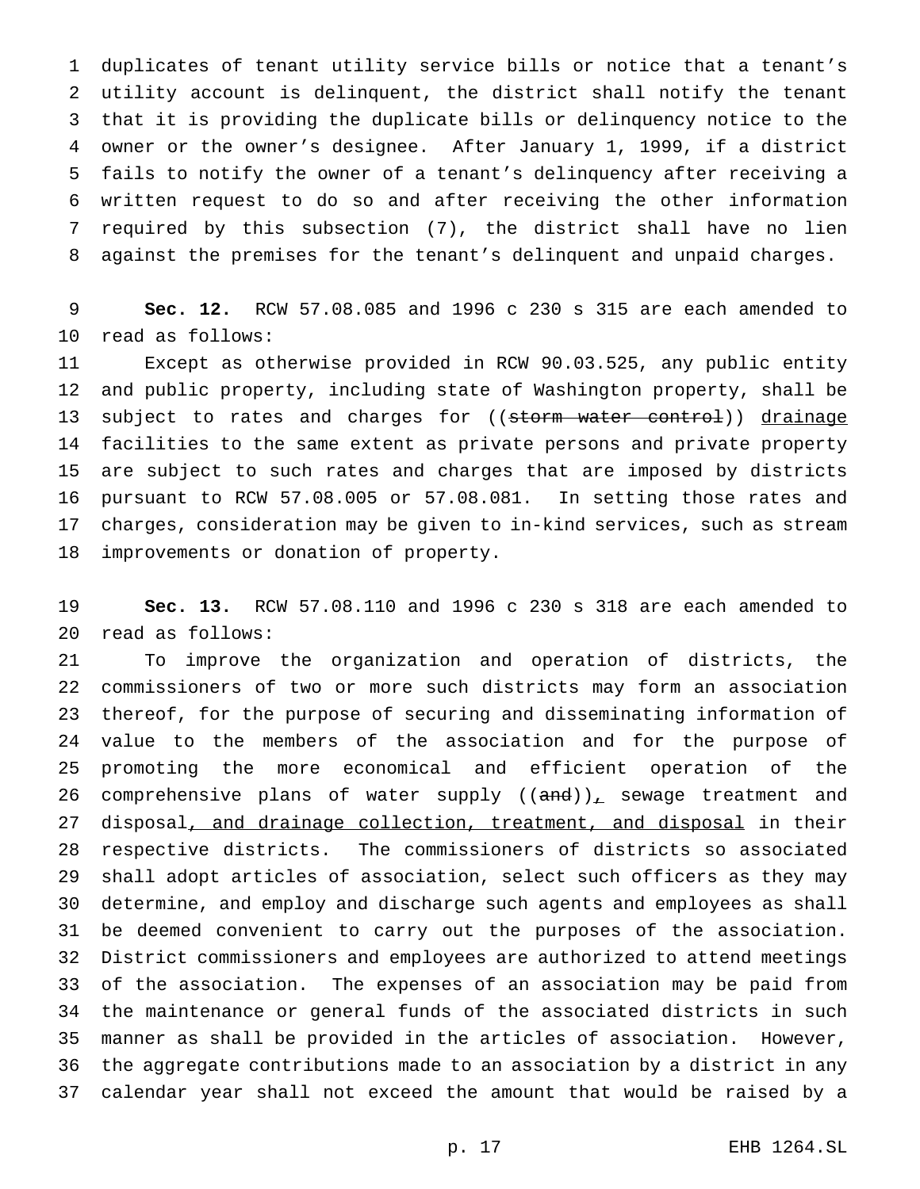duplicates of tenant utility service bills or notice that a tenant's utility account is delinquent, the district shall notify the tenant that it is providing the duplicate bills or delinquency notice to the owner or the owner's designee. After January 1, 1999, if a district fails to notify the owner of a tenant's delinquency after receiving a written request to do so and after receiving the other information required by this subsection (7), the district shall have no lien against the premises for the tenant's delinquent and unpaid charges.

**Sec. 12.** RCW 57.08.085 and 1996 c 230 s 315 are each amended to read as follows:

Except as otherwise provided in RCW 90.03.525, any public entity and public property, including state of Washington property, shall be subject to rates and charges for ((~~storm water control~~)) <u>drainage</u> facilities to the same extent as private persons and private property are subject to such rates and charges that are imposed by districts pursuant to RCW 57.08.005 or 57.08.081. In setting those rates and charges, consideration may be given to in-kind services, such as stream improvements or donation of property.

**Sec. 13.** RCW 57.08.110 and 1996 c 230 s 318 are each amended to read as follows:

To improve the organization and operation of districts, the commissioners of two or more such districts may form an association thereof, for the purpose of securing and disseminating information of value to the members of the association and for the purpose of promoting the more economical and efficient operation of the comprehensive plans of water supply ((~~and~~))<u>,</u> sewage treatment and disposal<u>, and drainage collection, treatment, and disposal</u> in their respective districts. The commissioners of districts so associated shall adopt articles of association, select such officers as they may determine, and employ and discharge such agents and employees as shall be deemed convenient to carry out the purposes of the association. District commissioners and employees are authorized to attend meetings of the association. The expenses of an association may be paid from the maintenance or general funds of the associated districts in such manner as shall be provided in the articles of association. However, the aggregate contributions made to an association by a district in any calendar year shall not exceed the amount that would be raised by a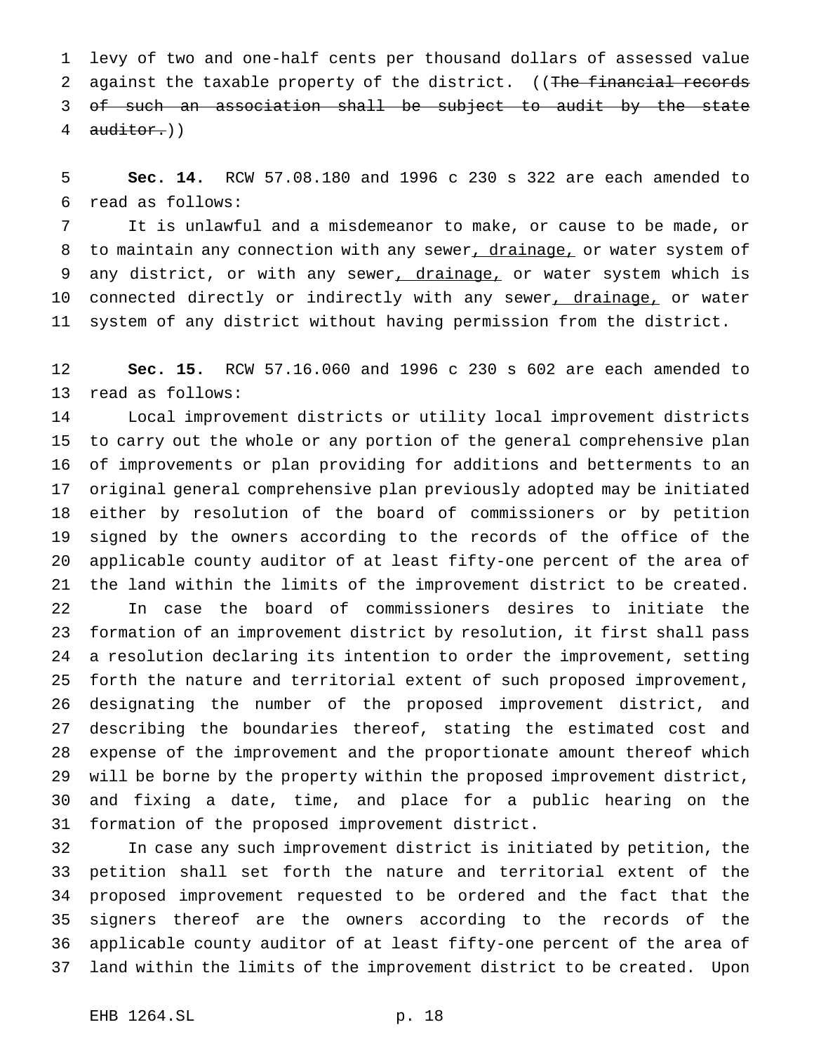levy of two and one-half cents per thousand dollars of assessed value against the taxable property of the district. ((~~The financial records of such an association shall be subject to audit by the state auditor.~~))

**Sec. 14.** RCW 57.08.180 and 1996 c 230 s 322 are each amended to read as follows:

It is unlawful and a misdemeanor to make, or cause to be made, or to maintain any connection with any sewer<u>, drainage,</u> or water system of any district, or with any sewer<u>, drainage,</u> or water system which is connected directly or indirectly with any sewer<u>, drainage,</u> or water system of any district without having permission from the district.

**Sec. 15.** RCW 57.16.060 and 1996 c 230 s 602 are each amended to read as follows:

Local improvement districts or utility local improvement districts to carry out the whole or any portion of the general comprehensive plan of improvements or plan providing for additions and betterments to an original general comprehensive plan previously adopted may be initiated either by resolution of the board of commissioners or by petition signed by the owners according to the records of the office of the applicable county auditor of at least fifty-one percent of the area of the land within the limits of the improvement district to be created.

In case the board of commissioners desires to initiate the formation of an improvement district by resolution, it first shall pass a resolution declaring its intention to order the improvement, setting forth the nature and territorial extent of such proposed improvement, designating the number of the proposed improvement district, and describing the boundaries thereof, stating the estimated cost and expense of the improvement and the proportionate amount thereof which will be borne by the property within the proposed improvement district, and fixing a date, time, and place for a public hearing on the formation of the proposed improvement district.

In case any such improvement district is initiated by petition, the petition shall set forth the nature and territorial extent of the proposed improvement requested to be ordered and the fact that the signers thereof are the owners according to the records of the applicable county auditor of at least fifty-one percent of the area of land within the limits of the improvement district to be created. Upon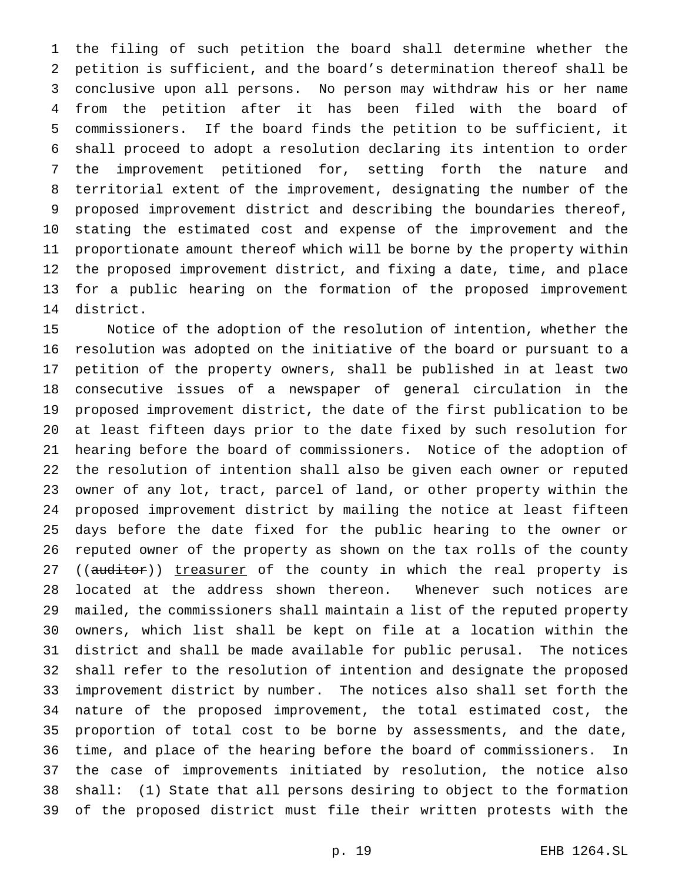the filing of such petition the board shall determine whether the petition is sufficient, and the board's determination thereof shall be conclusive upon all persons. No person may withdraw his or her name from the petition after it has been filed with the board of commissioners. If the board finds the petition to be sufficient, it shall proceed to adopt a resolution declaring its intention to order the improvement petitioned for, setting forth the nature and territorial extent of the improvement, designating the number of the proposed improvement district and describing the boundaries thereof, stating the estimated cost and expense of the improvement and the proportionate amount thereof which will be borne by the property within the proposed improvement district, and fixing a date, time, and place for a public hearing on the formation of the proposed improvement district.

Notice of the adoption of the resolution of intention, whether the resolution was adopted on the initiative of the board or pursuant to a petition of the property owners, shall be published in at least two consecutive issues of a newspaper of general circulation in the proposed improvement district, the date of the first publication to be at least fifteen days prior to the date fixed by such resolution for hearing before the board of commissioners. Notice of the adoption of the resolution of intention shall also be given each owner or reputed owner of any lot, tract, parcel of land, or other property within the proposed improvement district by mailing the notice at least fifteen days before the date fixed for the public hearing to the owner or reputed owner of the property as shown on the tax rolls of the county ((~~auditor~~)) treasurer of the county in which the real property is located at the address shown thereon. Whenever such notices are mailed, the commissioners shall maintain a list of the reputed property owners, which list shall be kept on file at a location within the district and shall be made available for public perusal. The notices shall refer to the resolution of intention and designate the proposed improvement district by number. The notices also shall set forth the nature of the proposed improvement, the total estimated cost, the proportion of total cost to be borne by assessments, and the date, time, and place of the hearing before the board of commissioners. In the case of improvements initiated by resolution, the notice also shall: (1) State that all persons desiring to object to the formation of the proposed district must file their written protests with the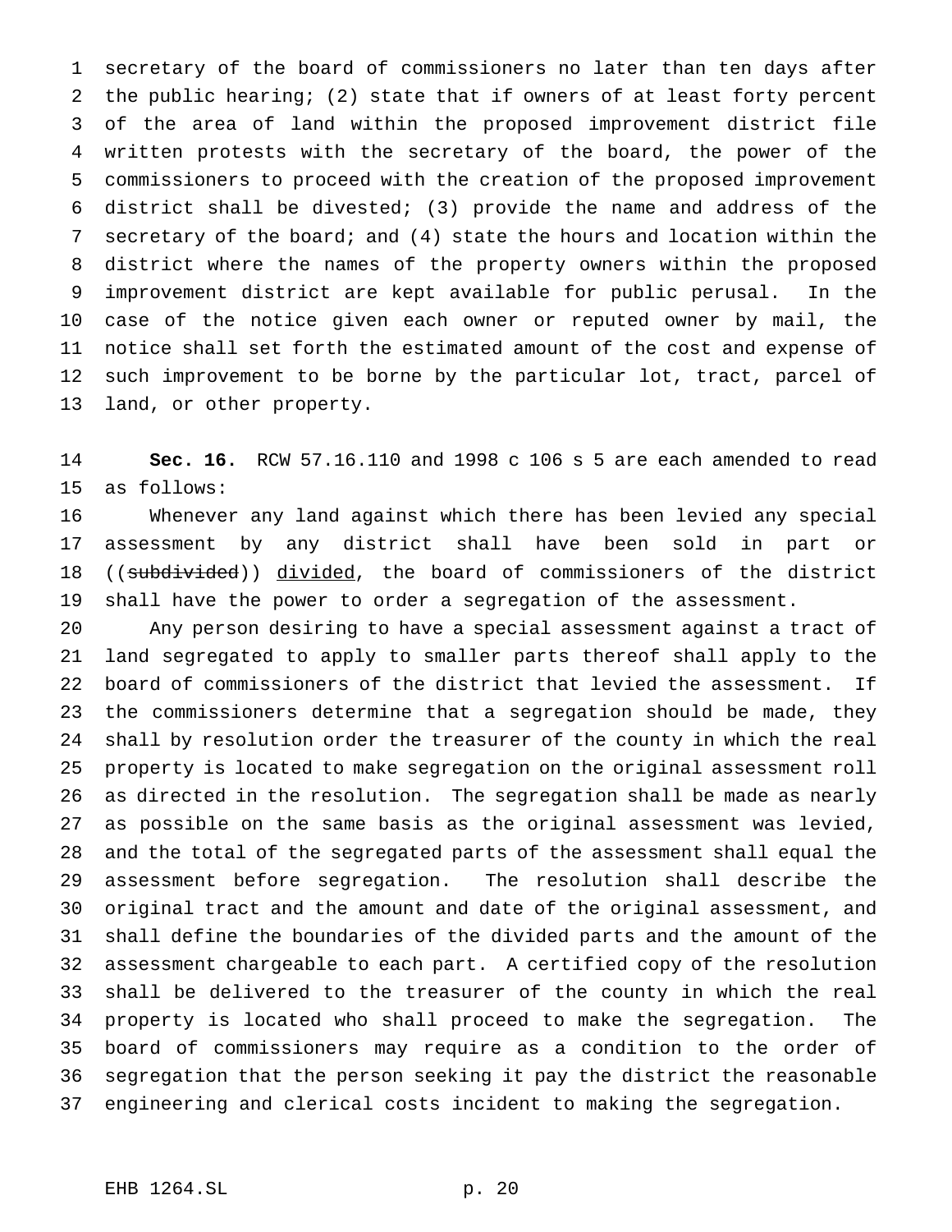secretary of the board of commissioners no later than ten days after the public hearing; (2) state that if owners of at least forty percent of the area of land within the proposed improvement district file written protests with the secretary of the board, the power of the commissioners to proceed with the creation of the proposed improvement district shall be divested; (3) provide the name and address of the secretary of the board; and (4) state the hours and location within the district where the names of the property owners within the proposed improvement district are kept available for public perusal. In the case of the notice given each owner or reputed owner by mail, the notice shall set forth the estimated amount of the cost and expense of such improvement to be borne by the particular lot, tract, parcel of land, or other property.

**Sec. 16.** RCW 57.16.110 and 1998 c 106 s 5 are each amended to read as follows:

Whenever any land against which there has been levied any special assessment by any district shall have been sold in part or ((~~subdivided~~)) <u>divided</u>, the board of commissioners of the district shall have the power to order a segregation of the assessment.

Any person desiring to have a special assessment against a tract of land segregated to apply to smaller parts thereof shall apply to the board of commissioners of the district that levied the assessment. If the commissioners determine that a segregation should be made, they shall by resolution order the treasurer of the county in which the real property is located to make segregation on the original assessment roll as directed in the resolution. The segregation shall be made as nearly as possible on the same basis as the original assessment was levied, and the total of the segregated parts of the assessment shall equal the assessment before segregation. The resolution shall describe the original tract and the amount and date of the original assessment, and shall define the boundaries of the divided parts and the amount of the assessment chargeable to each part. A certified copy of the resolution shall be delivered to the treasurer of the county in which the real property is located who shall proceed to make the segregation. The board of commissioners may require as a condition to the order of segregation that the person seeking it pay the district the reasonable engineering and clerical costs incident to making the segregation.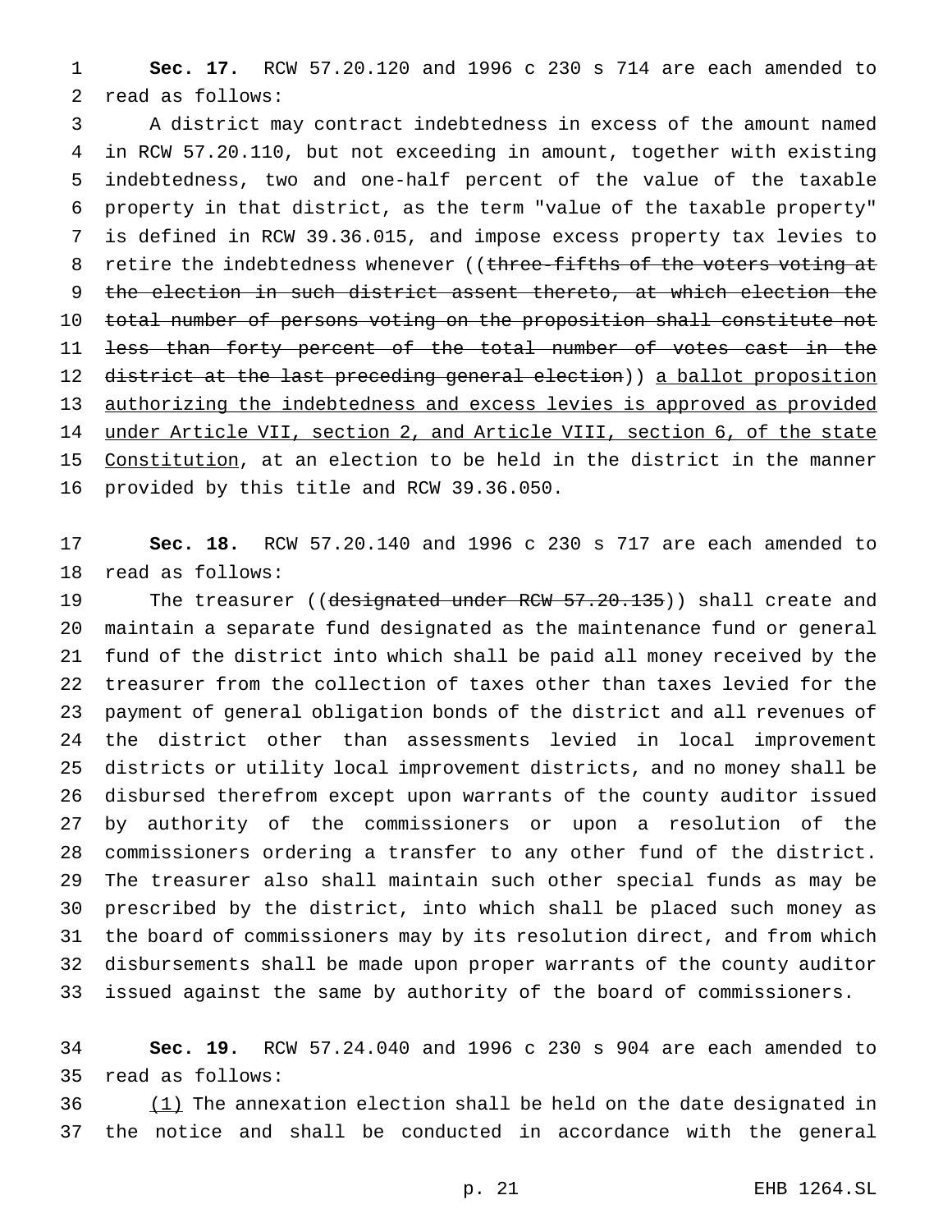**Sec. 17.** RCW 57.20.120 and 1996 c 230 s 714 are each amended to read as follows:

A district may contract indebtedness in excess of the amount named in RCW 57.20.110, but not exceeding in amount, together with existing indebtedness, two and one-half percent of the value of the taxable property in that district, as the term "value of the taxable property" is defined in RCW 39.36.015, and impose excess property tax levies to retire the indebtedness whenever ((~~three-fifths of the voters voting at the election in such district assent thereto, at which election the total number of persons voting on the proposition shall constitute not less than forty percent of the total number of votes cast in the district at the last preceding general election~~)) <u>a ballot proposition authorizing the indebtedness and excess levies is approved as provided under Article VII, section 2, and Article VIII, section 6, of the state Constitution</u>, at an election to be held in the district in the manner provided by this title and RCW 39.36.050.

**Sec. 18.** RCW 57.20.140 and 1996 c 230 s 717 are each amended to read as follows:

The treasurer ((~~designated under RCW 57.20.135~~)) shall create and maintain a separate fund designated as the maintenance fund or general fund of the district into which shall be paid all money received by the treasurer from the collection of taxes other than taxes levied for the payment of general obligation bonds of the district and all revenues of the district other than assessments levied in local improvement districts or utility local improvement districts, and no money shall be disbursed therefrom except upon warrants of the county auditor issued by authority of the commissioners or upon a resolution of the commissioners ordering a transfer to any other fund of the district. The treasurer also shall maintain such other special funds as may be prescribed by the district, into which shall be placed such money as the board of commissioners may by its resolution direct, and from which disbursements shall be made upon proper warrants of the county auditor issued against the same by authority of the board of commissioners.

**Sec. 19.** RCW 57.24.040 and 1996 c 230 s 904 are each amended to read as follows:

<u>(1)</u> The annexation election shall be held on the date designated in the notice and shall be conducted in accordance with the general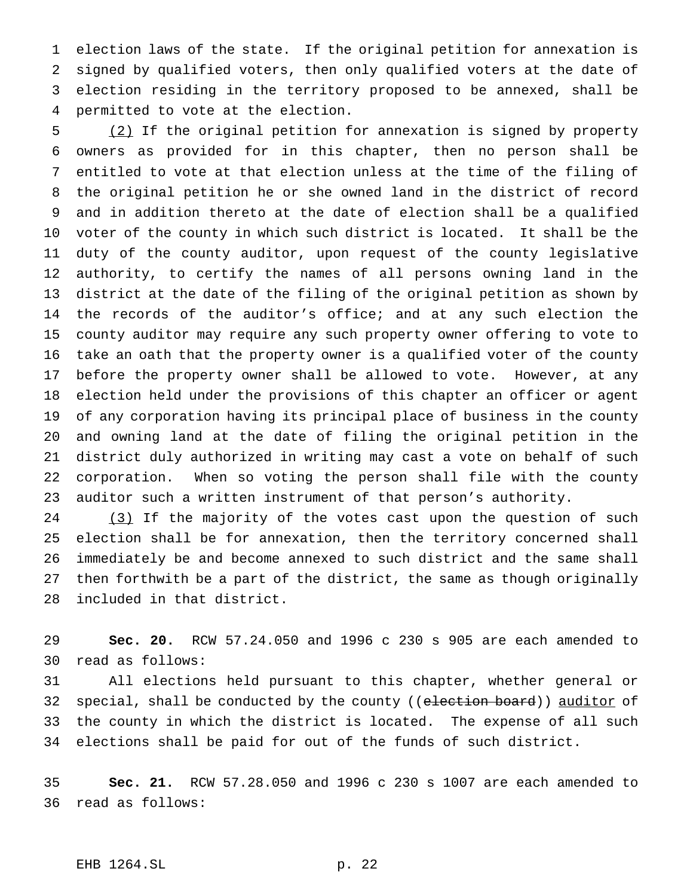election laws of the state. If the original petition for annexation is signed by qualified voters, then only qualified voters at the date of election residing in the territory proposed to be annexed, shall be permitted to vote at the election.

(2) If the original petition for annexation is signed by property owners as provided for in this chapter, then no person shall be entitled to vote at that election unless at the time of the filing of the original petition he or she owned land in the district of record and in addition thereto at the date of election shall be a qualified voter of the county in which such district is located. It shall be the duty of the county auditor, upon request of the county legislative authority, to certify the names of all persons owning land in the district at the date of the filing of the original petition as shown by the records of the auditor's office; and at any such election the county auditor may require any such property owner offering to vote to take an oath that the property owner is a qualified voter of the county before the property owner shall be allowed to vote. However, at any election held under the provisions of this chapter an officer or agent of any corporation having its principal place of business in the county and owning land at the date of filing the original petition in the district duly authorized in writing may cast a vote on behalf of such corporation. When so voting the person shall file with the county auditor such a written instrument of that person's authority.

(3) If the majority of the votes cast upon the question of such election shall be for annexation, then the territory concerned shall immediately be and become annexed to such district and the same shall then forthwith be a part of the district, the same as though originally included in that district.

**Sec. 20.** RCW 57.24.050 and 1996 c 230 s 905 are each amended to read as follows:

All elections held pursuant to this chapter, whether general or special, shall be conducted by the county ((~~election board~~)) auditor of the county in which the district is located. The expense of all such elections shall be paid for out of the funds of such district.

**Sec. 21.** RCW 57.28.050 and 1996 c 230 s 1007 are each amended to read as follows: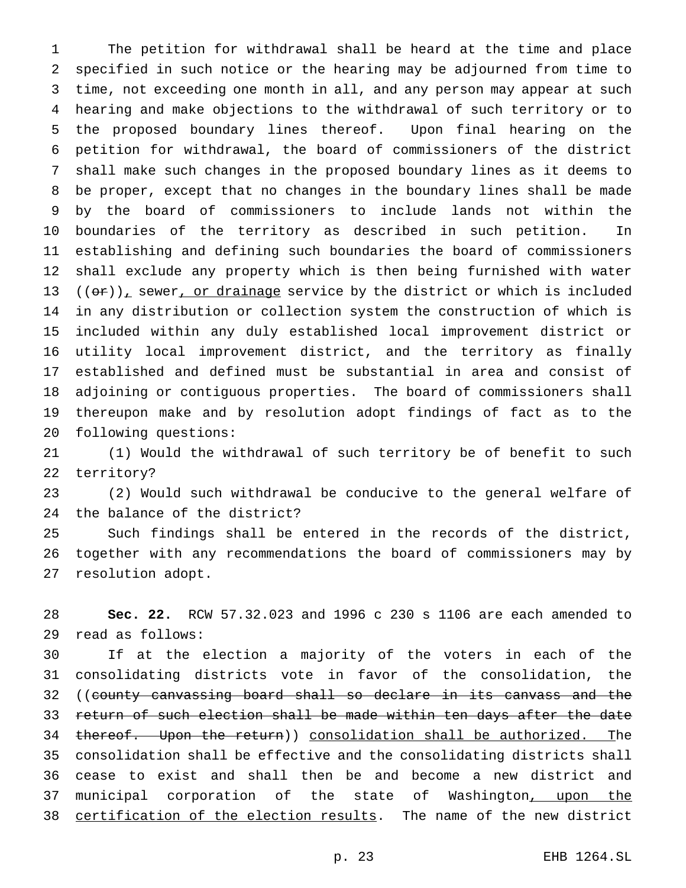The petition for withdrawal shall be heard at the time and place specified in such notice or the hearing may be adjourned from time to time, not exceeding one month in all, and any person may appear at such hearing and make objections to the withdrawal of such territory or to the proposed boundary lines thereof. Upon final hearing on the petition for withdrawal, the board of commissioners of the district shall make such changes in the proposed boundary lines as it deems to be proper, except that no changes in the boundary lines shall be made by the board of commissioners to include lands not within the boundaries of the territory as described in such petition. In establishing and defining such boundaries the board of commissioners shall exclude any property which is then being furnished with water ((~~or~~)), sewer, or drainage service by the district or which is included in any distribution or collection system the construction of which is included within any duly established local improvement district or utility local improvement district, and the territory as finally established and defined must be substantial in area and consist of adjoining or contiguous properties. The board of commissioners shall thereupon make and by resolution adopt findings of fact as to the following questions:

(1) Would the withdrawal of such territory be of benefit to such territory?

(2) Would such withdrawal be conducive to the general welfare of the balance of the district?

Such findings shall be entered in the records of the district, together with any recommendations the board of commissioners may by resolution adopt.

**Sec. 22.** RCW 57.32.023 and 1996 c 230 s 1106 are each amended to read as follows:

If at the election a majority of the voters in each of the consolidating districts vote in favor of the consolidation, the ((~~county canvassing board shall so declare in its canvass and the return of such election shall be made within ten days after the date thereof. Upon the return~~)) consolidation shall be authorized. The consolidation shall be effective and the consolidating districts shall cease to exist and shall then be and become a new district and municipal corporation of the state of Washington, upon the certification of the election results. The name of the new district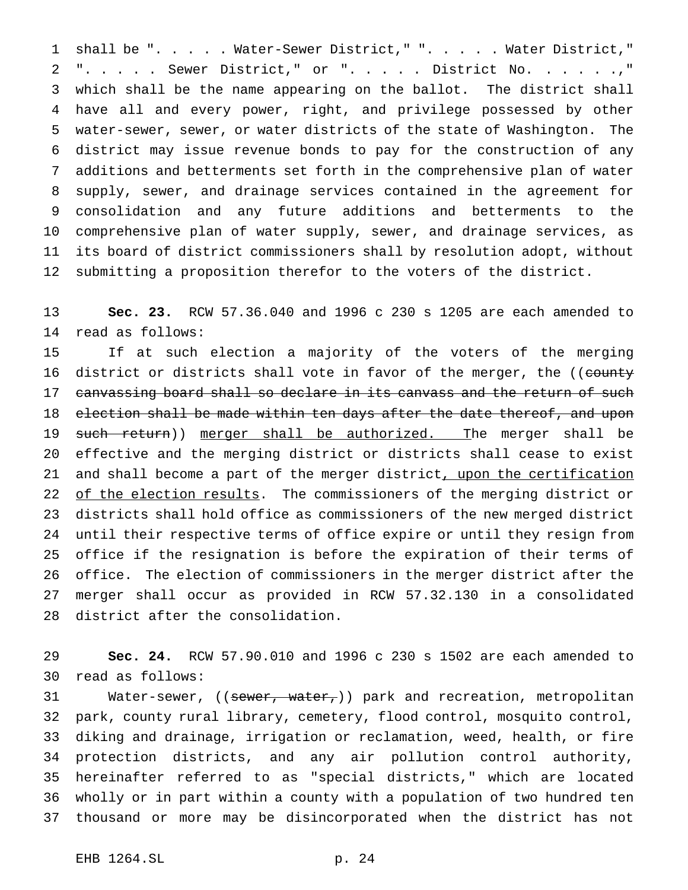shall be ". . . . . Water-Sewer District," ". . . . . Water District," ". . . . . Sewer District," or ". . . . . District No. . . . . .," which shall be the name appearing on the ballot. The district shall have all and every power, right, and privilege possessed by other water-sewer, sewer, or water districts of the state of Washington. The district may issue revenue bonds to pay for the construction of any additions and betterments set forth in the comprehensive plan of water supply, sewer, and drainage services contained in the agreement for consolidation and any future additions and betterments to the comprehensive plan of water supply, sewer, and drainage services, as its board of district commissioners shall by resolution adopt, without submitting a proposition therefor to the voters of the district.

**Sec. 23.** RCW 57.36.040 and 1996 c 230 s 1205 are each amended to read as follows:

If at such election a majority of the voters of the merging district or districts shall vote in favor of the merger, the ((~~county canvassing board shall so declare in its canvass and the return of such election shall be made within ten days after the date thereof, and upon such return~~)) merger shall be authorized. The merger shall be effective and the merging district or districts shall cease to exist and shall become a part of the merger district, upon the certification of the election results. The commissioners of the merging district or districts shall hold office as commissioners of the new merged district until their respective terms of office expire or until they resign from office if the resignation is before the expiration of their terms of office. The election of commissioners in the merger district after the merger shall occur as provided in RCW 57.32.130 in a consolidated district after the consolidation.

**Sec. 24.** RCW 57.90.010 and 1996 c 230 s 1502 are each amended to read as follows:

Water-sewer, ((~~sewer, water,~~)) park and recreation, metropolitan park, county rural library, cemetery, flood control, mosquito control, diking and drainage, irrigation or reclamation, weed, health, or fire protection districts, and any air pollution control authority, hereinafter referred to as "special districts," which are located wholly or in part within a county with a population of two hundred ten thousand or more may be disincorporated when the district has not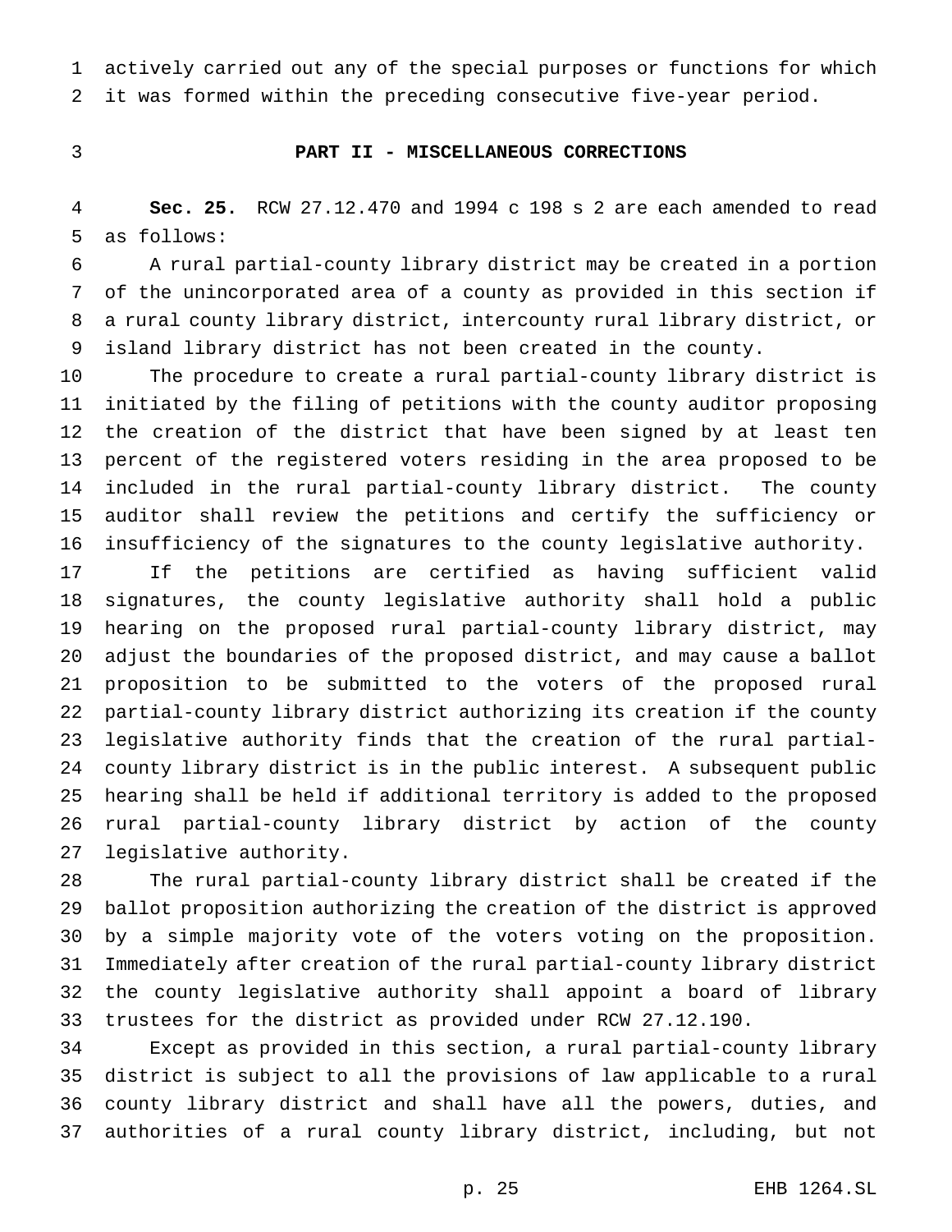actively carried out any of the special purposes or functions for which it was formed within the preceding consecutive five-year period.

## PART II - MISCELLANEOUS CORRECTIONS

**Sec. 25.** RCW 27.12.470 and 1994 c 198 s 2 are each amended to read as follows:

A rural partial-county library district may be created in a portion of the unincorporated area of a county as provided in this section if a rural county library district, intercounty rural library district, or island library district has not been created in the county.

The procedure to create a rural partial-county library district is initiated by the filing of petitions with the county auditor proposing the creation of the district that have been signed by at least ten percent of the registered voters residing in the area proposed to be included in the rural partial-county library district. The county auditor shall review the petitions and certify the sufficiency or insufficiency of the signatures to the county legislative authority.

If the petitions are certified as having sufficient valid signatures, the county legislative authority shall hold a public hearing on the proposed rural partial-county library district, may adjust the boundaries of the proposed district, and may cause a ballot proposition to be submitted to the voters of the proposed rural partial-county library district authorizing its creation if the county legislative authority finds that the creation of the rural partial-county library district is in the public interest. A subsequent public hearing shall be held if additional territory is added to the proposed rural partial-county library district by action of the county legislative authority.

The rural partial-county library district shall be created if the ballot proposition authorizing the creation of the district is approved by a simple majority vote of the voters voting on the proposition. Immediately after creation of the rural partial-county library district the county legislative authority shall appoint a board of library trustees for the district as provided under RCW 27.12.190.

Except as provided in this section, a rural partial-county library district is subject to all the provisions of law applicable to a rural county library district and shall have all the powers, duties, and authorities of a rural county library district, including, but not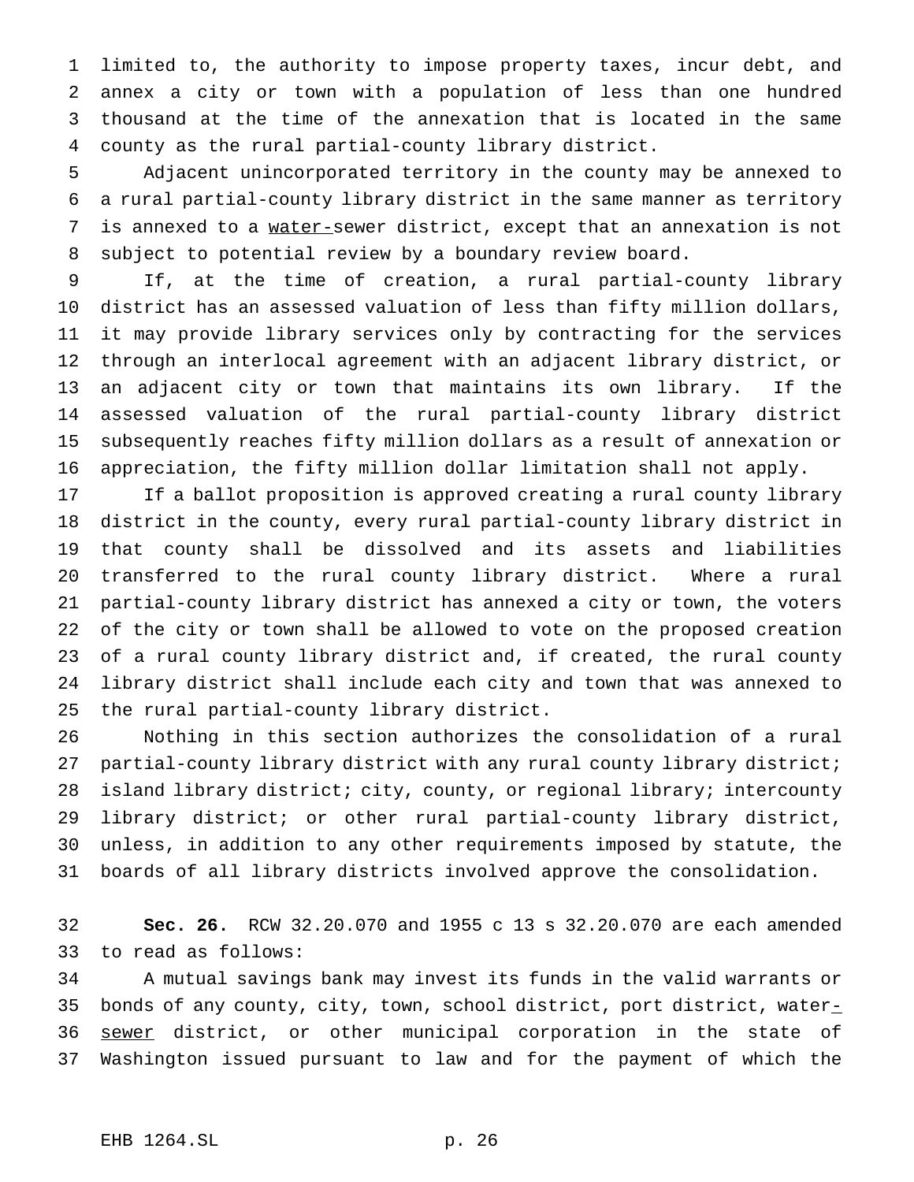limited to, the authority to impose property taxes, incur debt, and annex a city or town with a population of less than one hundred thousand at the time of the annexation that is located in the same county as the rural partial-county library district.

Adjacent unincorporated territory in the county may be annexed to a rural partial-county library district in the same manner as territory is annexed to a <u>water-</u>sewer district, except that an annexation is not subject to potential review by a boundary review board.

If, at the time of creation, a rural partial-county library district has an assessed valuation of less than fifty million dollars, it may provide library services only by contracting for the services through an interlocal agreement with an adjacent library district, or an adjacent city or town that maintains its own library. If the assessed valuation of the rural partial-county library district subsequently reaches fifty million dollars as a result of annexation or appreciation, the fifty million dollar limitation shall not apply.

If a ballot proposition is approved creating a rural county library district in the county, every rural partial-county library district in that county shall be dissolved and its assets and liabilities transferred to the rural county library district. Where a rural partial-county library district has annexed a city or town, the voters of the city or town shall be allowed to vote on the proposed creation of a rural county library district and, if created, the rural county library district shall include each city and town that was annexed to the rural partial-county library district.

Nothing in this section authorizes the consolidation of a rural partial-county library district with any rural county library district; island library district; city, county, or regional library; intercounty library district; or other rural partial-county library district, unless, in addition to any other requirements imposed by statute, the boards of all library districts involved approve the consolidation.

**Sec. 26.** RCW 32.20.070 and 1955 c 13 s 32.20.070 are each amended to read as follows:

A mutual savings bank may invest its funds in the valid warrants or bonds of any county, city, town, school district, port district, water<u>-sewer</u> district, or other municipal corporation in the state of Washington issued pursuant to law and for the payment of which the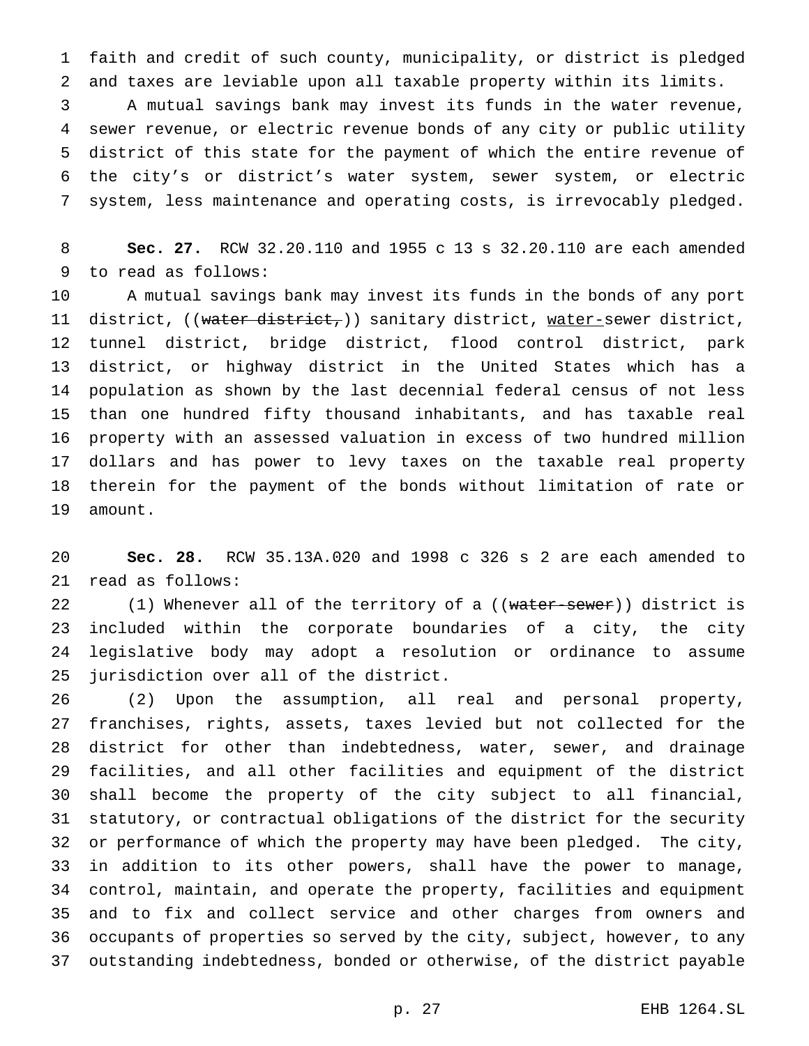faith and credit of such county, municipality, or district is pledged and taxes are leviable upon all taxable property within its limits.

A mutual savings bank may invest its funds in the water revenue, sewer revenue, or electric revenue bonds of any city or public utility district of this state for the payment of which the entire revenue of the city's or district's water system, sewer system, or electric system, less maintenance and operating costs, is irrevocably pledged.

**Sec. 27.** RCW 32.20.110 and 1955 c 13 s 32.20.110 are each amended to read as follows:

A mutual savings bank may invest its funds in the bonds of any port district, ((~~water district,~~)) sanitary district, water-sewer district, tunnel district, bridge district, flood control district, park district, or highway district in the United States which has a population as shown by the last decennial federal census of not less than one hundred fifty thousand inhabitants, and has taxable real property with an assessed valuation in excess of two hundred million dollars and has power to levy taxes on the taxable real property therein for the payment of the bonds without limitation of rate or amount.

**Sec. 28.** RCW 35.13A.020 and 1998 c 326 s 2 are each amended to read as follows:

(1) Whenever all of the territory of a ((~~water-sewer~~)) district is included within the corporate boundaries of a city, the city legislative body may adopt a resolution or ordinance to assume jurisdiction over all of the district.

(2) Upon the assumption, all real and personal property, franchises, rights, assets, taxes levied but not collected for the district for other than indebtedness, water, sewer, and drainage facilities, and all other facilities and equipment of the district shall become the property of the city subject to all financial, statutory, or contractual obligations of the district for the security or performance of which the property may have been pledged. The city, in addition to its other powers, shall have the power to manage, control, maintain, and operate the property, facilities and equipment and to fix and collect service and other charges from owners and occupants of properties so served by the city, subject, however, to any outstanding indebtedness, bonded or otherwise, of the district payable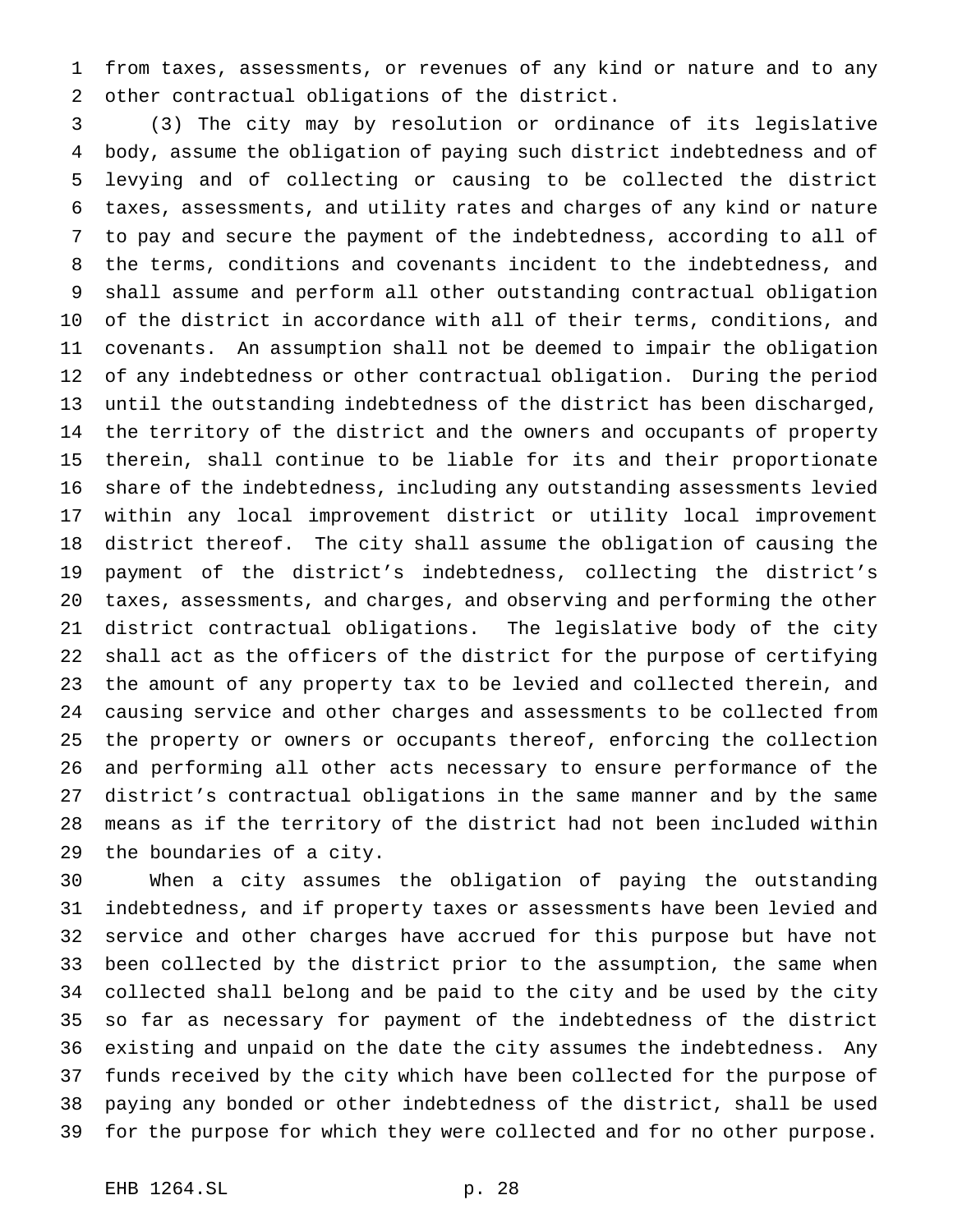from taxes, assessments, or revenues of any kind or nature and to any other contractual obligations of the district.

(3) The city may by resolution or ordinance of its legislative body, assume the obligation of paying such district indebtedness and of levying and of collecting or causing to be collected the district taxes, assessments, and utility rates and charges of any kind or nature to pay and secure the payment of the indebtedness, according to all of the terms, conditions and covenants incident to the indebtedness, and shall assume and perform all other outstanding contractual obligation of the district in accordance with all of their terms, conditions, and covenants. An assumption shall not be deemed to impair the obligation of any indebtedness or other contractual obligation. During the period until the outstanding indebtedness of the district has been discharged, the territory of the district and the owners and occupants of property therein, shall continue to be liable for its and their proportionate share of the indebtedness, including any outstanding assessments levied within any local improvement district or utility local improvement district thereof. The city shall assume the obligation of causing the payment of the district's indebtedness, collecting the district's taxes, assessments, and charges, and observing and performing the other district contractual obligations. The legislative body of the city shall act as the officers of the district for the purpose of certifying the amount of any property tax to be levied and collected therein, and causing service and other charges and assessments to be collected from the property or owners or occupants thereof, enforcing the collection and performing all other acts necessary to ensure performance of the district's contractual obligations in the same manner and by the same means as if the territory of the district had not been included within the boundaries of a city.

When a city assumes the obligation of paying the outstanding indebtedness, and if property taxes or assessments have been levied and service and other charges have accrued for this purpose but have not been collected by the district prior to the assumption, the same when collected shall belong and be paid to the city and be used by the city so far as necessary for payment of the indebtedness of the district existing and unpaid on the date the city assumes the indebtedness. Any funds received by the city which have been collected for the purpose of paying any bonded or other indebtedness of the district, shall be used for the purpose for which they were collected and for no other purpose.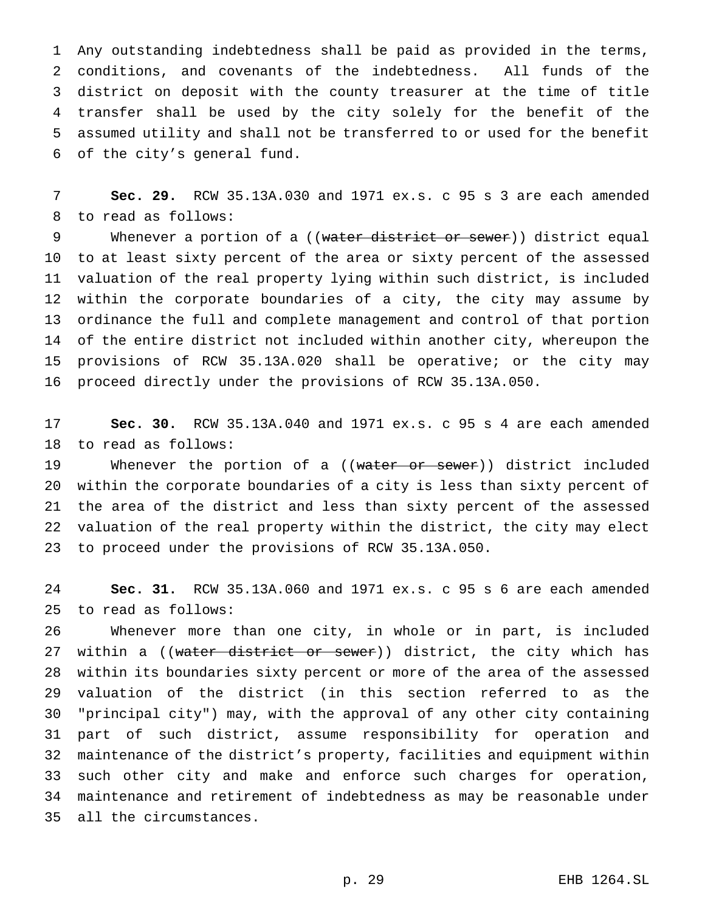Any outstanding indebtedness shall be paid as provided in the terms, conditions, and covenants of the indebtedness. All funds of the district on deposit with the county treasurer at the time of title transfer shall be used by the city solely for the benefit of the assumed utility and shall not be transferred to or used for the benefit of the city's general fund.

**Sec. 29.** RCW 35.13A.030 and 1971 ex.s. c 95 s 3 are each amended to read as follows:

Whenever a portion of a ((~~water district or sewer~~)) district equal to at least sixty percent of the area or sixty percent of the assessed valuation of the real property lying within such district, is included within the corporate boundaries of a city, the city may assume by ordinance the full and complete management and control of that portion of the entire district not included within another city, whereupon the provisions of RCW 35.13A.020 shall be operative; or the city may proceed directly under the provisions of RCW 35.13A.050.

**Sec. 30.** RCW 35.13A.040 and 1971 ex.s. c 95 s 4 are each amended to read as follows:

Whenever the portion of a ((~~water or sewer~~)) district included within the corporate boundaries of a city is less than sixty percent of the area of the district and less than sixty percent of the assessed valuation of the real property within the district, the city may elect to proceed under the provisions of RCW 35.13A.050.

**Sec. 31.** RCW 35.13A.060 and 1971 ex.s. c 95 s 6 are each amended to read as follows:

Whenever more than one city, in whole or in part, is included within a ((~~water district or sewer~~)) district, the city which has within its boundaries sixty percent or more of the area of the assessed valuation of the district (in this section referred to as the "principal city") may, with the approval of any other city containing part of such district, assume responsibility for operation and maintenance of the district's property, facilities and equipment within such other city and make and enforce such charges for operation, maintenance and retirement of indebtedness as may be reasonable under all the circumstances.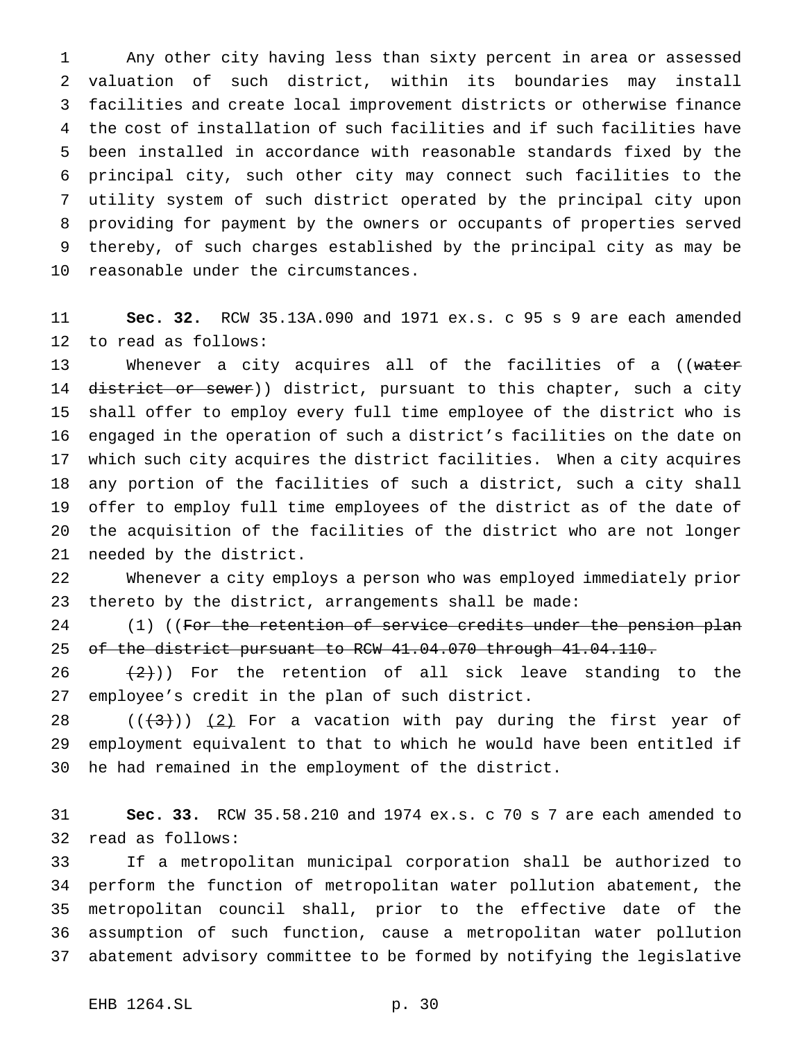Any other city having less than sixty percent in area or assessed valuation of such district, within its boundaries may install facilities and create local improvement districts or otherwise finance the cost of installation of such facilities and if such facilities have been installed in accordance with reasonable standards fixed by the principal city, such other city may connect such facilities to the utility system of such district operated by the principal city upon providing for payment by the owners or occupants of properties served thereby, of such charges established by the principal city as may be reasonable under the circumstances.

**Sec. 32.** RCW 35.13A.090 and 1971 ex.s. c 95 s 9 are each amended to read as follows:

Whenever a city acquires all of the facilities of a ((~~water district or sewer~~)) district, pursuant to this chapter, such a city shall offer to employ every full time employee of the district who is engaged in the operation of such a district's facilities on the date on which such city acquires the district facilities. When a city acquires any portion of the facilities of such a district, such a city shall offer to employ full time employees of the district as of the date of the acquisition of the facilities of the district who are not longer needed by the district.

Whenever a city employs a person who was employed immediately prior thereto by the district, arrangements shall be made:

(1) ((~~For the retention of service credits under the pension plan of the district pursuant to RCW 41.04.070 through 41.04.110.~~

~~(2)~~)) For the retention of all sick leave standing to the employee's credit in the plan of such district.

((~~(3)~~)) <u>(2)</u> For a vacation with pay during the first year of employment equivalent to that to which he would have been entitled if he had remained in the employment of the district.

**Sec. 33.** RCW 35.58.210 and 1974 ex.s. c 70 s 7 are each amended to read as follows:

If a metropolitan municipal corporation shall be authorized to perform the function of metropolitan water pollution abatement, the metropolitan council shall, prior to the effective date of the assumption of such function, cause a metropolitan water pollution abatement advisory committee to be formed by notifying the legislative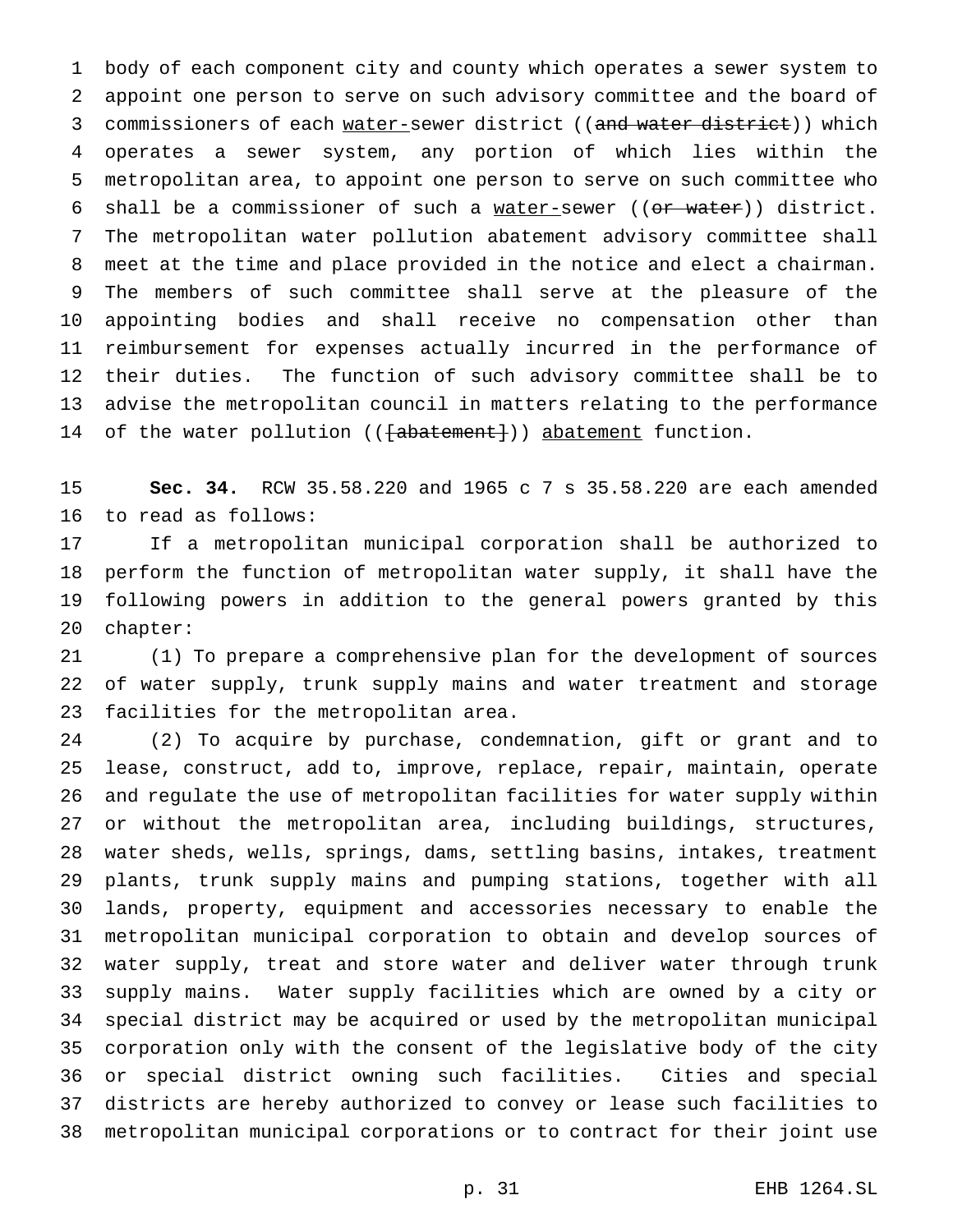body of each component city and county which operates a sewer system to appoint one person to serve on such advisory committee and the board of commissioners of each water-sewer district ((~~and water district~~)) which operates a sewer system, any portion of which lies within the metropolitan area, to appoint one person to serve on such committee who shall be a commissioner of such a water-sewer ((~~or water~~)) district. The metropolitan water pollution abatement advisory committee shall meet at the time and place provided in the notice and elect a chairman. The members of such committee shall serve at the pleasure of the appointing bodies and shall receive no compensation other than reimbursement for expenses actually incurred in the performance of their duties. The function of such advisory committee shall be to advise the metropolitan council in matters relating to the performance of the water pollution ((~~[abatement]~~)) abatement function.

**Sec. 34.** RCW 35.58.220 and 1965 c 7 s 35.58.220 are each amended to read as follows:

If a metropolitan municipal corporation shall be authorized to perform the function of metropolitan water supply, it shall have the following powers in addition to the general powers granted by this chapter:

(1) To prepare a comprehensive plan for the development of sources of water supply, trunk supply mains and water treatment and storage facilities for the metropolitan area.

(2) To acquire by purchase, condemnation, gift or grant and to lease, construct, add to, improve, replace, repair, maintain, operate and regulate the use of metropolitan facilities for water supply within or without the metropolitan area, including buildings, structures, water sheds, wells, springs, dams, settling basins, intakes, treatment plants, trunk supply mains and pumping stations, together with all lands, property, equipment and accessories necessary to enable the metropolitan municipal corporation to obtain and develop sources of water supply, treat and store water and deliver water through trunk supply mains. Water supply facilities which are owned by a city or special district may be acquired or used by the metropolitan municipal corporation only with the consent of the legislative body of the city or special district owning such facilities. Cities and special districts are hereby authorized to convey or lease such facilities to metropolitan municipal corporations or to contract for their joint use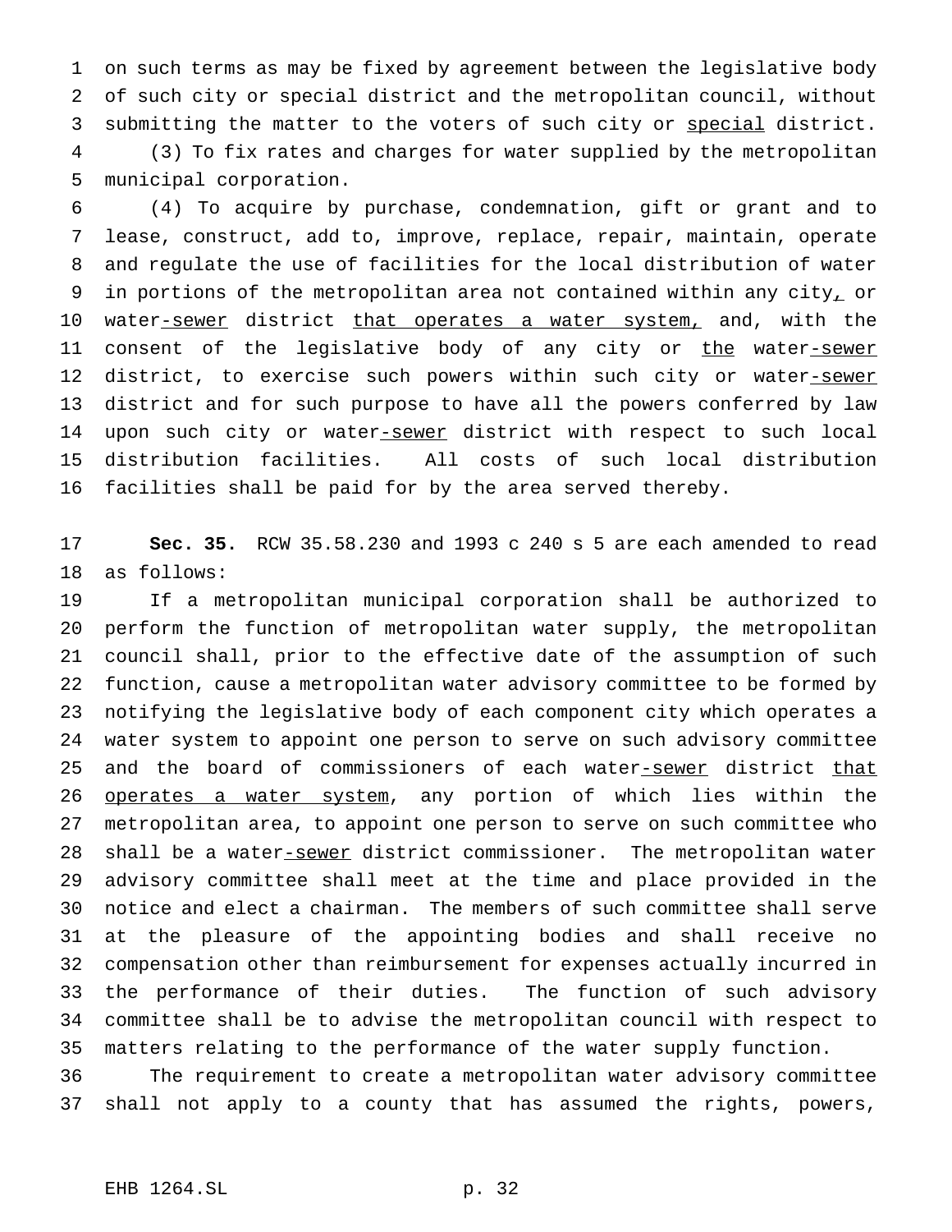on such terms as may be fixed by agreement between the legislative body of such city or special district and the metropolitan council, without submitting the matter to the voters of such city or special district.

(3) To fix rates and charges for water supplied by the metropolitan municipal corporation.

(4) To acquire by purchase, condemnation, gift or grant and to lease, construct, add to, improve, replace, repair, maintain, operate and regulate the use of facilities for the local distribution of water in portions of the metropolitan area not contained within any city, or water-sewer district that operates a water system, and, with the consent of the legislative body of any city or the water-sewer district, to exercise such powers within such city or water-sewer district and for such purpose to have all the powers conferred by law upon such city or water-sewer district with respect to such local distribution facilities. All costs of such local distribution facilities shall be paid for by the area served thereby.

**Sec. 35.** RCW 35.58.230 and 1993 c 240 s 5 are each amended to read as follows:

If a metropolitan municipal corporation shall be authorized to perform the function of metropolitan water supply, the metropolitan council shall, prior to the effective date of the assumption of such function, cause a metropolitan water advisory committee to be formed by notifying the legislative body of each component city which operates a water system to appoint one person to serve on such advisory committee and the board of commissioners of each water-sewer district that operates a water system, any portion of which lies within the metropolitan area, to appoint one person to serve on such committee who shall be a water-sewer district commissioner. The metropolitan water advisory committee shall meet at the time and place provided in the notice and elect a chairman. The members of such committee shall serve at the pleasure of the appointing bodies and shall receive no compensation other than reimbursement for expenses actually incurred in the performance of their duties. The function of such advisory committee shall be to advise the metropolitan council with respect to matters relating to the performance of the water supply function.

The requirement to create a metropolitan water advisory committee shall not apply to a county that has assumed the rights, powers,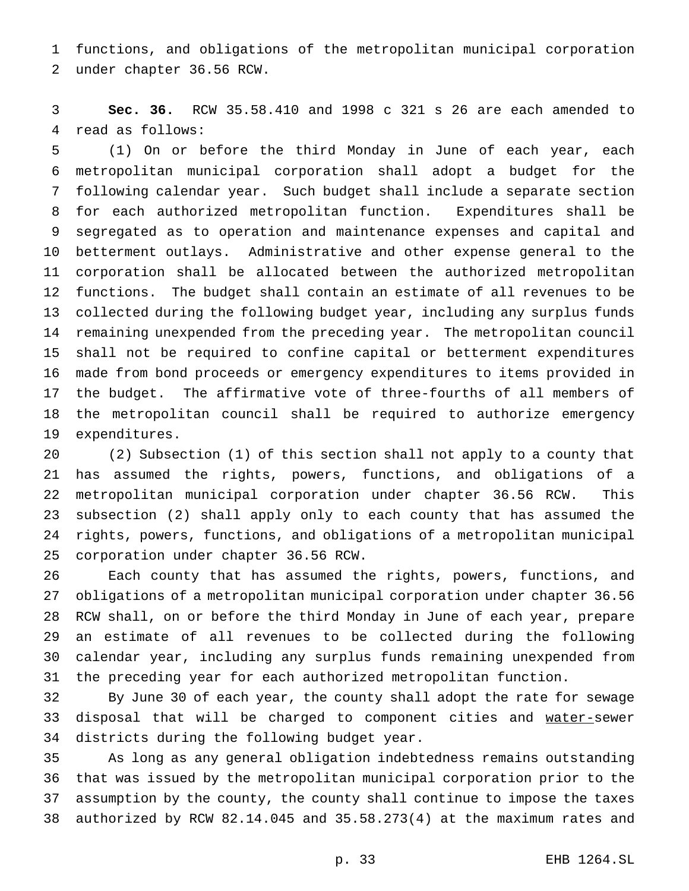functions, and obligations of the metropolitan municipal corporation under chapter 36.56 RCW.

**Sec. 36.** RCW 35.58.410 and 1998 c 321 s 26 are each amended to read as follows:

(1) On or before the third Monday in June of each year, each metropolitan municipal corporation shall adopt a budget for the following calendar year. Such budget shall include a separate section for each authorized metropolitan function. Expenditures shall be segregated as to operation and maintenance expenses and capital and betterment outlays. Administrative and other expense general to the corporation shall be allocated between the authorized metropolitan functions. The budget shall contain an estimate of all revenues to be collected during the following budget year, including any surplus funds remaining unexpended from the preceding year. The metropolitan council shall not be required to confine capital or betterment expenditures made from bond proceeds or emergency expenditures to items provided in the budget. The affirmative vote of three-fourths of all members of the metropolitan council shall be required to authorize emergency expenditures.

(2) Subsection (1) of this section shall not apply to a county that has assumed the rights, powers, functions, and obligations of a metropolitan municipal corporation under chapter 36.56 RCW. This subsection (2) shall apply only to each county that has assumed the rights, powers, functions, and obligations of a metropolitan municipal corporation under chapter 36.56 RCW.

Each county that has assumed the rights, powers, functions, and obligations of a metropolitan municipal corporation under chapter 36.56 RCW shall, on or before the third Monday in June of each year, prepare an estimate of all revenues to be collected during the following calendar year, including any surplus funds remaining unexpended from the preceding year for each authorized metropolitan function.

By June 30 of each year, the county shall adopt the rate for sewage disposal that will be charged to component cities and water-sewer districts during the following budget year.

As long as any general obligation indebtedness remains outstanding that was issued by the metropolitan municipal corporation prior to the assumption by the county, the county shall continue to impose the taxes authorized by RCW 82.14.045 and 35.58.273(4) at the maximum rates and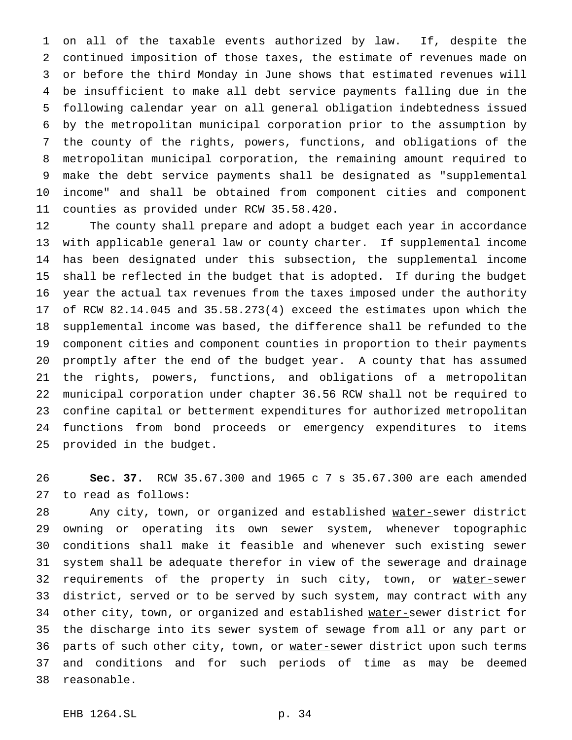on all of the taxable events authorized by law. If, despite the continued imposition of those taxes, the estimate of revenues made on or before the third Monday in June shows that estimated revenues will be insufficient to make all debt service payments falling due in the following calendar year on all general obligation indebtedness issued by the metropolitan municipal corporation prior to the assumption by the county of the rights, powers, functions, and obligations of the metropolitan municipal corporation, the remaining amount required to make the debt service payments shall be designated as "supplemental income" and shall be obtained from component cities and component counties as provided under RCW 35.58.420.

The county shall prepare and adopt a budget each year in accordance with applicable general law or county charter. If supplemental income has been designated under this subsection, the supplemental income shall be reflected in the budget that is adopted. If during the budget year the actual tax revenues from the taxes imposed under the authority of RCW 82.14.045 and 35.58.273(4) exceed the estimates upon which the supplemental income was based, the difference shall be refunded to the component cities and component counties in proportion to their payments promptly after the end of the budget year. A county that has assumed the rights, powers, functions, and obligations of a metropolitan municipal corporation under chapter 36.56 RCW shall not be required to confine capital or betterment expenditures for authorized metropolitan functions from bond proceeds or emergency expenditures to items provided in the budget.

**Sec. 37.** RCW 35.67.300 and 1965 c 7 s 35.67.300 are each amended to read as follows:

Any city, town, or organized and established water-sewer district owning or operating its own sewer system, whenever topographic conditions shall make it feasible and whenever such existing sewer system shall be adequate therefor in view of the sewerage and drainage requirements of the property in such city, town, or water-sewer district, served or to be served by such system, may contract with any other city, town, or organized and established water-sewer district for the discharge into its sewer system of sewage from all or any part or parts of such other city, town, or water-sewer district upon such terms and conditions and for such periods of time as may be deemed reasonable.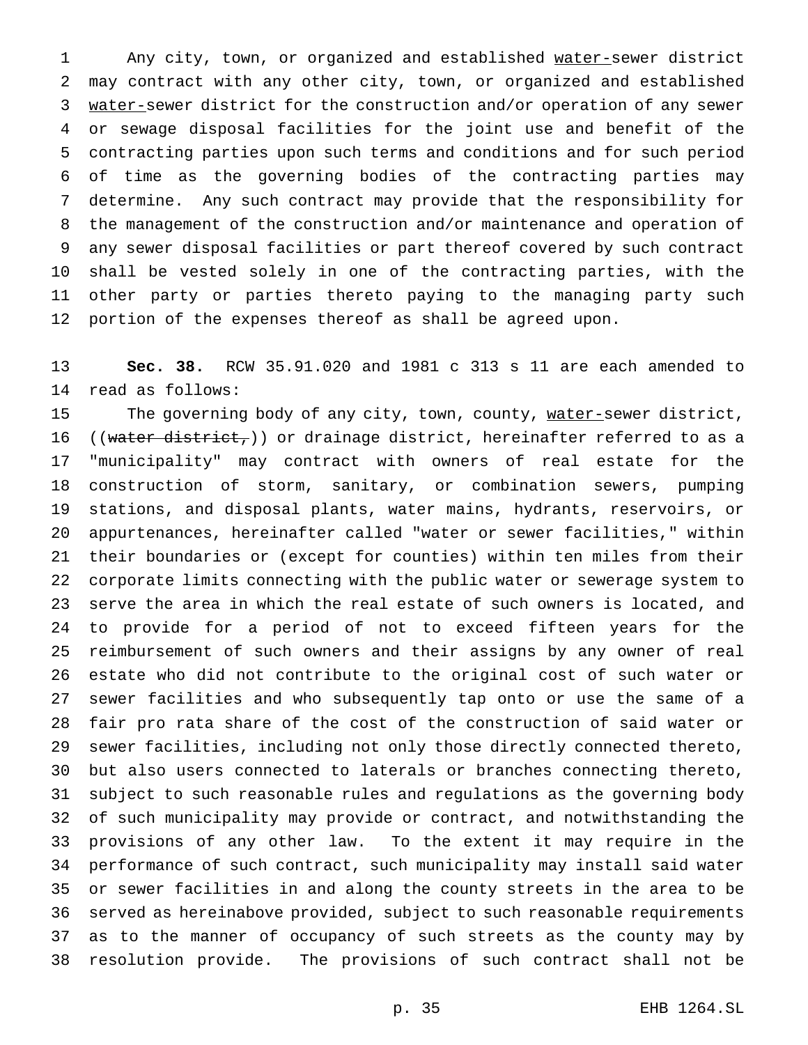Any city, town, or organized and established water-sewer district may contract with any other city, town, or organized and established water-sewer district for the construction and/or operation of any sewer or sewage disposal facilities for the joint use and benefit of the contracting parties upon such terms and conditions and for such period of time as the governing bodies of the contracting parties may determine. Any such contract may provide that the responsibility for the management of the construction and/or maintenance and operation of any sewer disposal facilities or part thereof covered by such contract shall be vested solely in one of the contracting parties, with the other party or parties thereto paying to the managing party such portion of the expenses thereof as shall be agreed upon.

**Sec. 38.** RCW 35.91.020 and 1981 c 313 s 11 are each amended to read as follows:

The governing body of any city, town, county, water-sewer district, ((~~water district,~~)) or drainage district, hereinafter referred to as a "municipality" may contract with owners of real estate for the construction of storm, sanitary, or combination sewers, pumping stations, and disposal plants, water mains, hydrants, reservoirs, or appurtenances, hereinafter called "water or sewer facilities," within their boundaries or (except for counties) within ten miles from their corporate limits connecting with the public water or sewerage system to serve the area in which the real estate of such owners is located, and to provide for a period of not to exceed fifteen years for the reimbursement of such owners and their assigns by any owner of real estate who did not contribute to the original cost of such water or sewer facilities and who subsequently tap onto or use the same of a fair pro rata share of the cost of the construction of said water or sewer facilities, including not only those directly connected thereto, but also users connected to laterals or branches connecting thereto, subject to such reasonable rules and regulations as the governing body of such municipality may provide or contract, and notwithstanding the provisions of any other law. To the extent it may require in the performance of such contract, such municipality may install said water or sewer facilities in and along the county streets in the area to be served as hereinabove provided, subject to such reasonable requirements as to the manner of occupancy of such streets as the county may by resolution provide. The provisions of such contract shall not be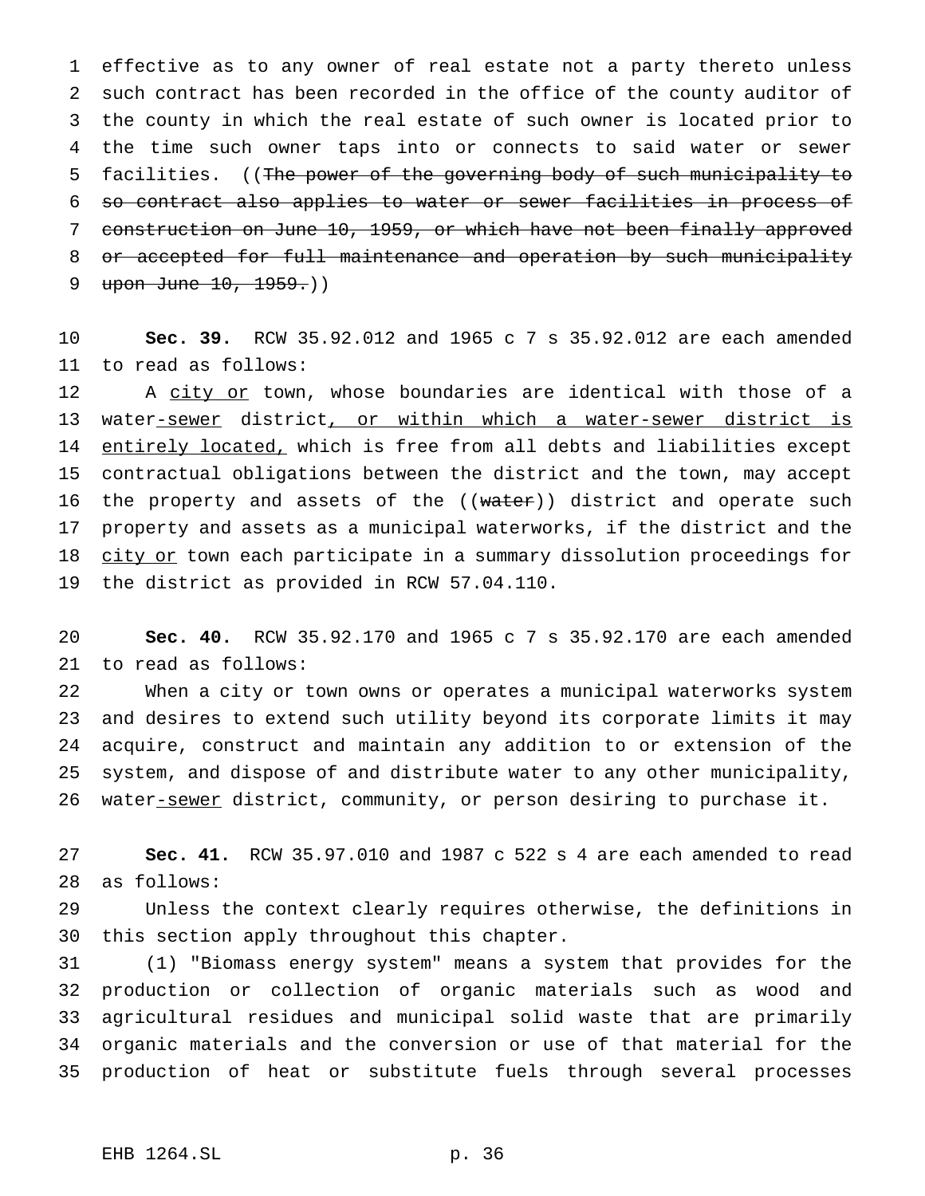effective as to any owner of real estate not a party thereto unless such contract has been recorded in the office of the county auditor of the county in which the real estate of such owner is located prior to the time such owner taps into or connects to said water or sewer facilities. ((~~The power of the governing body of such municipality to so contract also applies to water or sewer facilities in process of construction on June 10, 1959, or which have not been finally approved or accepted for full maintenance and operation by such municipality upon June 10, 1959.~~))

**Sec. 39.** RCW 35.92.012 and 1965 c 7 s 35.92.012 are each amended to read as follows:

A <u>city or</u> town, whose boundaries are identical with those of a water<u>-sewer</u> district<u>, or within which a water-sewer district is entirely located,</u> which is free from all debts and liabilities except contractual obligations between the district and the town, may accept the property and assets of the ((~~water~~)) district and operate such property and assets as a municipal waterworks, if the district and the <u>city or</u> town each participate in a summary dissolution proceedings for the district as provided in RCW 57.04.110.

**Sec. 40.** RCW 35.92.170 and 1965 c 7 s 35.92.170 are each amended to read as follows:

When a city or town owns or operates a municipal waterworks system and desires to extend such utility beyond its corporate limits it may acquire, construct and maintain any addition to or extension of the system, and dispose of and distribute water to any other municipality, water<u>-sewer</u> district, community, or person desiring to purchase it.

**Sec. 41.** RCW 35.97.010 and 1987 c 522 s 4 are each amended to read as follows:

Unless the context clearly requires otherwise, the definitions in this section apply throughout this chapter.

(1) "Biomass energy system" means a system that provides for the production or collection of organic materials such as wood and agricultural residues and municipal solid waste that are primarily organic materials and the conversion or use of that material for the production of heat or substitute fuels through several processes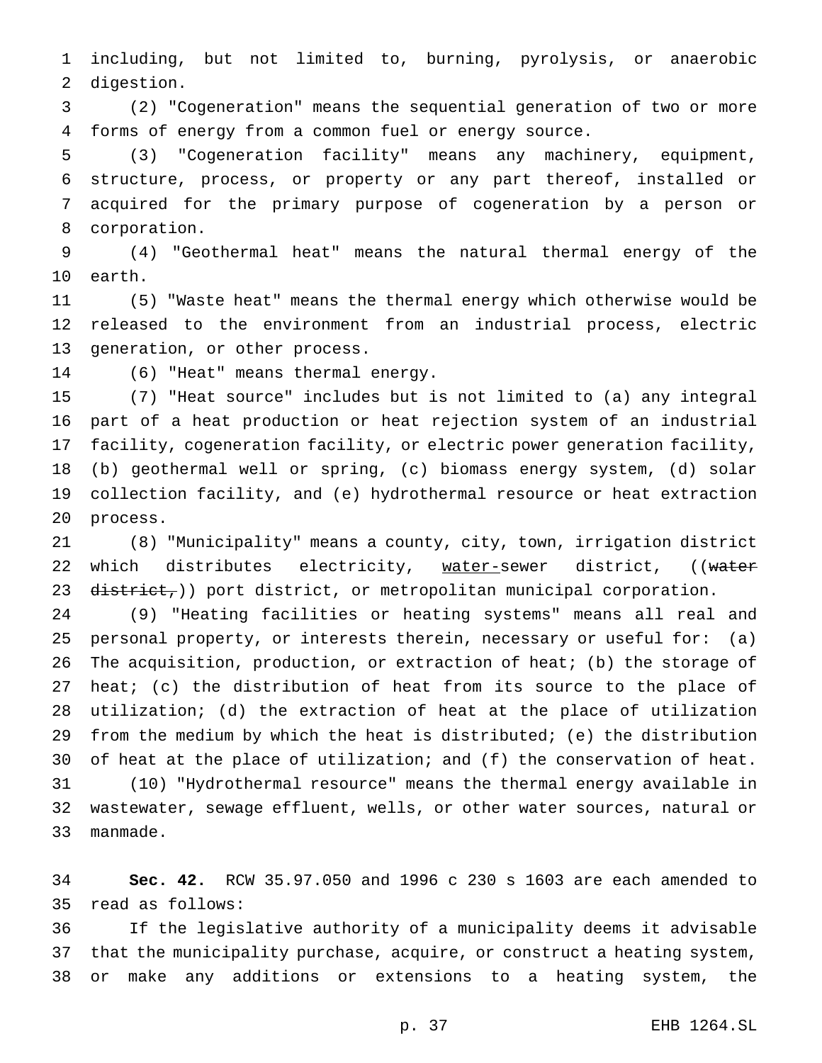including, but not limited to, burning, pyrolysis, or anaerobic digestion.

(2) "Cogeneration" means the sequential generation of two or more forms of energy from a common fuel or energy source.

(3) "Cogeneration facility" means any machinery, equipment, structure, process, or property or any part thereof, installed or acquired for the primary purpose of cogeneration by a person or corporation.

(4) "Geothermal heat" means the natural thermal energy of the earth.

(5) "Waste heat" means the thermal energy which otherwise would be released to the environment from an industrial process, electric generation, or other process.

(6) "Heat" means thermal energy.

(7) "Heat source" includes but is not limited to (a) any integral part of a heat production or heat rejection system of an industrial facility, cogeneration facility, or electric power generation facility, (b) geothermal well or spring, (c) biomass energy system, (d) solar collection facility, and (e) hydrothermal resource or heat extraction process.

(8) "Municipality" means a county, city, town, irrigation district which distributes electricity, water-sewer district, ((~~water district,~~)) port district, or metropolitan municipal corporation.

(9) "Heating facilities or heating systems" means all real and personal property, or interests therein, necessary or useful for: (a) The acquisition, production, or extraction of heat; (b) the storage of heat; (c) the distribution of heat from its source to the place of utilization; (d) the extraction of heat at the place of utilization from the medium by which the heat is distributed; (e) the distribution of heat at the place of utilization; and (f) the conservation of heat.

(10) "Hydrothermal resource" means the thermal energy available in wastewater, sewage effluent, wells, or other water sources, natural or manmade.

**Sec. 42.** RCW 35.97.050 and 1996 c 230 s 1603 are each amended to read as follows:

If the legislative authority of a municipality deems it advisable that the municipality purchase, acquire, or construct a heating system, or make any additions or extensions to a heating system, the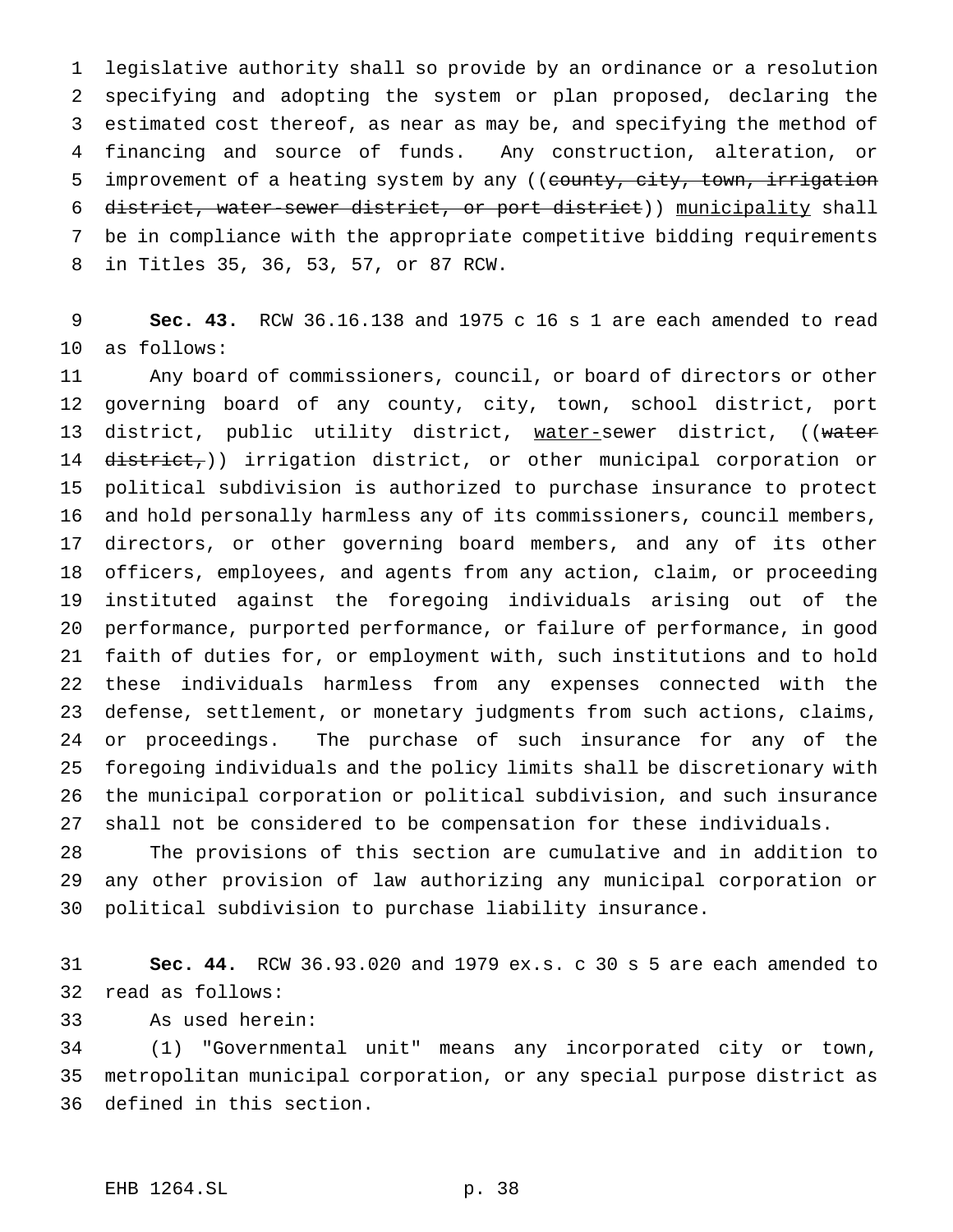legislative authority shall so provide by an ordinance or a resolution specifying and adopting the system or plan proposed, declaring the estimated cost thereof, as near as may be, and specifying the method of financing and source of funds. Any construction, alteration, or improvement of a heating system by any ((~~county, city, town, irrigation district, water-sewer district, or port district~~)) <u>municipality</u> shall be in compliance with the appropriate competitive bidding requirements in Titles 35, 36, 53, 57, or 87 RCW.

**Sec. 43.** RCW 36.16.138 and 1975 c 16 s 1 are each amended to read as follows:

Any board of commissioners, council, or board of directors or other governing board of any county, city, town, school district, port district, public utility district, <u>water-</u>sewer district, ((~~water district,~~)) irrigation district, or other municipal corporation or political subdivision is authorized to purchase insurance to protect and hold personally harmless any of its commissioners, council members, directors, or other governing board members, and any of its other officers, employees, and agents from any action, claim, or proceeding instituted against the foregoing individuals arising out of the performance, purported performance, or failure of performance, in good faith of duties for, or employment with, such institutions and to hold these individuals harmless from any expenses connected with the defense, settlement, or monetary judgments from such actions, claims, or proceedings. The purchase of such insurance for any of the foregoing individuals and the policy limits shall be discretionary with the municipal corporation or political subdivision, and such insurance shall not be considered to be compensation for these individuals.

The provisions of this section are cumulative and in addition to any other provision of law authorizing any municipal corporation or political subdivision to purchase liability insurance.

**Sec. 44.** RCW 36.93.020 and 1979 ex.s. c 30 s 5 are each amended to read as follows:

As used herein:

(1) "Governmental unit" means any incorporated city or town, metropolitan municipal corporation, or any special purpose district as defined in this section.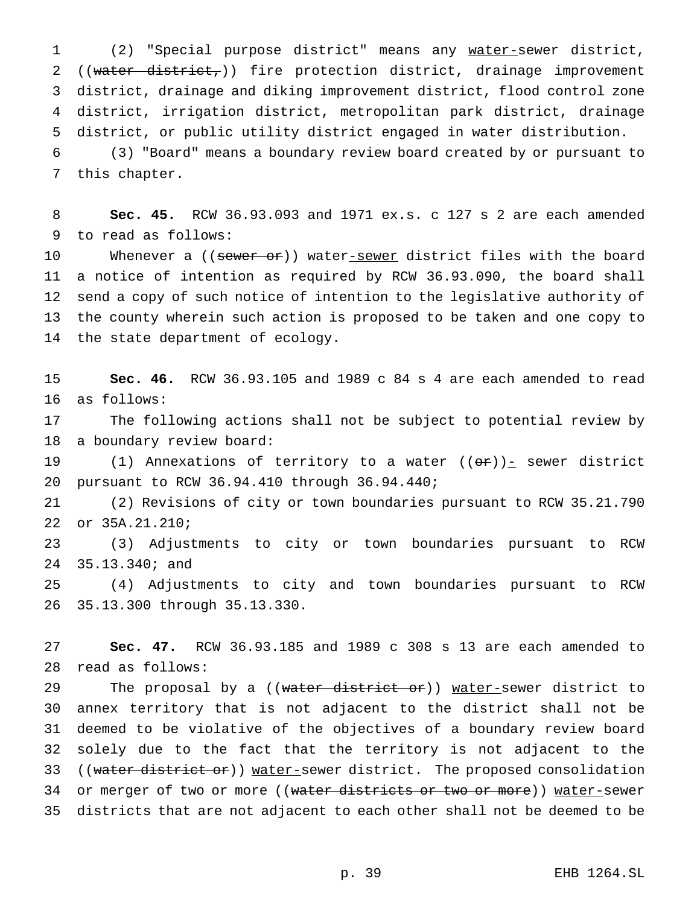(2) "Special purpose district" means any water-sewer district, ((water district,)) fire protection district, drainage improvement district, drainage and diking improvement district, flood control zone district, irrigation district, metropolitan park district, drainage district, or public utility district engaged in water distribution.

(3) "Board" means a boundary review board created by or pursuant to this chapter.

**Sec. 45.** RCW 36.93.093 and 1971 ex.s. c 127 s 2 are each amended to read as follows:

Whenever a ((sewer or)) water-sewer district files with the board a notice of intention as required by RCW 36.93.090, the board shall send a copy of such notice of intention to the legislative authority of the county wherein such action is proposed to be taken and one copy to the state department of ecology.

**Sec. 46.** RCW 36.93.105 and 1989 c 84 s 4 are each amended to read as follows:

The following actions shall not be subject to potential review by a boundary review board:

(1) Annexations of territory to a water ((or))- sewer district pursuant to RCW 36.94.410 through 36.94.440;

(2) Revisions of city or town boundaries pursuant to RCW 35.21.790 or 35A.21.210;

(3) Adjustments to city or town boundaries pursuant to RCW 35.13.340; and

(4) Adjustments to city and town boundaries pursuant to RCW 35.13.300 through 35.13.330.

**Sec. 47.** RCW 36.93.185 and 1989 c 308 s 13 are each amended to read as follows:

The proposal by a ((water district or)) water-sewer district to annex territory that is not adjacent to the district shall not be deemed to be violative of the objectives of a boundary review board solely due to the fact that the territory is not adjacent to the ((water district or)) water-sewer district. The proposed consolidation or merger of two or more ((water districts or two or more)) water-sewer districts that are not adjacent to each other shall not be deemed to be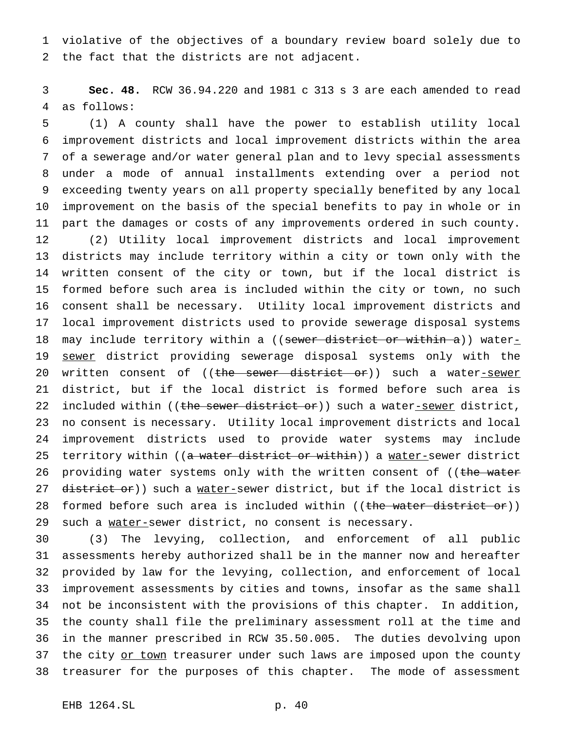violative of the objectives of a boundary review board solely due to the fact that the districts are not adjacent.

**Sec. 48.** RCW 36.94.220 and 1981 c 313 s 3 are each amended to read as follows:

(1) A county shall have the power to establish utility local improvement districts and local improvement districts within the area of a sewerage and/or water general plan and to levy special assessments under a mode of annual installments extending over a period not exceeding twenty years on all property specially benefited by any local improvement on the basis of the special benefits to pay in whole or in part the damages or costs of any improvements ordered in such county.

(2) Utility local improvement districts and local improvement districts may include territory within a city or town only with the written consent of the city or town, but if the local district is formed before such area is included within the city or town, no such consent shall be necessary. Utility local improvement districts and local improvement districts used to provide sewerage disposal systems may include territory within a ((~~sewer district or within a~~)) water-sewer district providing sewerage disposal systems only with the written consent of ((~~the sewer district or~~)) such a water-sewer district, but if the local district is formed before such area is included within ((~~the sewer district or~~)) such a water-sewer district, no consent is necessary. Utility local improvement districts and local improvement districts used to provide water systems may include territory within ((~~a water district or within~~)) a water-sewer district providing water systems only with the written consent of ((~~the water district or~~)) such a water-sewer district, but if the local district is formed before such area is included within ((~~the water district or~~)) such a water-sewer district, no consent is necessary.

(3) The levying, collection, and enforcement of all public assessments hereby authorized shall be in the manner now and hereafter provided by law for the levying, collection, and enforcement of local improvement assessments by cities and towns, insofar as the same shall not be inconsistent with the provisions of this chapter. In addition, the county shall file the preliminary assessment roll at the time and in the manner prescribed in RCW 35.50.005. The duties devolving upon the city or town treasurer under such laws are imposed upon the county treasurer for the purposes of this chapter. The mode of assessment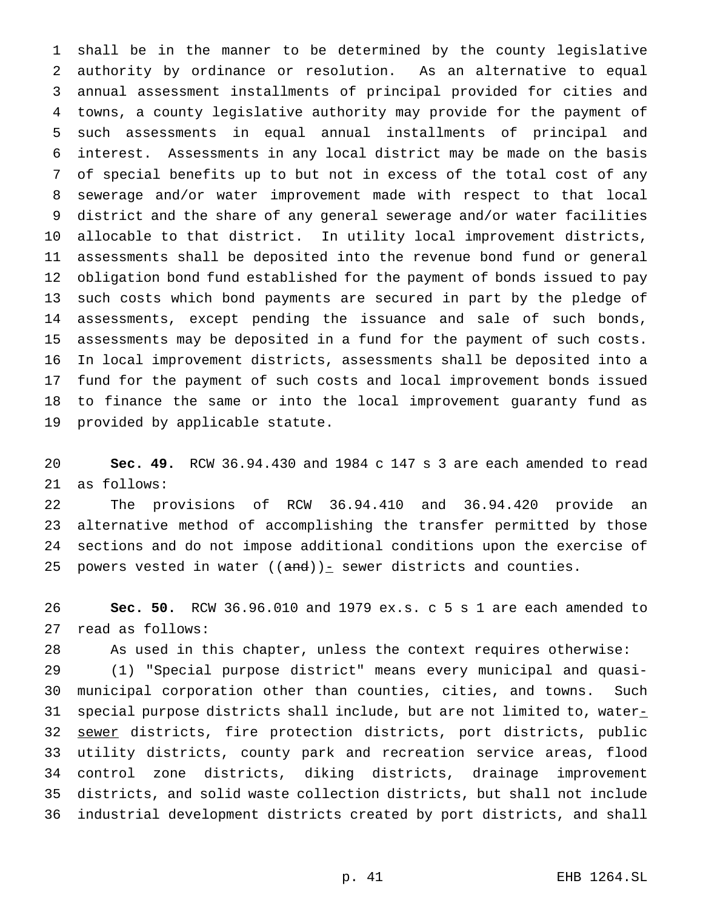shall be in the manner to be determined by the county legislative authority by ordinance or resolution. As an alternative to equal annual assessment installments of principal provided for cities and towns, a county legislative authority may provide for the payment of such assessments in equal annual installments of principal and interest. Assessments in any local district may be made on the basis of special benefits up to but not in excess of the total cost of any sewerage and/or water improvement made with respect to that local district and the share of any general sewerage and/or water facilities allocable to that district. In utility local improvement districts, assessments shall be deposited into the revenue bond fund or general obligation bond fund established for the payment of bonds issued to pay such costs which bond payments are secured in part by the pledge of assessments, except pending the issuance and sale of such bonds, assessments may be deposited in a fund for the payment of such costs. In local improvement districts, assessments shall be deposited into a fund for the payment of such costs and local improvement bonds issued to finance the same or into the local improvement guaranty fund as provided by applicable statute.

**Sec. 49.** RCW 36.94.430 and 1984 c 147 s 3 are each amended to read as follows:

The provisions of RCW 36.94.410 and 36.94.420 provide an alternative method of accomplishing the transfer permitted by those sections and do not impose additional conditions upon the exercise of powers vested in water ((~~and~~))- sewer districts and counties.

**Sec. 50.** RCW 36.96.010 and 1979 ex.s. c 5 s 1 are each amended to read as follows:

As used in this chapter, unless the context requires otherwise:

(1) "Special purpose district" means every municipal and quasi-municipal corporation other than counties, cities, and towns. Such special purpose districts shall include, but are not limited to, water-sewer districts, fire protection districts, port districts, public utility districts, county park and recreation service areas, flood control zone districts, diking districts, drainage improvement districts, and solid waste collection districts, but shall not include industrial development districts created by port districts, and shall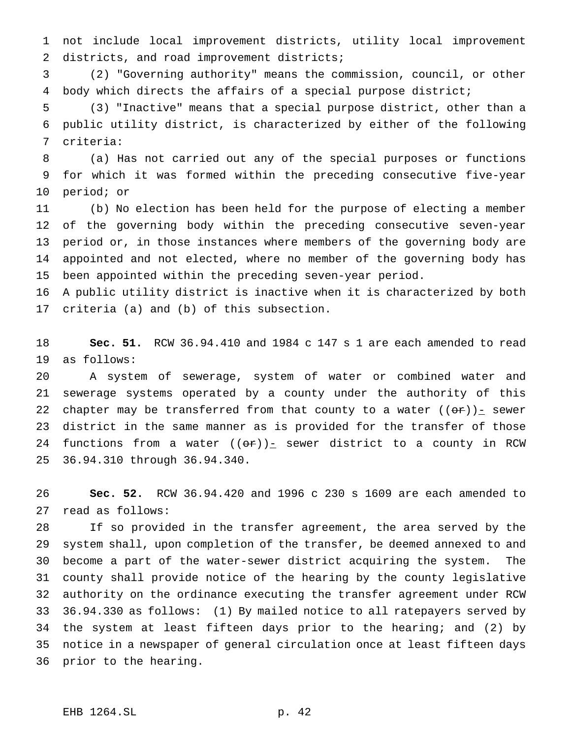not include local improvement districts, utility local improvement districts, and road improvement districts;

(2) "Governing authority" means the commission, council, or other body which directs the affairs of a special purpose district;

(3) "Inactive" means that a special purpose district, other than a public utility district, is characterized by either of the following criteria:

(a) Has not carried out any of the special purposes or functions for which it was formed within the preceding consecutive five-year period; or

(b) No election has been held for the purpose of electing a member of the governing body within the preceding consecutive seven-year period or, in those instances where members of the governing body are appointed and not elected, where no member of the governing body has been appointed within the preceding seven-year period.

A public utility district is inactive when it is characterized by both criteria (a) and (b) of this subsection.

**Sec. 51.** RCW 36.94.410 and 1984 c 147 s 1 are each amended to read as follows:

A system of sewerage, system of water or combined water and sewerage systems operated by a county under the authority of this chapter may be transferred from that county to a water ((~~or~~))- sewer district in the same manner as is provided for the transfer of those functions from a water ((~~or~~))- sewer district to a county in RCW 36.94.310 through 36.94.340.

**Sec. 52.** RCW 36.94.420 and 1996 c 230 s 1609 are each amended to read as follows:

If so provided in the transfer agreement, the area served by the system shall, upon completion of the transfer, be deemed annexed to and become a part of the water-sewer district acquiring the system. The county shall provide notice of the hearing by the county legislative authority on the ordinance executing the transfer agreement under RCW 36.94.330 as follows: (1) By mailed notice to all ratepayers served by the system at least fifteen days prior to the hearing; and (2) by notice in a newspaper of general circulation once at least fifteen days prior to the hearing.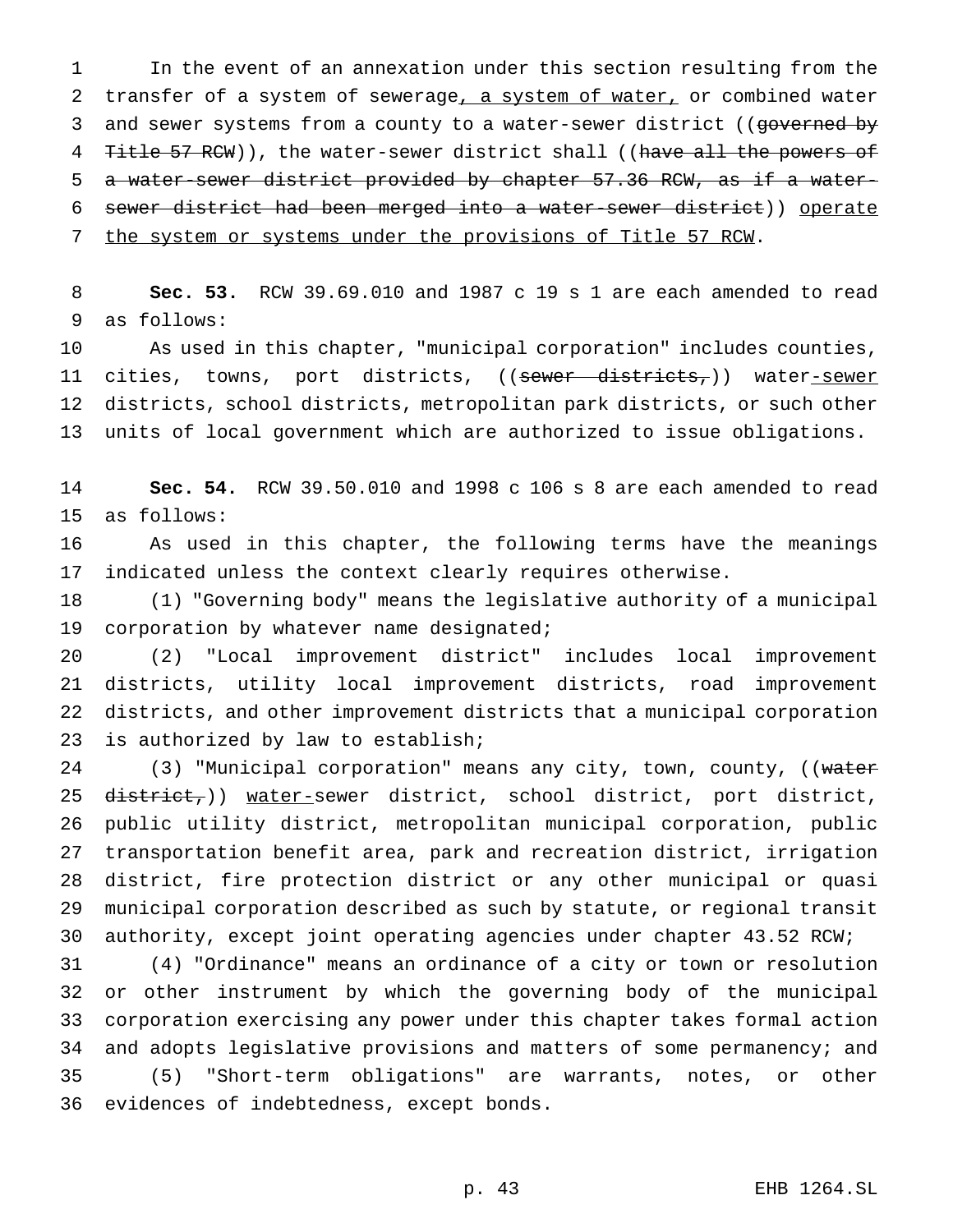In the event of an annexation under this section resulting from the transfer of a system of sewerage, a system of water, or combined water and sewer systems from a county to a water-sewer district ((governed by Title 57 RCW)), the water-sewer district shall ((have all the powers of a water-sewer district provided by chapter 57.36 RCW, as if a water-sewer district had been merged into a water-sewer district)) operate the system or systems under the provisions of Title 57 RCW.

**Sec. 53.** RCW 39.69.010 and 1987 c 19 s 1 are each amended to read as follows:

As used in this chapter, "municipal corporation" includes counties, cities, towns, port districts, ((sewer districts,)) water-sewer districts, school districts, metropolitan park districts, or such other units of local government which are authorized to issue obligations.

**Sec. 54.** RCW 39.50.010 and 1998 c 106 s 8 are each amended to read as follows:

As used in this chapter, the following terms have the meanings indicated unless the context clearly requires otherwise.

(1) "Governing body" means the legislative authority of a municipal corporation by whatever name designated;

(2) "Local improvement district" includes local improvement districts, utility local improvement districts, road improvement districts, and other improvement districts that a municipal corporation is authorized by law to establish;

(3) "Municipal corporation" means any city, town, county, ((water district,)) water-sewer district, school district, port district, public utility district, metropolitan municipal corporation, public transportation benefit area, park and recreation district, irrigation district, fire protection district or any other municipal or quasi municipal corporation described as such by statute, or regional transit authority, except joint operating agencies under chapter 43.52 RCW;

(4) "Ordinance" means an ordinance of a city or town or resolution or other instrument by which the governing body of the municipal corporation exercising any power under this chapter takes formal action and adopts legislative provisions and matters of some permanency; and

(5) "Short-term obligations" are warrants, notes, or other evidences of indebtedness, except bonds.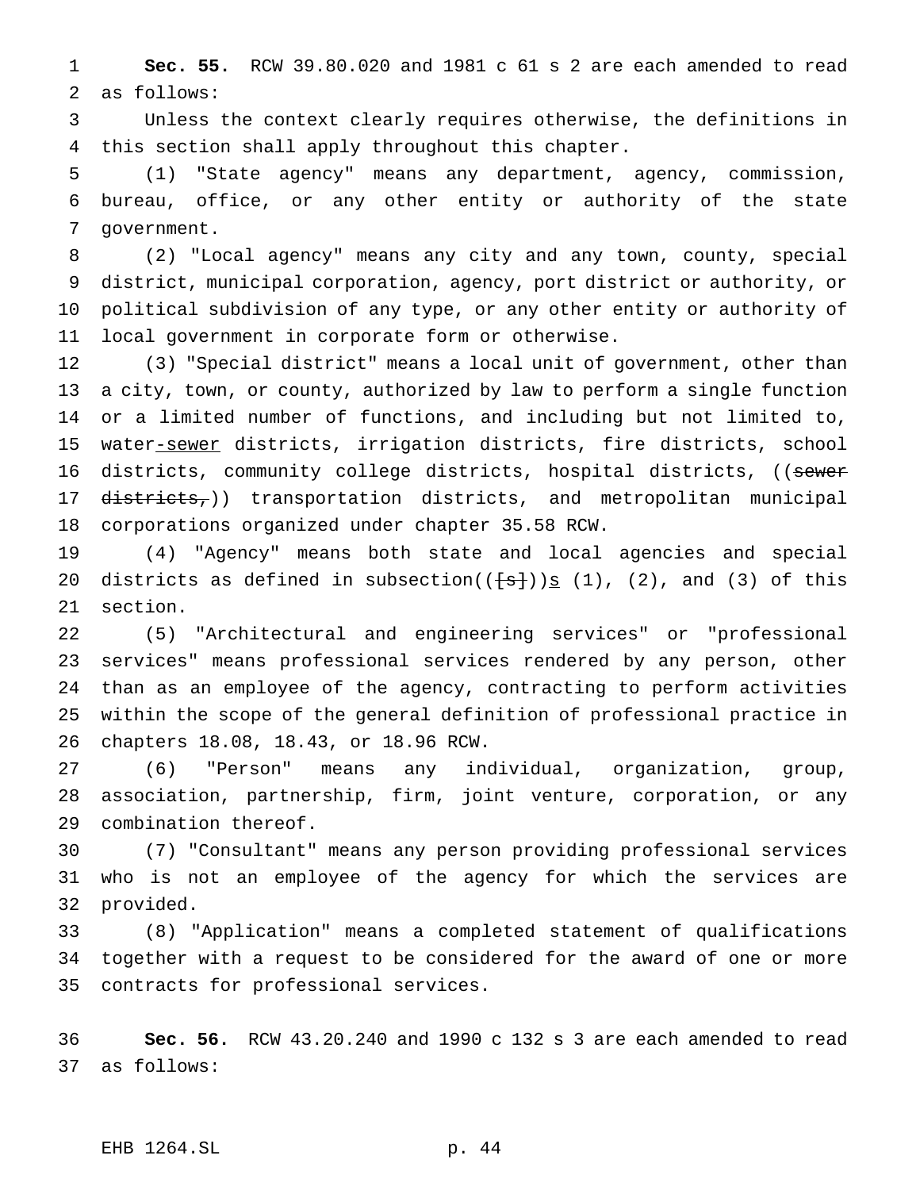**Sec. 55.** RCW 39.80.020 and 1981 c 61 s 2 are each amended to read as follows:

Unless the context clearly requires otherwise, the definitions in this section shall apply throughout this chapter.

(1) "State agency" means any department, agency, commission, bureau, office, or any other entity or authority of the state government.

(2) "Local agency" means any city and any town, county, special district, municipal corporation, agency, port district or authority, or political subdivision of any type, or any other entity or authority of local government in corporate form or otherwise.

(3) "Special district" means a local unit of government, other than a city, town, or county, authorized by law to perform a single function or a limited number of functions, and including but not limited to, water-sewer districts, irrigation districts, fire districts, school districts, community college districts, hospital districts, ((~~sewer districts,~~)) transportation districts, and metropolitan municipal corporations organized under chapter 35.58 RCW.

(4) "Agency" means both state and local agencies and special districts as defined in subsection((~~[s]~~))s (1), (2), and (3) of this section.

(5) "Architectural and engineering services" or "professional services" means professional services rendered by any person, other than as an employee of the agency, contracting to perform activities within the scope of the general definition of professional practice in chapters 18.08, 18.43, or 18.96 RCW.

(6) "Person" means any individual, organization, group, association, partnership, firm, joint venture, corporation, or any combination thereof.

(7) "Consultant" means any person providing professional services who is not an employee of the agency for which the services are provided.

(8) "Application" means a completed statement of qualifications together with a request to be considered for the award of one or more contracts for professional services.

**Sec. 56.** RCW 43.20.240 and 1990 c 132 s 3 are each amended to read as follows: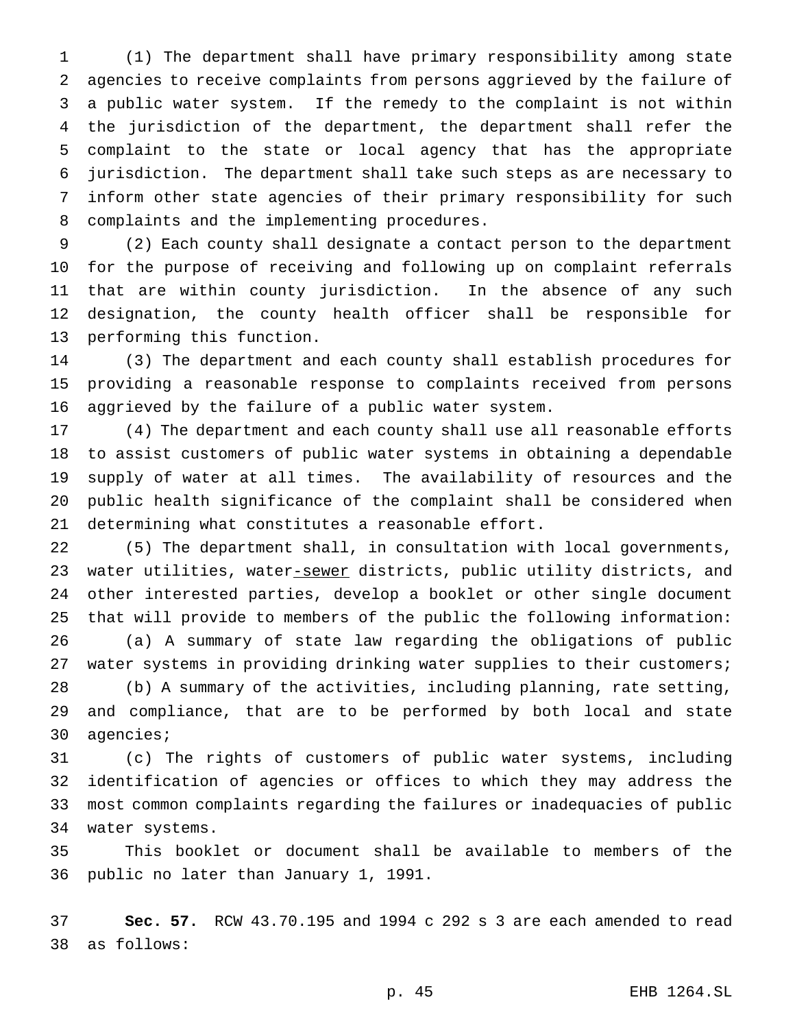(1) The department shall have primary responsibility among state agencies to receive complaints from persons aggrieved by the failure of a public water system. If the remedy to the complaint is not within the jurisdiction of the department, the department shall refer the complaint to the state or local agency that has the appropriate jurisdiction. The department shall take such steps as are necessary to inform other state agencies of their primary responsibility for such complaints and the implementing procedures.

(2) Each county shall designate a contact person to the department for the purpose of receiving and following up on complaint referrals that are within county jurisdiction. In the absence of any such designation, the county health officer shall be responsible for performing this function.

(3) The department and each county shall establish procedures for providing a reasonable response to complaints received from persons aggrieved by the failure of a public water system.

(4) The department and each county shall use all reasonable efforts to assist customers of public water systems in obtaining a dependable supply of water at all times. The availability of resources and the public health significance of the complaint shall be considered when determining what constitutes a reasonable effort.

(5) The department shall, in consultation with local governments, water utilities, water-sewer districts, public utility districts, and other interested parties, develop a booklet or other single document that will provide to members of the public the following information:

(a) A summary of state law regarding the obligations of public water systems in providing drinking water supplies to their customers;

(b) A summary of the activities, including planning, rate setting, and compliance, that are to be performed by both local and state agencies;

(c) The rights of customers of public water systems, including identification of agencies or offices to which they may address the most common complaints regarding the failures or inadequacies of public water systems.

This booklet or document shall be available to members of the public no later than January 1, 1991.

**Sec. 57.** RCW 43.70.195 and 1994 c 292 s 3 are each amended to read as follows: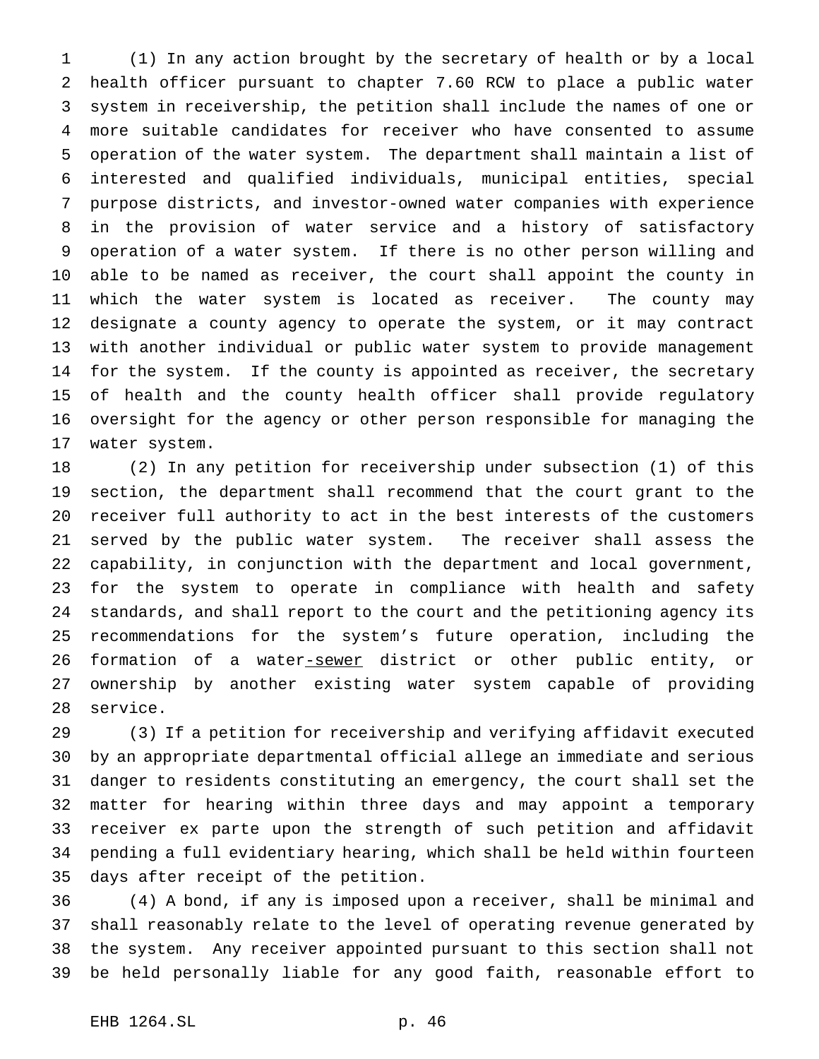(1) In any action brought by the secretary of health or by a local health officer pursuant to chapter 7.60 RCW to place a public water system in receivership, the petition shall include the names of one or more suitable candidates for receiver who have consented to assume operation of the water system. The department shall maintain a list of interested and qualified individuals, municipal entities, special purpose districts, and investor-owned water companies with experience in the provision of water service and a history of satisfactory operation of a water system. If there is no other person willing and able to be named as receiver, the court shall appoint the county in which the water system is located as receiver. The county may designate a county agency to operate the system, or it may contract with another individual or public water system to provide management for the system. If the county is appointed as receiver, the secretary of health and the county health officer shall provide regulatory oversight for the agency or other person responsible for managing the water system.

(2) In any petition for receivership under subsection (1) of this section, the department shall recommend that the court grant to the receiver full authority to act in the best interests of the customers served by the public water system. The receiver shall assess the capability, in conjunction with the department and local government, for the system to operate in compliance with health and safety standards, and shall report to the court and the petitioning agency its recommendations for the system's future operation, including the formation of a water-sewer district or other public entity, or ownership by another existing water system capable of providing service.

(3) If a petition for receivership and verifying affidavit executed by an appropriate departmental official allege an immediate and serious danger to residents constituting an emergency, the court shall set the matter for hearing within three days and may appoint a temporary receiver ex parte upon the strength of such petition and affidavit pending a full evidentiary hearing, which shall be held within fourteen days after receipt of the petition.

(4) A bond, if any is imposed upon a receiver, shall be minimal and shall reasonably relate to the level of operating revenue generated by the system. Any receiver appointed pursuant to this section shall not be held personally liable for any good faith, reasonable effort to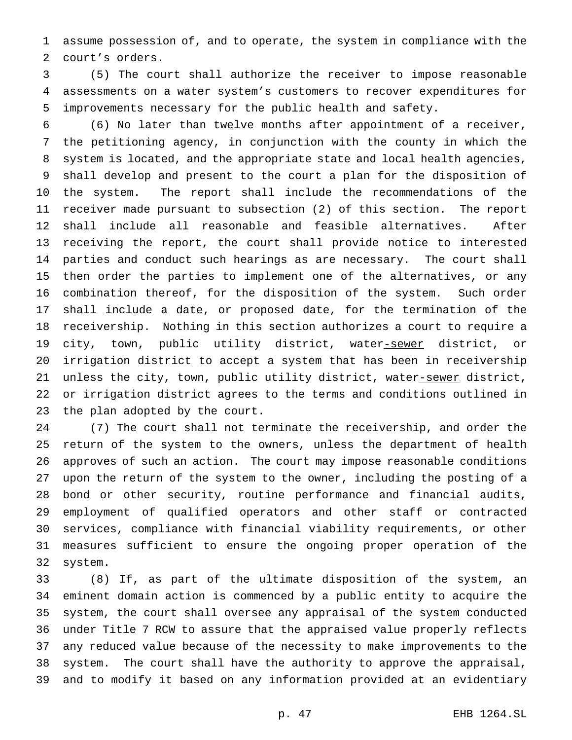assume possession of, and to operate, the system in compliance with the court's orders.

(5) The court shall authorize the receiver to impose reasonable assessments on a water system's customers to recover expenditures for improvements necessary for the public health and safety.

(6) No later than twelve months after appointment of a receiver, the petitioning agency, in conjunction with the county in which the system is located, and the appropriate state and local health agencies, shall develop and present to the court a plan for the disposition of the system. The report shall include the recommendations of the receiver made pursuant to subsection (2) of this section. The report shall include all reasonable and feasible alternatives. After receiving the report, the court shall provide notice to interested parties and conduct such hearings as are necessary. The court shall then order the parties to implement one of the alternatives, or any combination thereof, for the disposition of the system. Such order shall include a date, or proposed date, for the termination of the receivership. Nothing in this section authorizes a court to require a city, town, public utility district, water-sewer district, or irrigation district to accept a system that has been in receivership unless the city, town, public utility district, water-sewer district, or irrigation district agrees to the terms and conditions outlined in the plan adopted by the court.

(7) The court shall not terminate the receivership, and order the return of the system to the owners, unless the department of health approves of such an action. The court may impose reasonable conditions upon the return of the system to the owner, including the posting of a bond or other security, routine performance and financial audits, employment of qualified operators and other staff or contracted services, compliance with financial viability requirements, or other measures sufficient to ensure the ongoing proper operation of the system.

(8) If, as part of the ultimate disposition of the system, an eminent domain action is commenced by a public entity to acquire the system, the court shall oversee any appraisal of the system conducted under Title 7 RCW to assure that the appraised value properly reflects any reduced value because of the necessity to make improvements to the system. The court shall have the authority to approve the appraisal, and to modify it based on any information provided at an evidentiary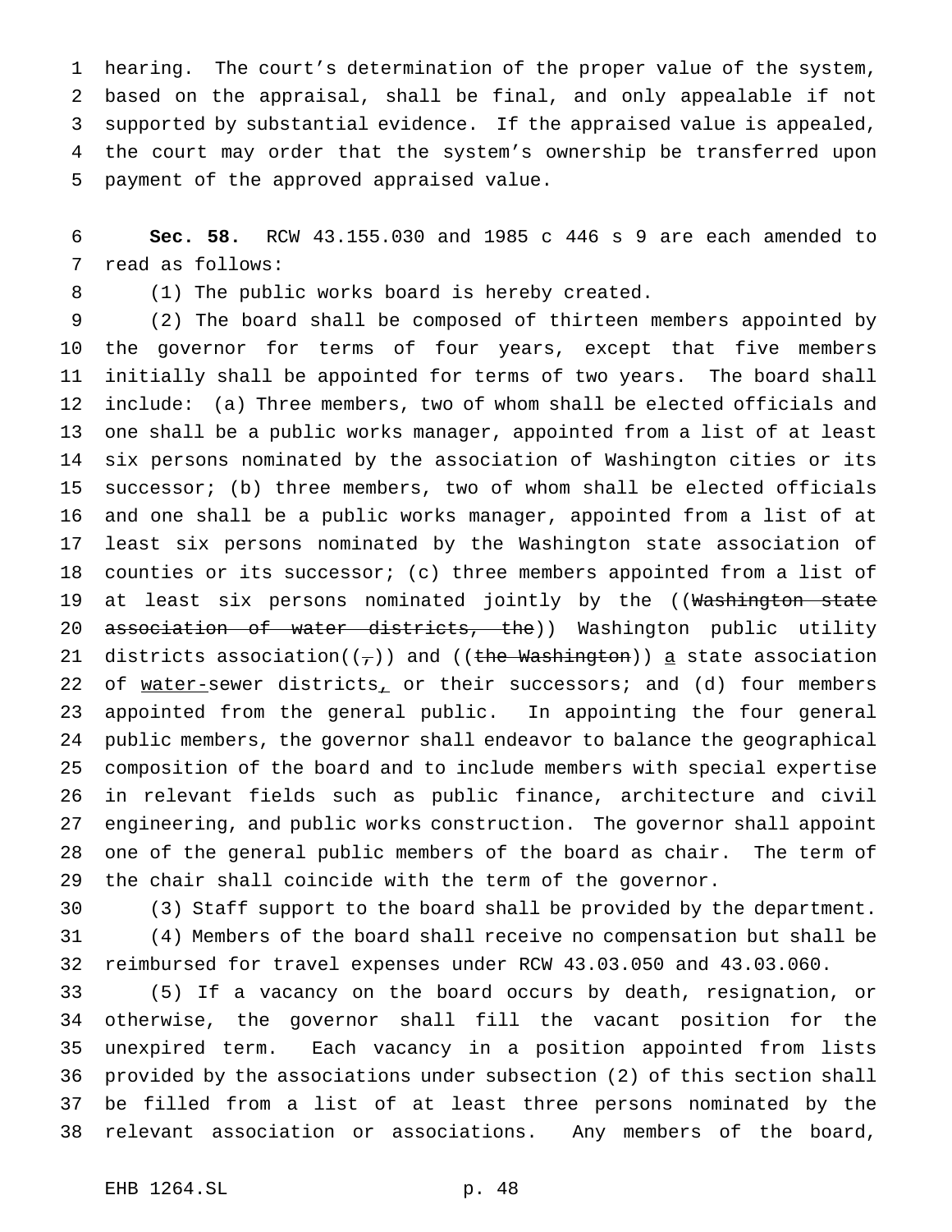hearing. The court's determination of the proper value of the system, based on the appraisal, shall be final, and only appealable if not supported by substantial evidence. If the appraised value is appealed, the court may order that the system's ownership be transferred upon payment of the approved appraised value.

**Sec. 58.** RCW 43.155.030 and 1985 c 446 s 9 are each amended to read as follows:

(1) The public works board is hereby created.

(2) The board shall be composed of thirteen members appointed by the governor for terms of four years, except that five members initially shall be appointed for terms of two years. The board shall include: (a) Three members, two of whom shall be elected officials and one shall be a public works manager, appointed from a list of at least six persons nominated by the association of Washington cities or its successor; (b) three members, two of whom shall be elected officials and one shall be a public works manager, appointed from a list of at least six persons nominated by the Washington state association of counties or its successor; (c) three members appointed from a list of at least six persons nominated jointly by the ((~~Washington state association of water districts, the~~)) Washington public utility districts association((~~,~~)) and ((~~the Washington~~)) a state association of water-sewer districts, or their successors; and (d) four members appointed from the general public. In appointing the four general public members, the governor shall endeavor to balance the geographical composition of the board and to include members with special expertise in relevant fields such as public finance, architecture and civil engineering, and public works construction. The governor shall appoint one of the general public members of the board as chair. The term of the chair shall coincide with the term of the governor.

(3) Staff support to the board shall be provided by the department.

(4) Members of the board shall receive no compensation but shall be reimbursed for travel expenses under RCW 43.03.050 and 43.03.060.

(5) If a vacancy on the board occurs by death, resignation, or otherwise, the governor shall fill the vacant position for the unexpired term. Each vacancy in a position appointed from lists provided by the associations under subsection (2) of this section shall be filled from a list of at least three persons nominated by the relevant association or associations. Any members of the board,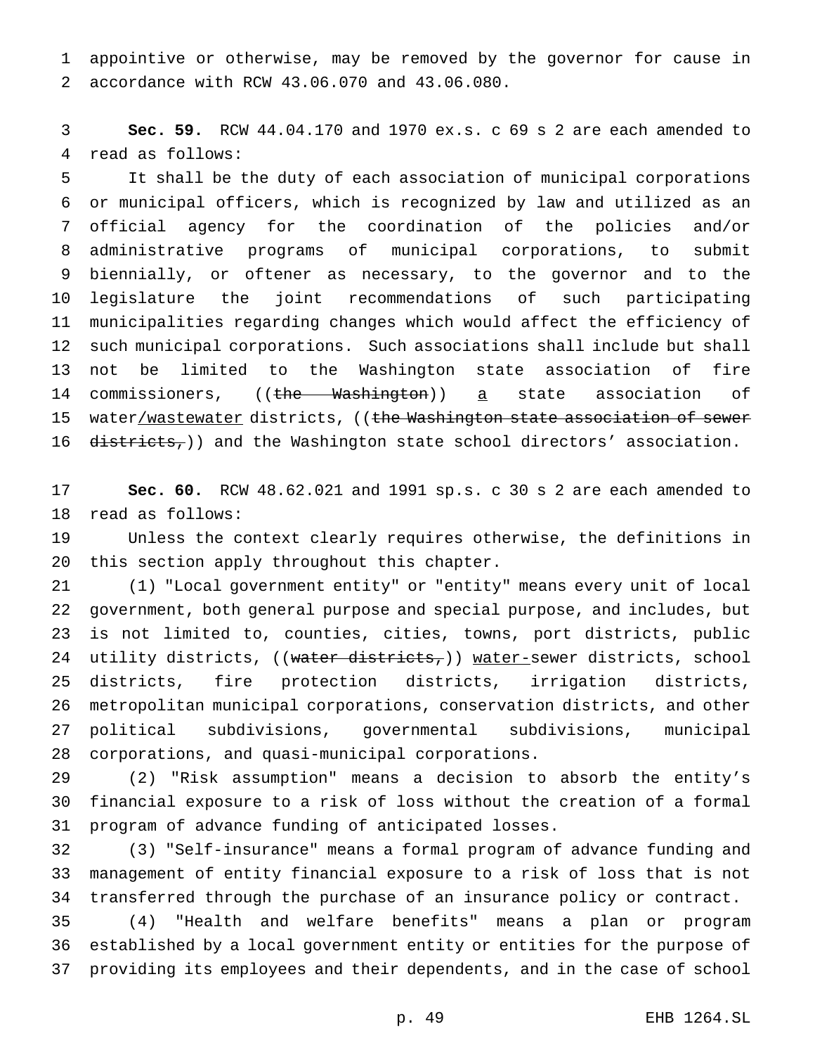appointive or otherwise, may be removed by the governor for cause in accordance with RCW 43.06.070 and 43.06.080.

**Sec. 59.** RCW 44.04.170 and 1970 ex.s. c 69 s 2 are each amended to read as follows:

It shall be the duty of each association of municipal corporations or municipal officers, which is recognized by law and utilized as an official agency for the coordination of the policies and/or administrative programs of municipal corporations, to submit biennially, or oftener as necessary, to the governor and to the legislature the joint recommendations of such participating municipalities regarding changes which would affect the efficiency of such municipal corporations. Such associations shall include but shall not be limited to the Washington state association of fire commissioners, ((~~the Washington~~)) a state association of water/wastewater districts, ((~~the Washington state association of sewer districts,~~)) and the Washington state school directors' association.

**Sec. 60.** RCW 48.62.021 and 1991 sp.s. c 30 s 2 are each amended to read as follows:

Unless the context clearly requires otherwise, the definitions in this section apply throughout this chapter.

(1) "Local government entity" or "entity" means every unit of local government, both general purpose and special purpose, and includes, but is not limited to, counties, cities, towns, port districts, public utility districts, ((~~water districts,~~)) water-sewer districts, school districts, fire protection districts, irrigation districts, metropolitan municipal corporations, conservation districts, and other political subdivisions, governmental subdivisions, municipal corporations, and quasi-municipal corporations.

(2) "Risk assumption" means a decision to absorb the entity's financial exposure to a risk of loss without the creation of a formal program of advance funding of anticipated losses.

(3) "Self-insurance" means a formal program of advance funding and management of entity financial exposure to a risk of loss that is not transferred through the purchase of an insurance policy or contract.

(4) "Health and welfare benefits" means a plan or program established by a local government entity or entities for the purpose of providing its employees and their dependents, and in the case of school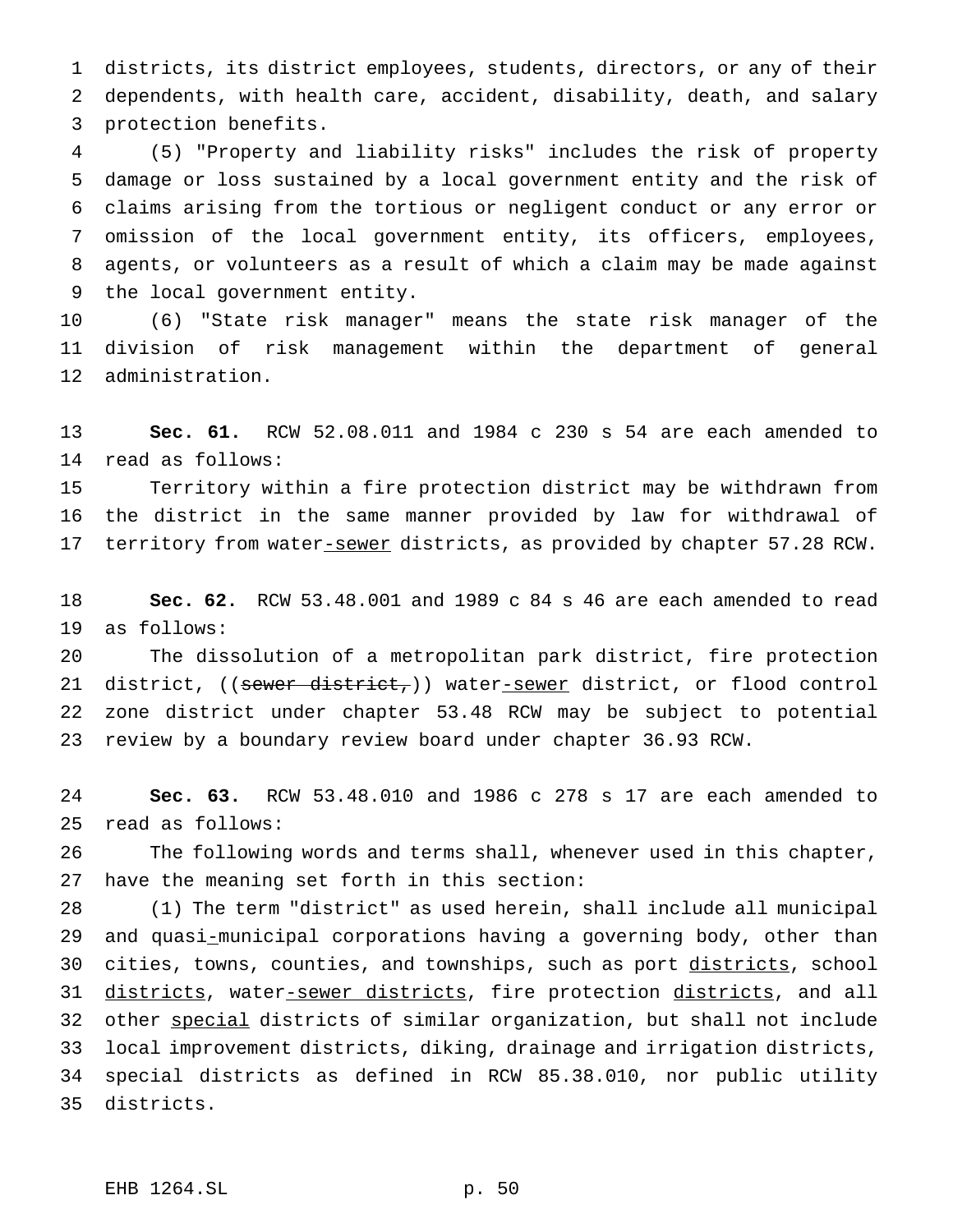districts, its district employees, students, directors, or any of their dependents, with health care, accident, disability, death, and salary protection benefits.

(5) "Property and liability risks" includes the risk of property damage or loss sustained by a local government entity and the risk of claims arising from the tortious or negligent conduct or any error or omission of the local government entity, its officers, employees, agents, or volunteers as a result of which a claim may be made against the local government entity.

(6) "State risk manager" means the state risk manager of the division of risk management within the department of general administration.

**Sec. 61.** RCW 52.08.011 and 1984 c 230 s 54 are each amended to read as follows:

Territory within a fire protection district may be withdrawn from the district in the same manner provided by law for withdrawal of territory from water-sewer districts, as provided by chapter 57.28 RCW.

**Sec. 62.** RCW 53.48.001 and 1989 c 84 s 46 are each amended to read as follows:

The dissolution of a metropolitan park district, fire protection district, ((~~sewer district,~~)) water-sewer district, or flood control zone district under chapter 53.48 RCW may be subject to potential review by a boundary review board under chapter 36.93 RCW.

**Sec. 63.** RCW 53.48.010 and 1986 c 278 s 17 are each amended to read as follows:

The following words and terms shall, whenever used in this chapter, have the meaning set forth in this section:

(1) The term "district" as used herein, shall include all municipal and quasi-municipal corporations having a governing body, other than cities, towns, counties, and townships, such as port districts, school districts, water-sewer districts, fire protection districts, and all other special districts of similar organization, but shall not include local improvement districts, diking, drainage and irrigation districts, special districts as defined in RCW 85.38.010, nor public utility districts.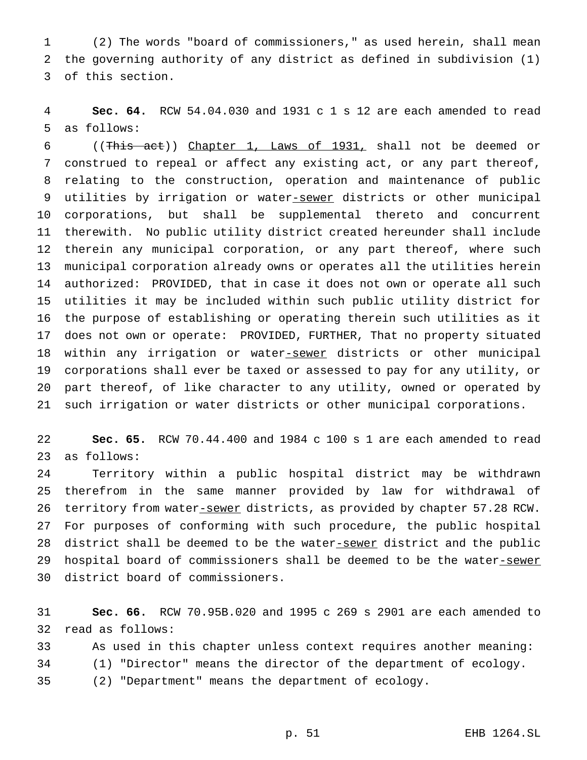(2) The words "board of commissioners," as used herein, shall mean the governing authority of any district as defined in subdivision (1) of this section.

**Sec. 64.** RCW 54.04.030 and 1931 c 1 s 12 are each amended to read as follows:

((~~This act~~)) Chapter 1, Laws of 1931, shall not be deemed or construed to repeal or affect any existing act, or any part thereof, relating to the construction, operation and maintenance of public utilities by irrigation or water-sewer districts or other municipal corporations, but shall be supplemental thereto and concurrent therewith. No public utility district created hereunder shall include therein any municipal corporation, or any part thereof, where such municipal corporation already owns or operates all the utilities herein authorized: PROVIDED, that in case it does not own or operate all such utilities it may be included within such public utility district for the purpose of establishing or operating therein such utilities as it does not own or operate: PROVIDED, FURTHER, That no property situated within any irrigation or water-sewer districts or other municipal corporations shall ever be taxed or assessed to pay for any utility, or part thereof, of like character to any utility, owned or operated by such irrigation or water districts or other municipal corporations.

**Sec. 65.** RCW 70.44.400 and 1984 c 100 s 1 are each amended to read as follows:

Territory within a public hospital district may be withdrawn therefrom in the same manner provided by law for withdrawal of territory from water-sewer districts, as provided by chapter 57.28 RCW. For purposes of conforming with such procedure, the public hospital district shall be deemed to be the water-sewer district and the public hospital board of commissioners shall be deemed to be the water-sewer district board of commissioners.

**Sec. 66.** RCW 70.95B.020 and 1995 c 269 s 2901 are each amended to read as follows:

As used in this chapter unless context requires another meaning:

(1) "Director" means the director of the department of ecology.

(2) "Department" means the department of ecology.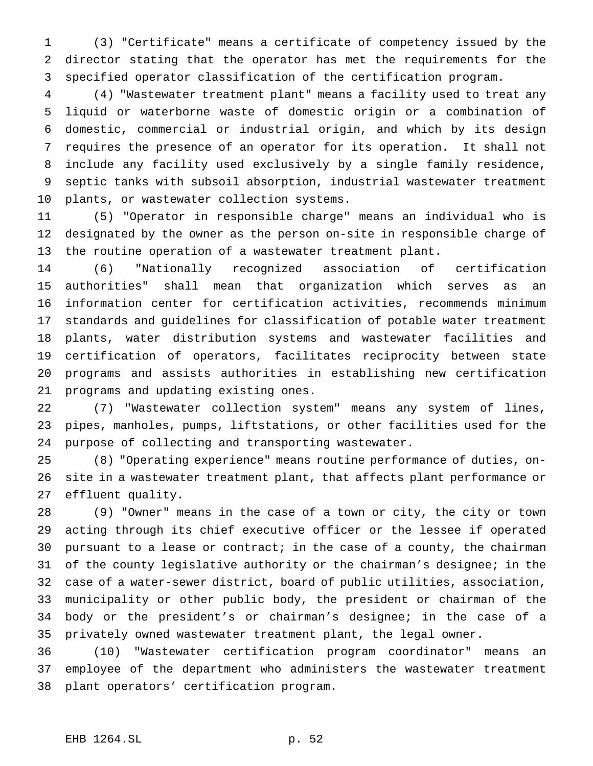(3) "Certificate" means a certificate of competency issued by the director stating that the operator has met the requirements for the specified operator classification of the certification program.

(4) "Wastewater treatment plant" means a facility used to treat any liquid or waterborne waste of domestic origin or a combination of domestic, commercial or industrial origin, and which by its design requires the presence of an operator for its operation. It shall not include any facility used exclusively by a single family residence, septic tanks with subsoil absorption, industrial wastewater treatment plants, or wastewater collection systems.

(5) "Operator in responsible charge" means an individual who is designated by the owner as the person on-site in responsible charge of the routine operation of a wastewater treatment plant.

(6) "Nationally recognized association of certification authorities" shall mean that organization which serves as an information center for certification activities, recommends minimum standards and guidelines for classification of potable water treatment plants, water distribution systems and wastewater facilities and certification of operators, facilitates reciprocity between state programs and assists authorities in establishing new certification programs and updating existing ones.

(7) "Wastewater collection system" means any system of lines, pipes, manholes, pumps, liftstations, or other facilities used for the purpose of collecting and transporting wastewater.

(8) "Operating experience" means routine performance of duties, on-site in a wastewater treatment plant, that affects plant performance or effluent quality.

(9) "Owner" means in the case of a town or city, the city or town acting through its chief executive officer or the lessee if operated pursuant to a lease or contract; in the case of a county, the chairman of the county legislative authority or the chairman's designee; in the case of a <u>water-</u>sewer district, board of public utilities, association, municipality or other public body, the president or chairman of the body or the president's or chairman's designee; in the case of a privately owned wastewater treatment plant, the legal owner.

(10) "Wastewater certification program coordinator" means an employee of the department who administers the wastewater treatment plant operators' certification program.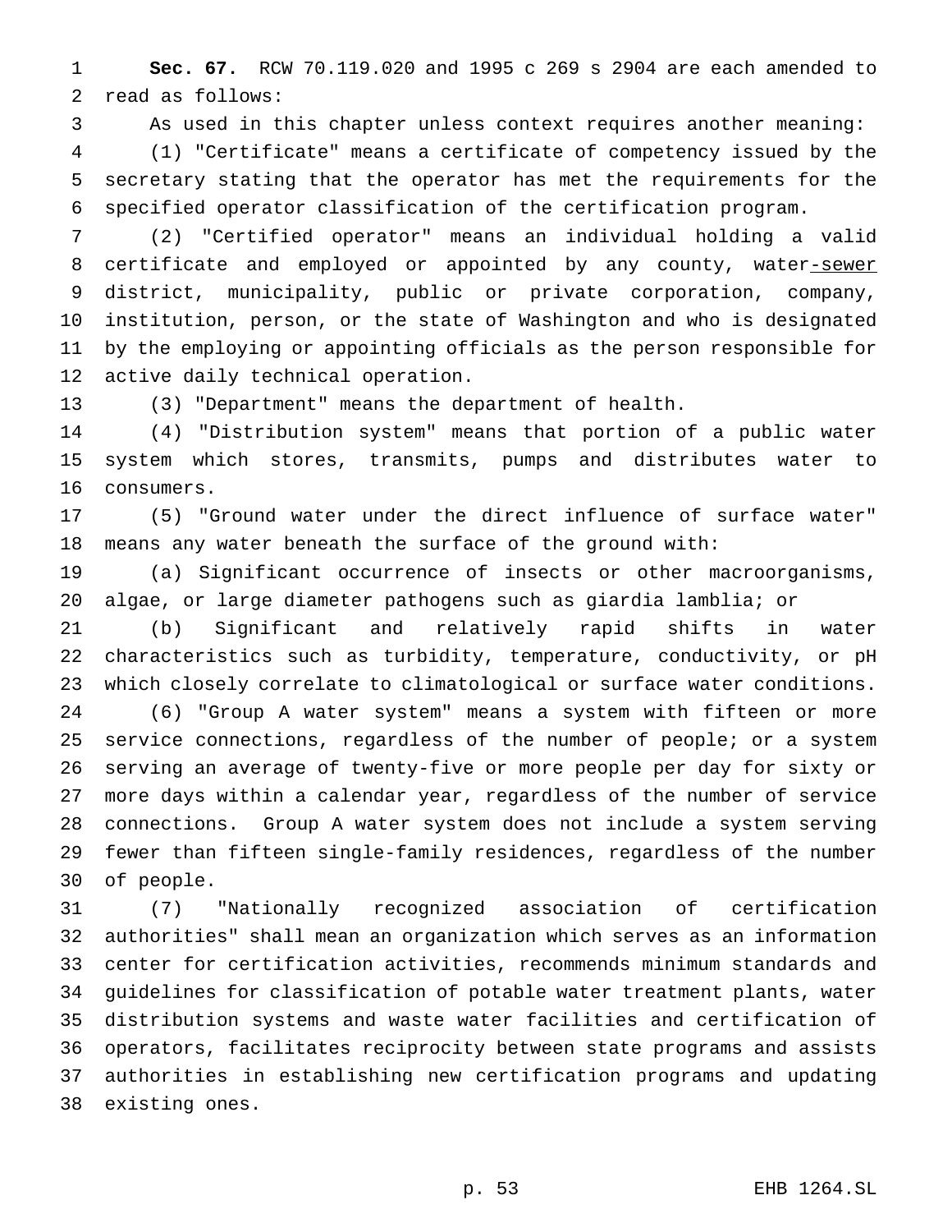**Sec. 67.** RCW 70.119.020 and 1995 c 269 s 2904 are each amended to read as follows:

As used in this chapter unless context requires another meaning:

(1) "Certificate" means a certificate of competency issued by the secretary stating that the operator has met the requirements for the specified operator classification of the certification program.

(2) "Certified operator" means an individual holding a valid certificate and employed or appointed by any county, water-sewer district, municipality, public or private corporation, company, institution, person, or the state of Washington and who is designated by the employing or appointing officials as the person responsible for active daily technical operation.

(3) "Department" means the department of health.

(4) "Distribution system" means that portion of a public water system which stores, transmits, pumps and distributes water to consumers.

(5) "Ground water under the direct influence of surface water" means any water beneath the surface of the ground with:

(a) Significant occurrence of insects or other macroorganisms, algae, or large diameter pathogens such as giardia lamblia; or

(b) Significant and relatively rapid shifts in water characteristics such as turbidity, temperature, conductivity, or pH which closely correlate to climatological or surface water conditions.

(6) "Group A water system" means a system with fifteen or more service connections, regardless of the number of people; or a system serving an average of twenty-five or more people per day for sixty or more days within a calendar year, regardless of the number of service connections. Group A water system does not include a system serving fewer than fifteen single-family residences, regardless of the number of people.

(7) "Nationally recognized association of certification authorities" shall mean an organization which serves as an information center for certification activities, recommends minimum standards and guidelines for classification of potable water treatment plants, water distribution systems and waste water facilities and certification of operators, facilitates reciprocity between state programs and assists authorities in establishing new certification programs and updating existing ones.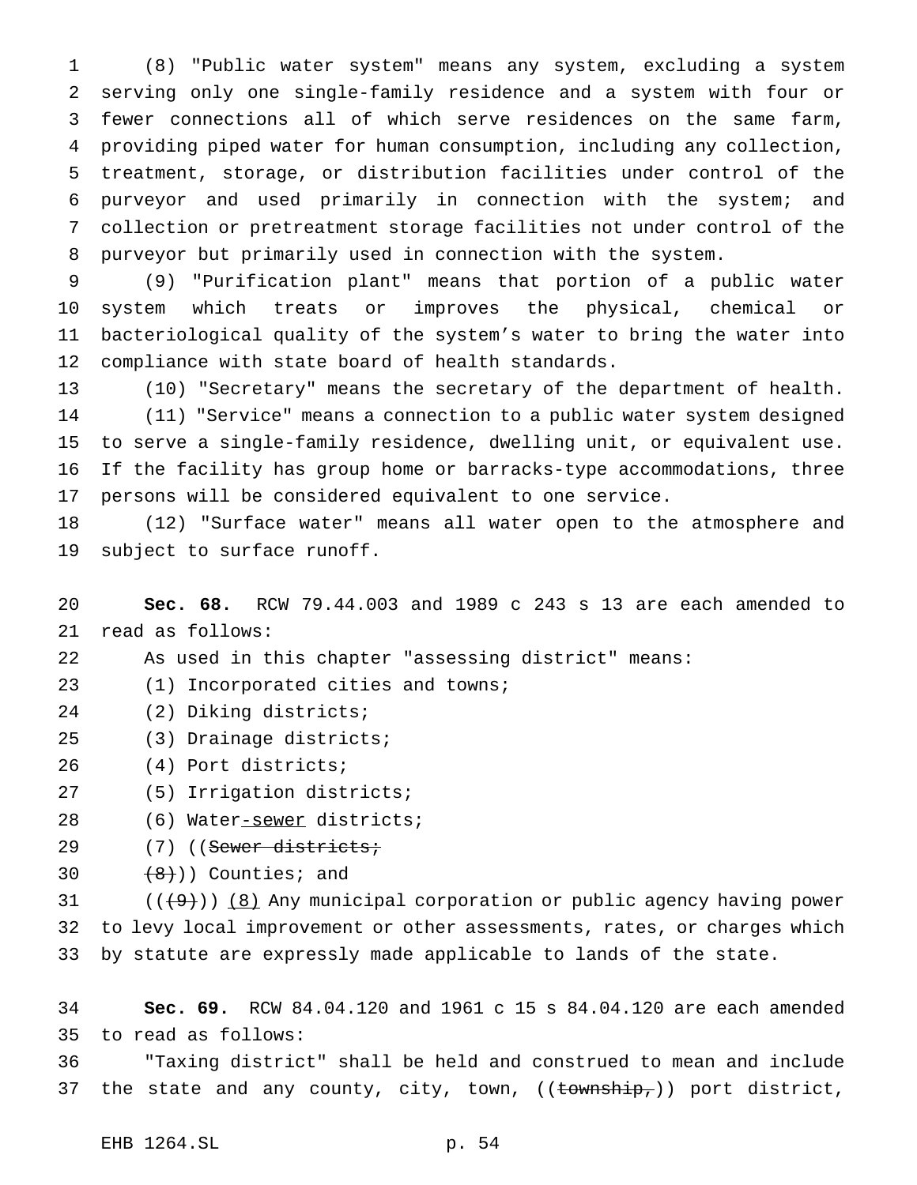(8) "Public water system" means any system, excluding a system serving only one single-family residence and a system with four or fewer connections all of which serve residences on the same farm, providing piped water for human consumption, including any collection, treatment, storage, or distribution facilities under control of the purveyor and used primarily in connection with the system; and collection or pretreatment storage facilities not under control of the purveyor but primarily used in connection with the system.

(9) "Purification plant" means that portion of a public water system which treats or improves the physical, chemical or bacteriological quality of the system's water to bring the water into compliance with state board of health standards.

(10) "Secretary" means the secretary of the department of health.

(11) "Service" means a connection to a public water system designed to serve a single-family residence, dwelling unit, or equivalent use. If the facility has group home or barracks-type accommodations, three persons will be considered equivalent to one service.

(12) "Surface water" means all water open to the atmosphere and subject to surface runoff.

**Sec. 68.** RCW 79.44.003 and 1989 c 243 s 13 are each amended to read as follows:

As used in this chapter "assessing district" means:

(1) Incorporated cities and towns;

(2) Diking districts;

(3) Drainage districts;

(4) Port districts;

(5) Irrigation districts;

(6) Water-sewer districts;

(7) ((~~Sewer districts;~~

~~(8)~~)) Counties; and

((~~(9)~~)) (8) Any municipal corporation or public agency having power to levy local improvement or other assessments, rates, or charges which by statute are expressly made applicable to lands of the state.

**Sec. 69.** RCW 84.04.120 and 1961 c 15 s 84.04.120 are each amended to read as follows:

"Taxing district" shall be held and construed to mean and include the state and any county, city, town, ((~~township,~~)) port district,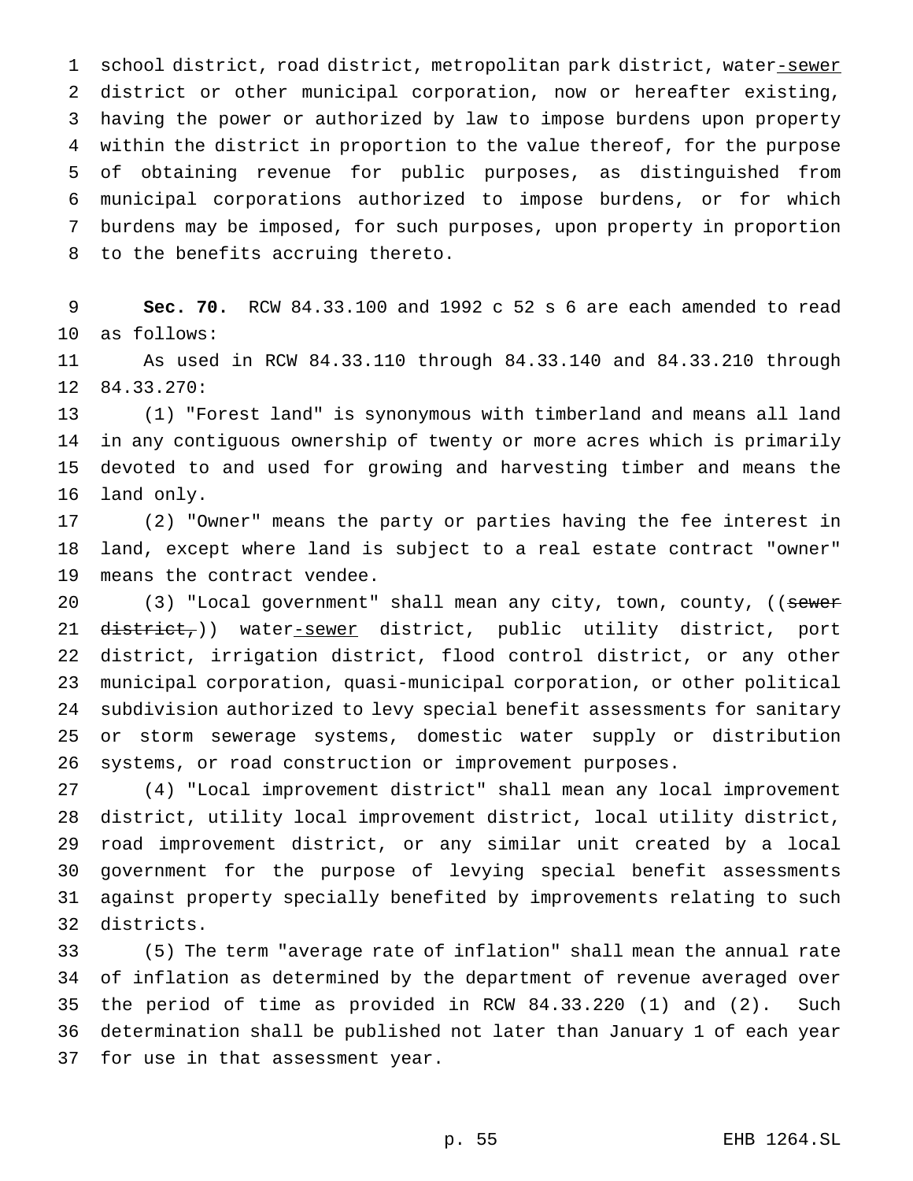school district, road district, metropolitan park district, water-sewer district or other municipal corporation, now or hereafter existing, having the power or authorized by law to impose burdens upon property within the district in proportion to the value thereof, for the purpose of obtaining revenue for public purposes, as distinguished from municipal corporations authorized to impose burdens, or for which burdens may be imposed, for such purposes, upon property in proportion to the benefits accruing thereto.

**Sec. 70.** RCW 84.33.100 and 1992 c 52 s 6 are each amended to read as follows:

As used in RCW 84.33.110 through 84.33.140 and 84.33.210 through 84.33.270:

(1) "Forest land" is synonymous with timberland and means all land in any contiguous ownership of twenty or more acres which is primarily devoted to and used for growing and harvesting timber and means the land only.

(2) "Owner" means the party or parties having the fee interest in land, except where land is subject to a real estate contract "owner" means the contract vendee.

(3) "Local government" shall mean any city, town, county, ((~~sewer district,~~)) water-sewer district, public utility district, port district, irrigation district, flood control district, or any other municipal corporation, quasi-municipal corporation, or other political subdivision authorized to levy special benefit assessments for sanitary or storm sewerage systems, domestic water supply or distribution systems, or road construction or improvement purposes.

(4) "Local improvement district" shall mean any local improvement district, utility local improvement district, local utility district, road improvement district, or any similar unit created by a local government for the purpose of levying special benefit assessments against property specially benefited by improvements relating to such districts.

(5) The term "average rate of inflation" shall mean the annual rate of inflation as determined by the department of revenue averaged over the period of time as provided in RCW 84.33.220 (1) and (2). Such determination shall be published not later than January 1 of each year for use in that assessment year.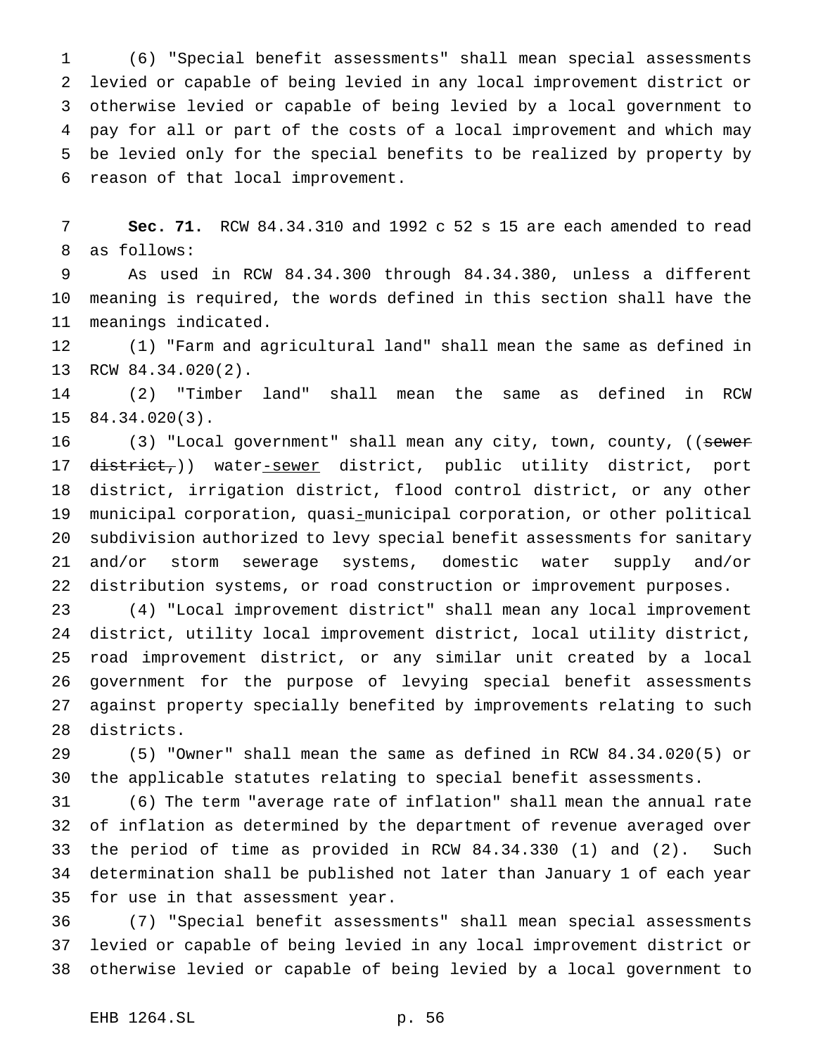(6) "Special benefit assessments" shall mean special assessments levied or capable of being levied in any local improvement district or otherwise levied or capable of being levied by a local government to pay for all or part of the costs of a local improvement and which may be levied only for the special benefits to be realized by property by reason of that local improvement.

**Sec. 71.** RCW 84.34.310 and 1992 c 52 s 15 are each amended to read as follows:

As used in RCW 84.34.300 through 84.34.380, unless a different meaning is required, the words defined in this section shall have the meanings indicated.

(1) "Farm and agricultural land" shall mean the same as defined in RCW 84.34.020(2).

(2) "Timber land" shall mean the same as defined in RCW 84.34.020(3).

(3) "Local government" shall mean any city, town, county, ((~~sewer district,~~)) water-sewer district, public utility district, port district, irrigation district, flood control district, or any other municipal corporation, quasi-municipal corporation, or other political subdivision authorized to levy special benefit assessments for sanitary and/or storm sewerage systems, domestic water supply and/or distribution systems, or road construction or improvement purposes.

(4) "Local improvement district" shall mean any local improvement district, utility local improvement district, local utility district, road improvement district, or any similar unit created by a local government for the purpose of levying special benefit assessments against property specially benefited by improvements relating to such districts.

(5) "Owner" shall mean the same as defined in RCW 84.34.020(5) or the applicable statutes relating to special benefit assessments.

(6) The term "average rate of inflation" shall mean the annual rate of inflation as determined by the department of revenue averaged over the period of time as provided in RCW 84.34.330 (1) and (2). Such determination shall be published not later than January 1 of each year for use in that assessment year.

(7) "Special benefit assessments" shall mean special assessments levied or capable of being levied in any local improvement district or otherwise levied or capable of being levied by a local government to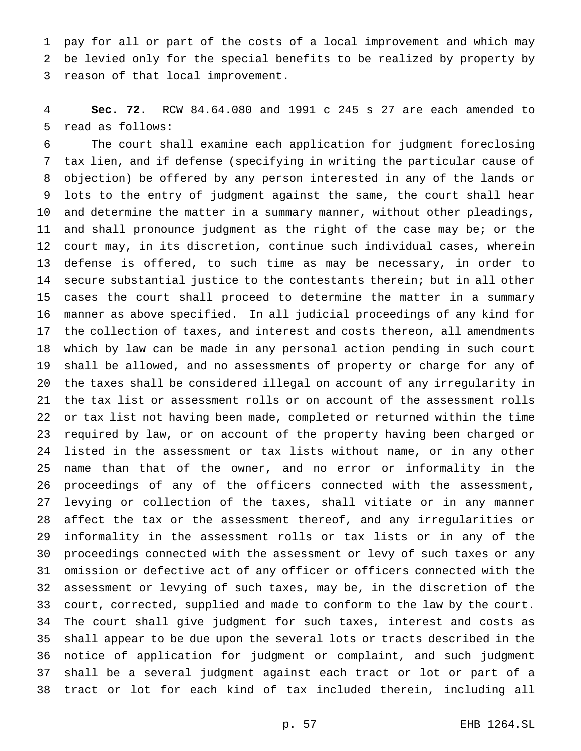pay for all or part of the costs of a local improvement and which may be levied only for the special benefits to be realized by property by reason of that local improvement.

**Sec. 72.** RCW 84.64.080 and 1991 c 245 s 27 are each amended to read as follows:

The court shall examine each application for judgment foreclosing tax lien, and if defense (specifying in writing the particular cause of objection) be offered by any person interested in any of the lands or lots to the entry of judgment against the same, the court shall hear and determine the matter in a summary manner, without other pleadings, and shall pronounce judgment as the right of the case may be; or the court may, in its discretion, continue such individual cases, wherein defense is offered, to such time as may be necessary, in order to secure substantial justice to the contestants therein; but in all other cases the court shall proceed to determine the matter in a summary manner as above specified. In all judicial proceedings of any kind for the collection of taxes, and interest and costs thereon, all amendments which by law can be made in any personal action pending in such court shall be allowed, and no assessments of property or charge for any of the taxes shall be considered illegal on account of any irregularity in the tax list or assessment rolls or on account of the assessment rolls or tax list not having been made, completed or returned within the time required by law, or on account of the property having been charged or listed in the assessment or tax lists without name, or in any other name than that of the owner, and no error or informality in the proceedings of any of the officers connected with the assessment, levying or collection of the taxes, shall vitiate or in any manner affect the tax or the assessment thereof, and any irregularities or informality in the assessment rolls or tax lists or in any of the proceedings connected with the assessment or levy of such taxes or any omission or defective act of any officer or officers connected with the assessment or levying of such taxes, may be, in the discretion of the court, corrected, supplied and made to conform to the law by the court. The court shall give judgment for such taxes, interest and costs as shall appear to be due upon the several lots or tracts described in the notice of application for judgment or complaint, and such judgment shall be a several judgment against each tract or lot or part of a tract or lot for each kind of tax included therein, including all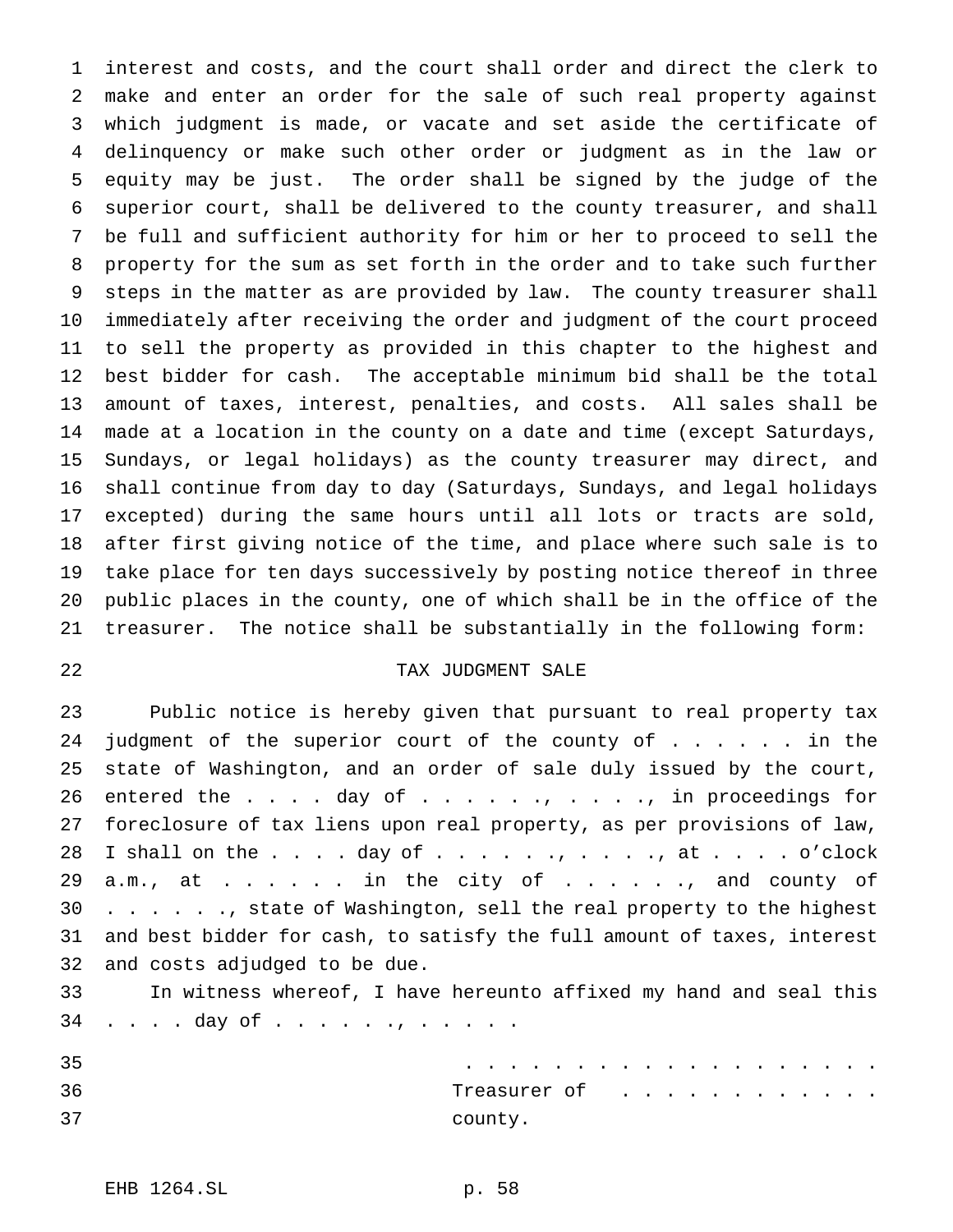interest and costs, and the court shall order and direct the clerk to make and enter an order for the sale of such real property against which judgment is made, or vacate and set aside the certificate of delinquency or make such other order or judgment as in the law or equity may be just. The order shall be signed by the judge of the superior court, shall be delivered to the county treasurer, and shall be full and sufficient authority for him or her to proceed to sell the property for the sum as set forth in the order and to take such further steps in the matter as are provided by law. The county treasurer shall immediately after receiving the order and judgment of the court proceed to sell the property as provided in this chapter to the highest and best bidder for cash. The acceptable minimum bid shall be the total amount of taxes, interest, penalties, and costs. All sales shall be made at a location in the county on a date and time (except Saturdays, Sundays, or legal holidays) as the county treasurer may direct, and shall continue from day to day (Saturdays, Sundays, and legal holidays excepted) during the same hours until all lots or tracts are sold, after first giving notice of the time, and place where such sale is to take place for ten days successively by posting notice thereof in three public places in the county, one of which shall be in the office of the treasurer. The notice shall be substantially in the following form:

TAX JUDGMENT SALE

Public notice is hereby given that pursuant to real property tax judgment of the superior court of the county of . . . . . . in the state of Washington, and an order of sale duly issued by the court, entered the . . . . day of . . . . . ., . . . . ., in proceedings for foreclosure of tax liens upon real property, as per provisions of law, I shall on the . . . . day of . . . . . ., . . . . ., at . . . . o'clock a.m., at . . . . . . in the city of . . . . . ., and county of . . . . . ., state of Washington, sell the real property to the highest and best bidder for cash, to satisfy the full amount of taxes, interest and costs adjudged to be due.

In witness whereof, I have hereunto affixed my hand and seal this . . . . day of . . . . . ., . . . . .

. . . . . . . . . . . . . . . . . . .
Treasurer of . . . . . . . . . . . .
county.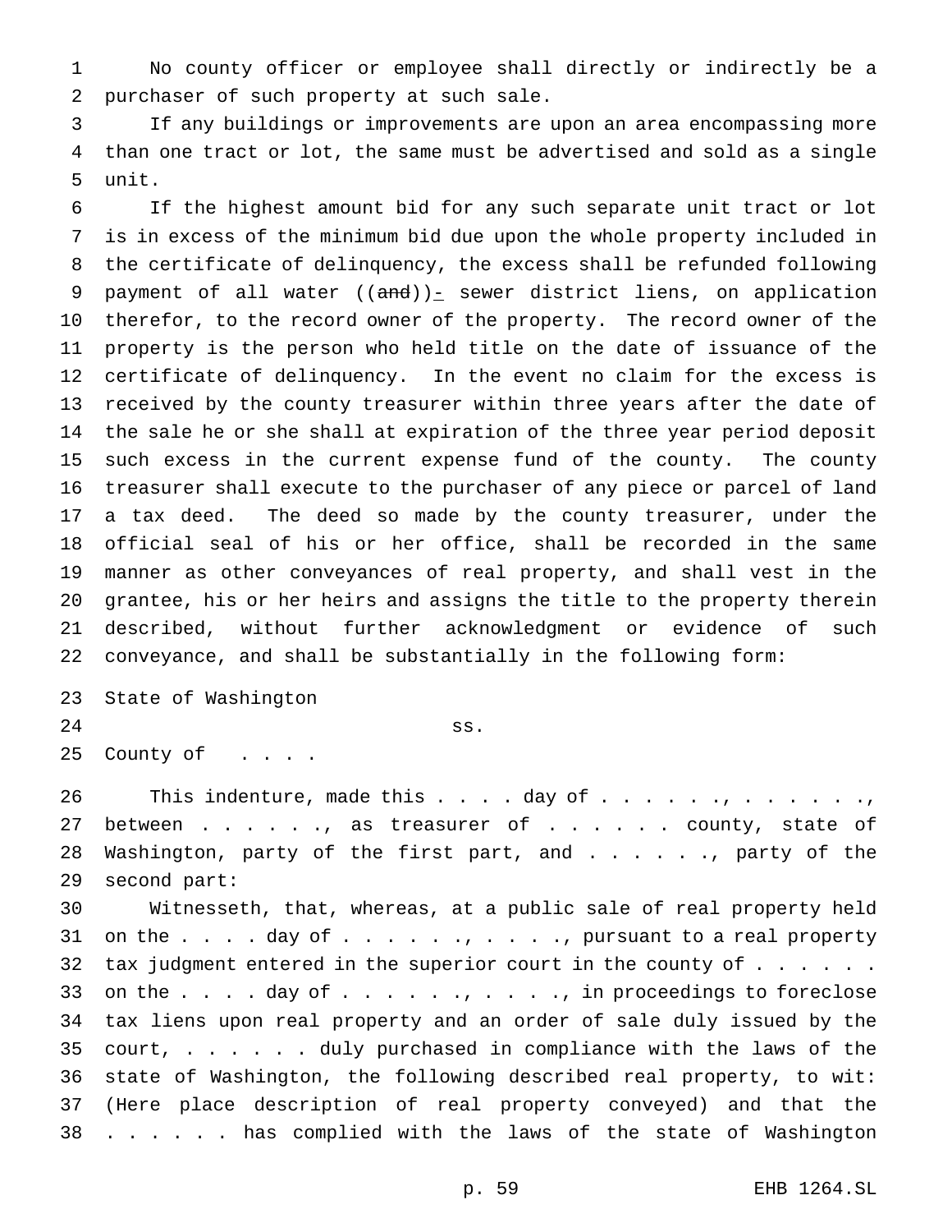No county officer or employee shall directly or indirectly be a purchaser of such property at such sale.

If any buildings or improvements are upon an area encompassing more than one tract or lot, the same must be advertised and sold as a single unit.

If the highest amount bid for any such separate unit tract or lot is in excess of the minimum bid due upon the whole property included in the certificate of delinquency, the excess shall be refunded following payment of all water ((~~and~~))_-_ sewer district liens, on application therefor, to the record owner of the property. The record owner of the property is the person who held title on the date of issuance of the certificate of delinquency. In the event no claim for the excess is received by the county treasurer within three years after the date of the sale he or she shall at expiration of the three year period deposit such excess in the current expense fund of the county. The county treasurer shall execute to the purchaser of any piece or parcel of land a tax deed. The deed so made by the county treasurer, under the official seal of his or her office, shall be recorded in the same manner as other conveyances of real property, and shall vest in the grantee, his or her heirs and assigns the title to the property therein described, without further acknowledgment or evidence of such conveyance, and shall be substantially in the following form:

State of Washington
ss.
County of . . . .

This indenture, made this . . . . day of . . . . . ., . . . . . ., between . . . . . ., as treasurer of . . . . . . county, state of Washington, party of the first part, and . . . . . ., party of the second part:

Witnesseth, that, whereas, at a public sale of real property held on the . . . . day of . . . . . ., . . . . ., pursuant to a real property tax judgment entered in the superior court in the county of . . . . . . on the . . . . day of . . . . . ., . . . . ., in proceedings to foreclose tax liens upon real property and an order of sale duly issued by the court, . . . . . . duly purchased in compliance with the laws of the state of Washington, the following described real property, to wit: (Here place description of real property conveyed) and that the . . . . . . has complied with the laws of the state of Washington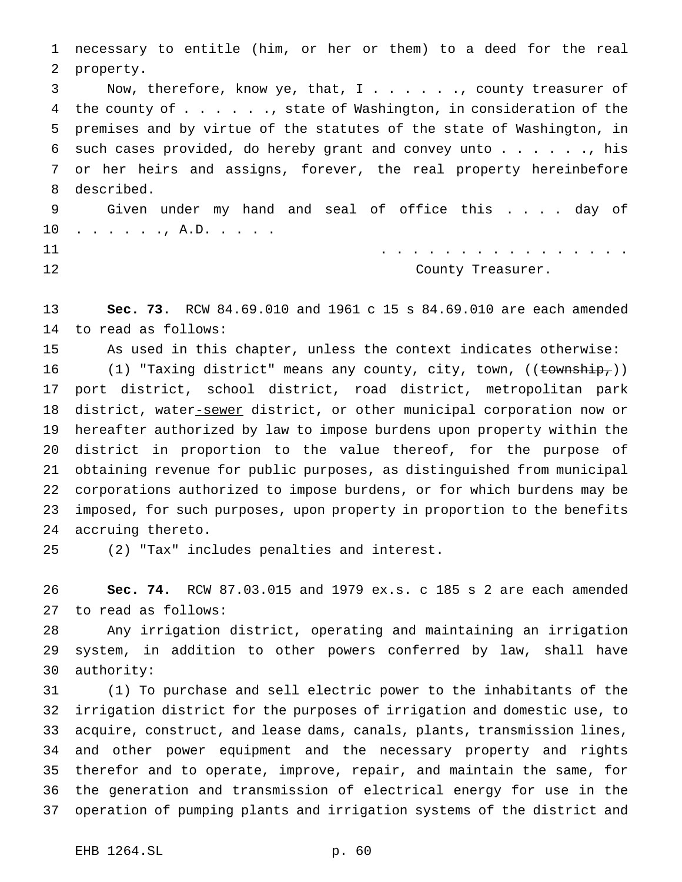necessary to entitle (him, or her or them) to a deed for the real property.

Now, therefore, know ye, that, I . . . . . ., county treasurer of the county of . . . . . ., state of Washington, in consideration of the premises and by virtue of the statutes of the state of Washington, in such cases provided, do hereby grant and convey unto . . . . . ., his or her heirs and assigns, forever, the real property hereinbefore described.

Given under my hand and seal of office this . . . . day of . . . . . ., A.D. . . . .

. . . . . . . . . . . . . . . .
County Treasurer.

**Sec. 73.** RCW 84.69.010 and 1961 c 15 s 84.69.010 are each amended to read as follows:

As used in this chapter, unless the context indicates otherwise:

(1) "Taxing district" means any county, city, town, ((~~township,~~)) port district, school district, road district, metropolitan park district, water-sewer district, or other municipal corporation now or hereafter authorized by law to impose burdens upon property within the district in proportion to the value thereof, for the purpose of obtaining revenue for public purposes, as distinguished from municipal corporations authorized to impose burdens, or for which burdens may be imposed, for such purposes, upon property in proportion to the benefits accruing thereto.

(2) "Tax" includes penalties and interest.

**Sec. 74.** RCW 87.03.015 and 1979 ex.s. c 185 s 2 are each amended to read as follows:

Any irrigation district, operating and maintaining an irrigation system, in addition to other powers conferred by law, shall have authority:

(1) To purchase and sell electric power to the inhabitants of the irrigation district for the purposes of irrigation and domestic use, to acquire, construct, and lease dams, canals, plants, transmission lines, and other power equipment and the necessary property and rights therefor and to operate, improve, repair, and maintain the same, for the generation and transmission of electrical energy for use in the operation of pumping plants and irrigation systems of the district and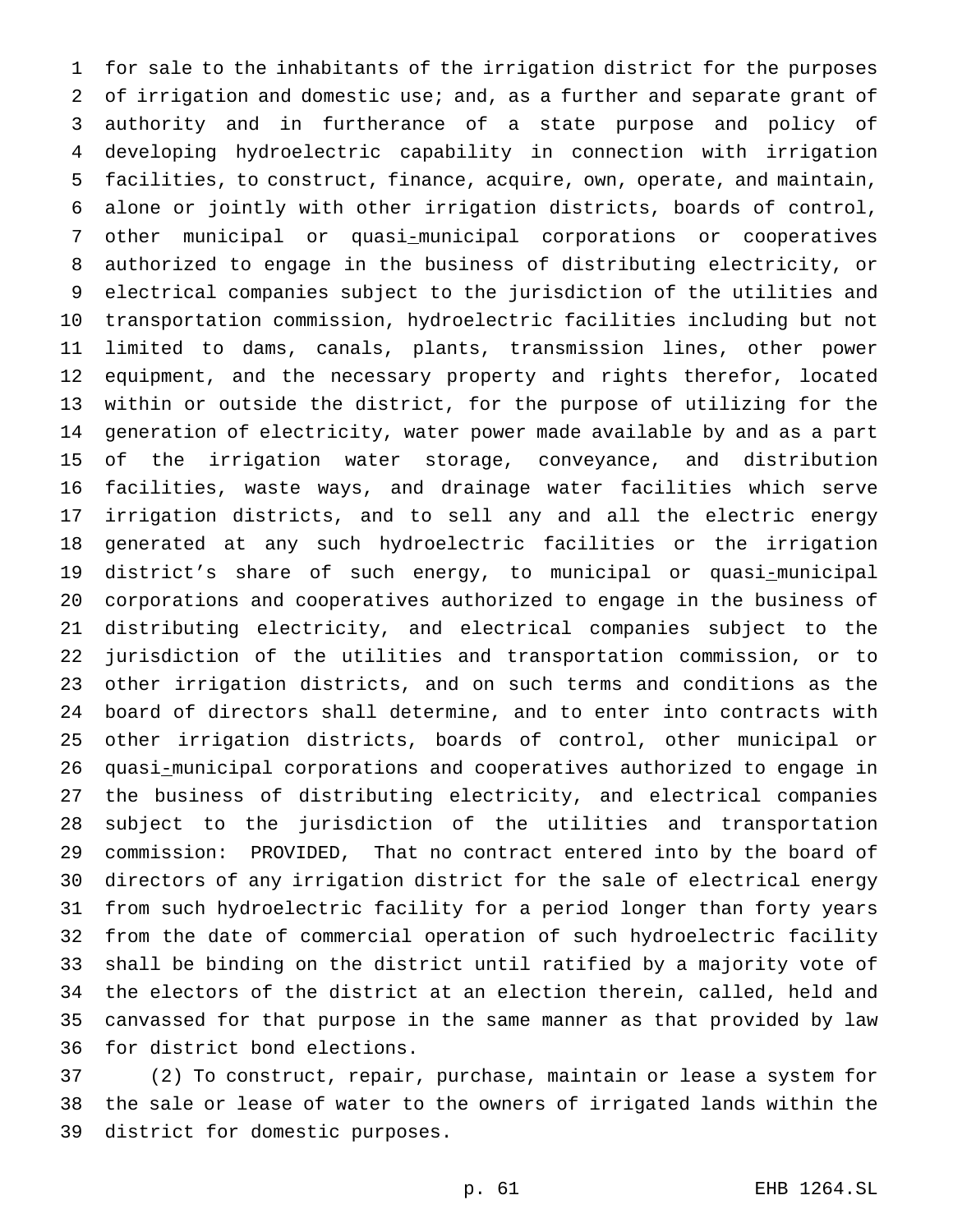for sale to the inhabitants of the irrigation district for the purposes of irrigation and domestic use; and, as a further and separate grant of authority and in furtherance of a state purpose and policy of developing hydroelectric capability in connection with irrigation facilities, to construct, finance, acquire, own, operate, and maintain, alone or jointly with other irrigation districts, boards of control, other municipal or quasi-municipal corporations or cooperatives authorized to engage in the business of distributing electricity, or electrical companies subject to the jurisdiction of the utilities and transportation commission, hydroelectric facilities including but not limited to dams, canals, plants, transmission lines, other power equipment, and the necessary property and rights therefor, located within or outside the district, for the purpose of utilizing for the generation of electricity, water power made available by and as a part of the irrigation water storage, conveyance, and distribution facilities, waste ways, and drainage water facilities which serve irrigation districts, and to sell any and all the electric energy generated at any such hydroelectric facilities or the irrigation district's share of such energy, to municipal or quasi-municipal corporations and cooperatives authorized to engage in the business of distributing electricity, and electrical companies subject to the jurisdiction of the utilities and transportation commission, or to other irrigation districts, and on such terms and conditions as the board of directors shall determine, and to enter into contracts with other irrigation districts, boards of control, other municipal or quasi-municipal corporations and cooperatives authorized to engage in the business of distributing electricity, and electrical companies subject to the jurisdiction of the utilities and transportation commission: PROVIDED, That no contract entered into by the board of directors of any irrigation district for the sale of electrical energy from such hydroelectric facility for a period longer than forty years from the date of commercial operation of such hydroelectric facility shall be binding on the district until ratified by a majority vote of the electors of the district at an election therein, called, held and canvassed for that purpose in the same manner as that provided by law for district bond elections.

(2) To construct, repair, purchase, maintain or lease a system for the sale or lease of water to the owners of irrigated lands within the district for domestic purposes.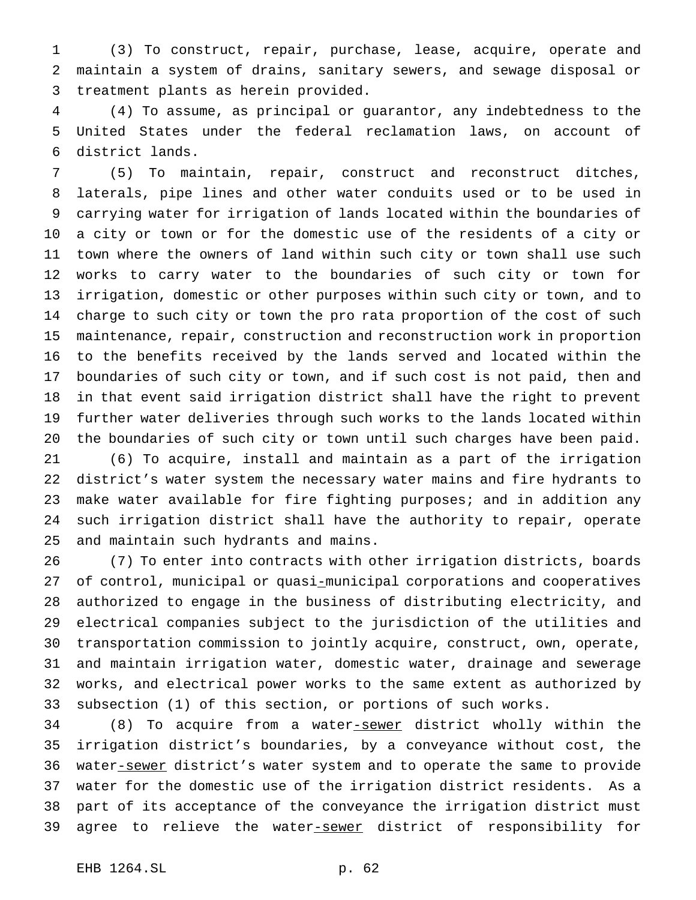(3) To construct, repair, purchase, lease, acquire, operate and maintain a system of drains, sanitary sewers, and sewage disposal or treatment plants as herein provided.

(4) To assume, as principal or guarantor, any indebtedness to the United States under the federal reclamation laws, on account of district lands.

(5) To maintain, repair, construct and reconstruct ditches, laterals, pipe lines and other water conduits used or to be used in carrying water for irrigation of lands located within the boundaries of a city or town or for the domestic use of the residents of a city or town where the owners of land within such city or town shall use such works to carry water to the boundaries of such city or town for irrigation, domestic or other purposes within such city or town, and to charge to such city or town the pro rata proportion of the cost of such maintenance, repair, construction and reconstruction work in proportion to the benefits received by the lands served and located within the boundaries of such city or town, and if such cost is not paid, then and in that event said irrigation district shall have the right to prevent further water deliveries through such works to the lands located within the boundaries of such city or town until such charges have been paid.

(6) To acquire, install and maintain as a part of the irrigation district's water system the necessary water mains and fire hydrants to make water available for fire fighting purposes; and in addition any such irrigation district shall have the authority to repair, operate and maintain such hydrants and mains.

(7) To enter into contracts with other irrigation districts, boards of control, municipal or quasi-municipal corporations and cooperatives authorized to engage in the business of distributing electricity, and electrical companies subject to the jurisdiction of the utilities and transportation commission to jointly acquire, construct, own, operate, and maintain irrigation water, domestic water, drainage and sewerage works, and electrical power works to the same extent as authorized by subsection (1) of this section, or portions of such works.

(8) To acquire from a water-sewer district wholly within the irrigation district's boundaries, by a conveyance without cost, the water-sewer district's water system and to operate the same to provide water for the domestic use of the irrigation district residents. As a part of its acceptance of the conveyance the irrigation district must agree to relieve the water-sewer district of responsibility for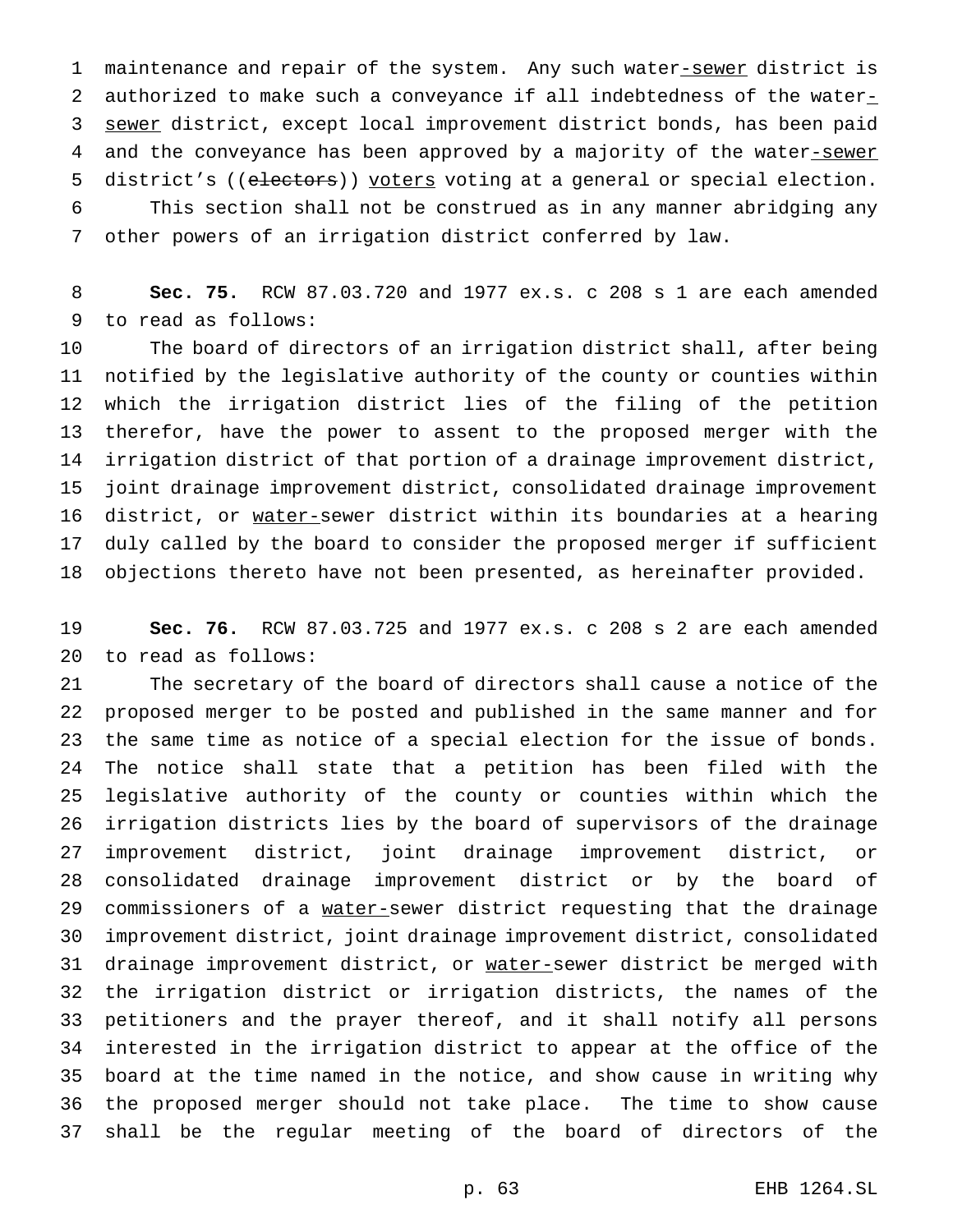maintenance and repair of the system. Any such water-sewer district is authorized to make such a conveyance if all indebtedness of the water-sewer district, except local improvement district bonds, has been paid and the conveyance has been approved by a majority of the water-sewer district's ((electors)) voters voting at a general or special election.

This section shall not be construed as in any manner abridging any other powers of an irrigation district conferred by law.

**Sec. 75.** RCW 87.03.720 and 1977 ex.s. c 208 s 1 are each amended to read as follows:

The board of directors of an irrigation district shall, after being notified by the legislative authority of the county or counties within which the irrigation district lies of the filing of the petition therefor, have the power to assent to the proposed merger with the irrigation district of that portion of a drainage improvement district, joint drainage improvement district, consolidated drainage improvement district, or water-sewer district within its boundaries at a hearing duly called by the board to consider the proposed merger if sufficient objections thereto have not been presented, as hereinafter provided.

**Sec. 76.** RCW 87.03.725 and 1977 ex.s. c 208 s 2 are each amended to read as follows:

The secretary of the board of directors shall cause a notice of the proposed merger to be posted and published in the same manner and for the same time as notice of a special election for the issue of bonds. The notice shall state that a petition has been filed with the legislative authority of the county or counties within which the irrigation districts lies by the board of supervisors of the drainage improvement district, joint drainage improvement district, or consolidated drainage improvement district or by the board of commissioners of a water-sewer district requesting that the drainage improvement district, joint drainage improvement district, consolidated drainage improvement district, or water-sewer district be merged with the irrigation district or irrigation districts, the names of the petitioners and the prayer thereof, and it shall notify all persons interested in the irrigation district to appear at the office of the board at the time named in the notice, and show cause in writing why the proposed merger should not take place. The time to show cause shall be the regular meeting of the board of directors of the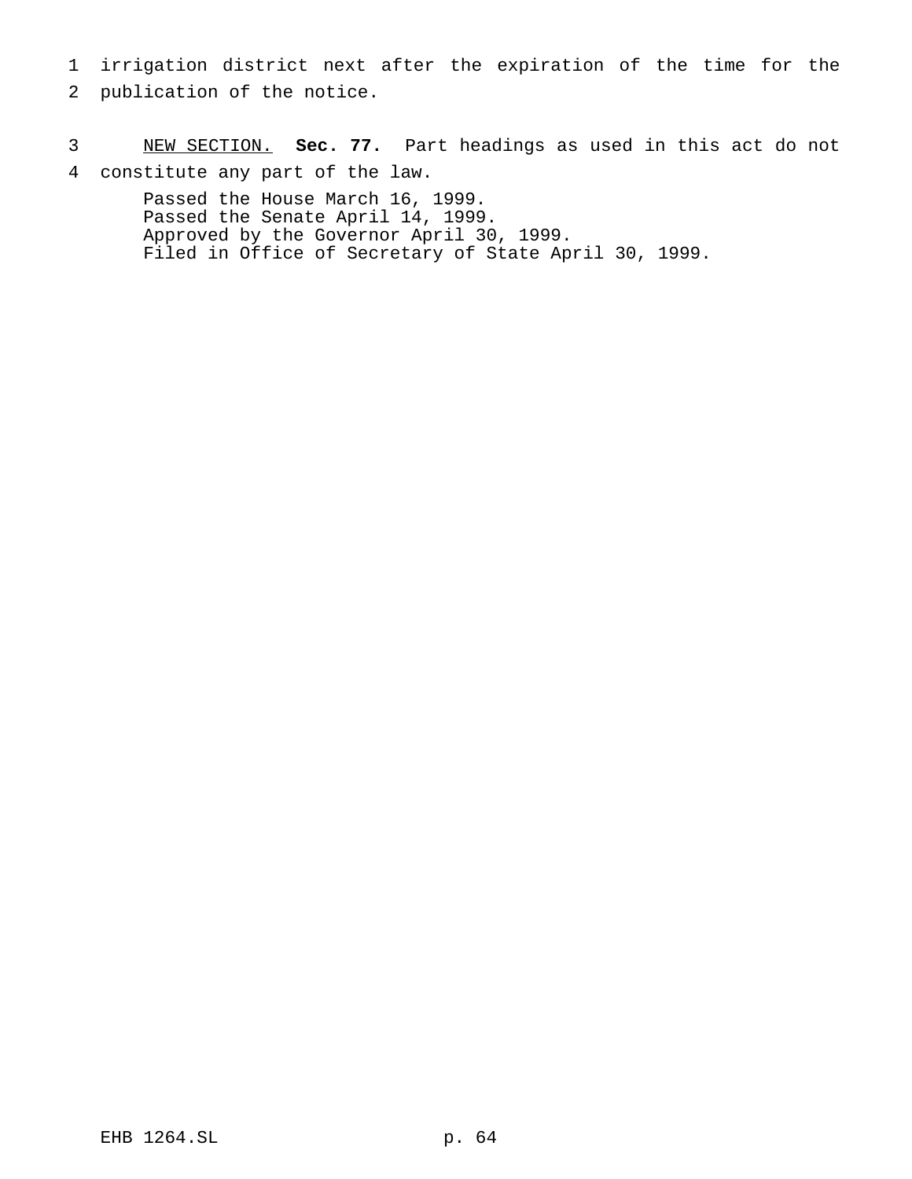irrigation district next after the expiration of the time for the publication of the notice.

NEW SECTION. **Sec. 77.** Part headings as used in this act do not constitute any part of the law.

Passed the House March 16, 1999.
Passed the Senate April 14, 1999.
Approved by the Governor April 30, 1999.
Filed in Office of Secretary of State April 30, 1999.